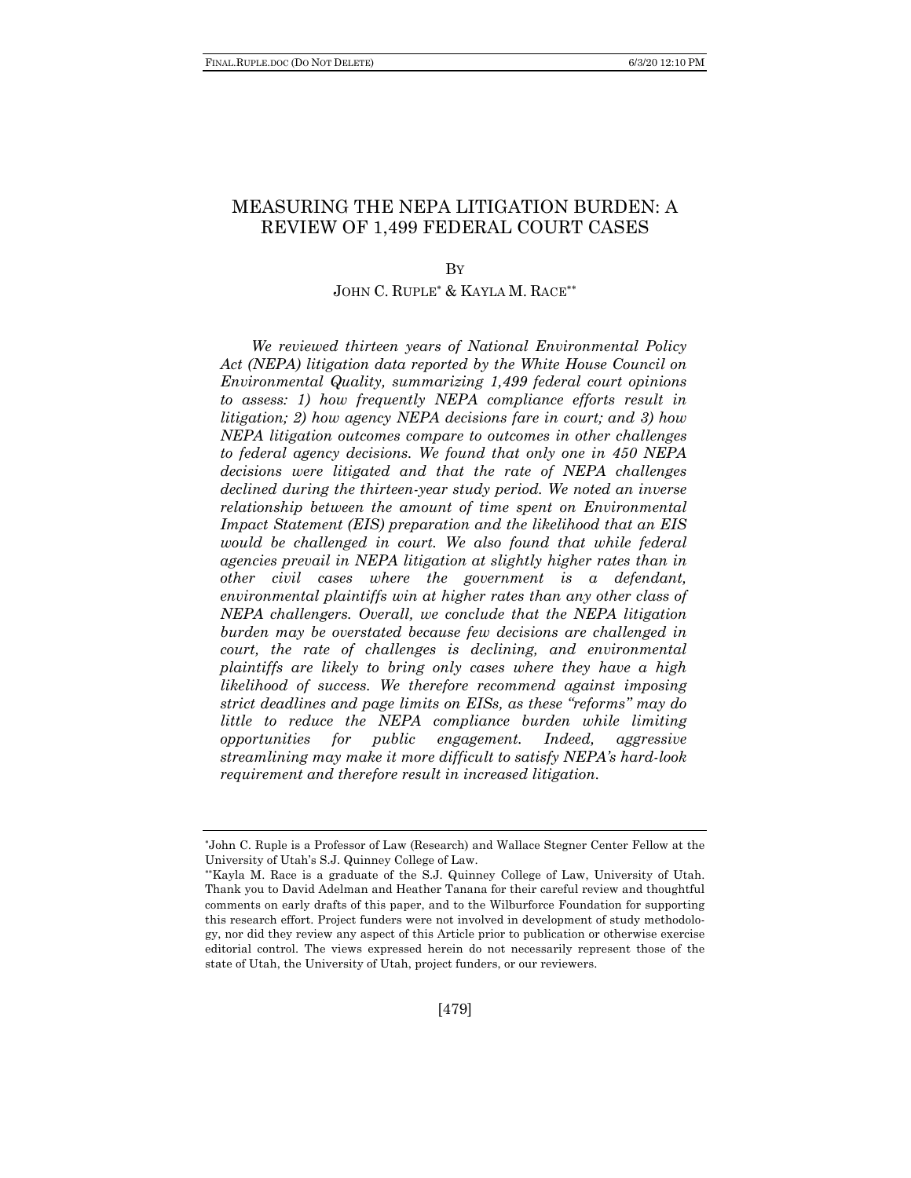# MEASURING THE NEPA LITIGATION BURDEN: A REVIEW OF 1,499 FEDERAL COURT CASES

BY

JOHN C. RUPLE[*] & KAYLA M. RACE[**]

*We reviewed thirteen years of National Environmental Policy Act (NEPA) litigation data reported by the White House Council on Environmental Quality, summarizing 1,499 federal court opinions to assess: 1) how frequently NEPA compliance efforts result in litigation; 2) how agency NEPA decisions fare in court; and 3) how NEPA litigation outcomes compare to outcomes in other challenges to federal agency decisions. We found that only one in 450 NEPA decisions were litigated and that the rate of NEPA challenges declined during the thirteen-year study period. We noted an inverse relationship between the amount of time spent on Environmental Impact Statement (EIS) preparation and the likelihood that an EIS would be challenged in court. We also found that while federal agencies prevail in NEPA litigation at slightly higher rates than in other civil cases where the government is a defendant, environmental plaintiffs win at higher rates than any other class of NEPA challengers. Overall, we conclude that the NEPA litigation burden may be overstated because few decisions are challenged in court, the rate of challenges is declining, and environmental plaintiffs are likely to bring only cases where they have a high likelihood of success. We therefore recommend against imposing strict deadlines and page limits on EISs, as these "reforms" may do little to reduce the NEPA compliance burden while limiting opportunities for public engagement. Indeed, aggressive streamlining may make it more difficult to satisfy NEPA's hard-look requirement and therefore result in increased litigation.*

---

[*] John C. Ruple is a Professor of Law (Research) and Wallace Stegner Center Fellow at the University of Utah's S.J. Quinney College of Law.

[**] Kayla M. Race is a graduate of the S.J. Quinney College of Law, University of Utah. Thank you to David Adelman and Heather Tanana for their careful review and thoughtful comments on early drafts of this paper, and to the Wilburforce Foundation for supporting this research effort. Project funders were not involved in development of study methodology, nor did they review any aspect of this Article prior to publication or otherwise exercise editorial control. The views expressed herein do not necessarily represent those of the state of Utah, the University of Utah, project funders, or our reviewers.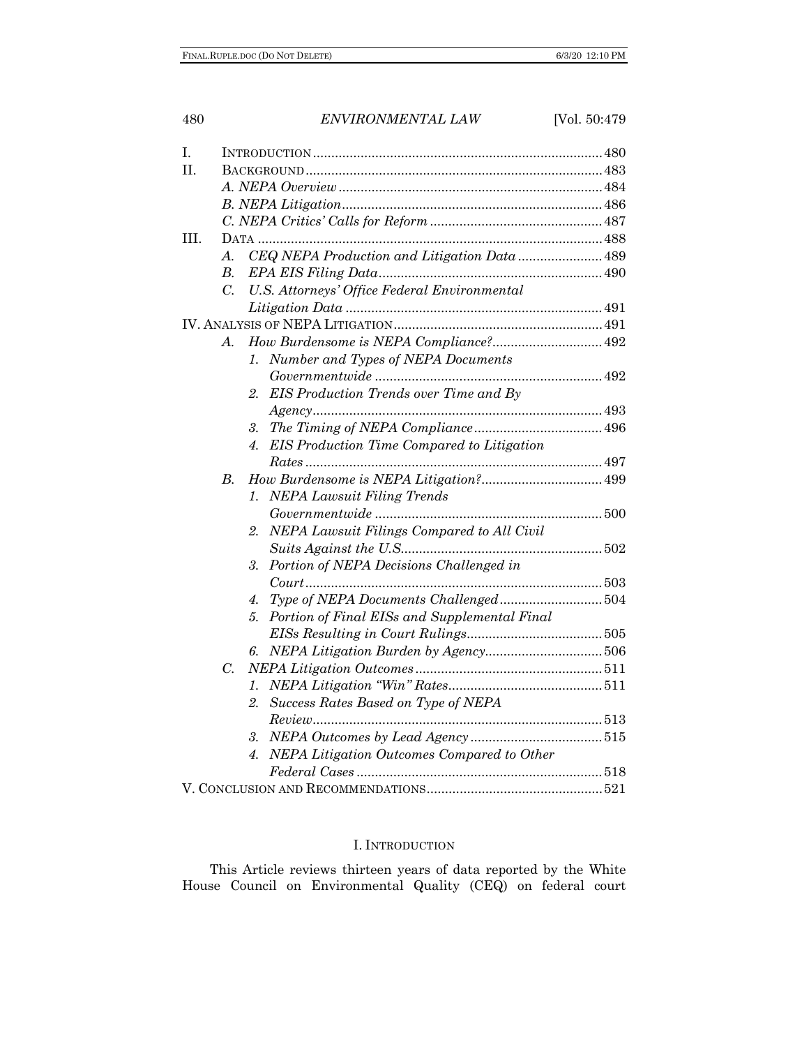I. INTRODUCTION ... 480
II. BACKGROUND ... 483
  A. NEPA Overview ... 484
  B. NEPA Litigation ... 486
  C. NEPA Critics' Calls for Reform ... 487
III. DATA ... 488
  A. CEQ NEPA Production and Litigation Data ... 489
  B. EPA EIS Filing Data ... 490
  C. U.S. Attorneys' Office Federal Environmental Litigation Data ... 491
IV. ANALYSIS OF NEPA LITIGATION ... 491
  A. How Burdensome is NEPA Compliance? ... 492
    1. Number and Types of NEPA Documents Governmentwide ... 492
    2. EIS Production Trends over Time and By Agency ... 493
    3. The Timing of NEPA Compliance ... 496
    4. EIS Production Time Compared to Litigation Rates ... 497
  B. How Burdensome is NEPA Litigation? ... 499
    1. NEPA Lawsuit Filing Trends Governmentwide ... 500
    2. NEPA Lawsuit Filings Compared to All Civil Suits Against the U.S. ... 502
    3. Portion of NEPA Decisions Challenged in Court ... 503
    4. Type of NEPA Documents Challenged ... 504
    5. Portion of Final EISs and Supplemental Final EISs Resulting in Court Rulings ... 505
    6. NEPA Litigation Burden by Agency ... 506
  C. NEPA Litigation Outcomes ... 511
    1. NEPA Litigation "Win" Rates ... 511
    2. Success Rates Based on Type of NEPA Review ... 513
    3. NEPA Outcomes by Lead Agency ... 515
    4. NEPA Litigation Outcomes Compared to Other Federal Cases ... 518
V. CONCLUSION AND RECOMMENDATIONS ... 521

# I. INTRODUCTION

This Article reviews thirteen years of data reported by the White House Council on Environmental Quality (CEQ) on federal court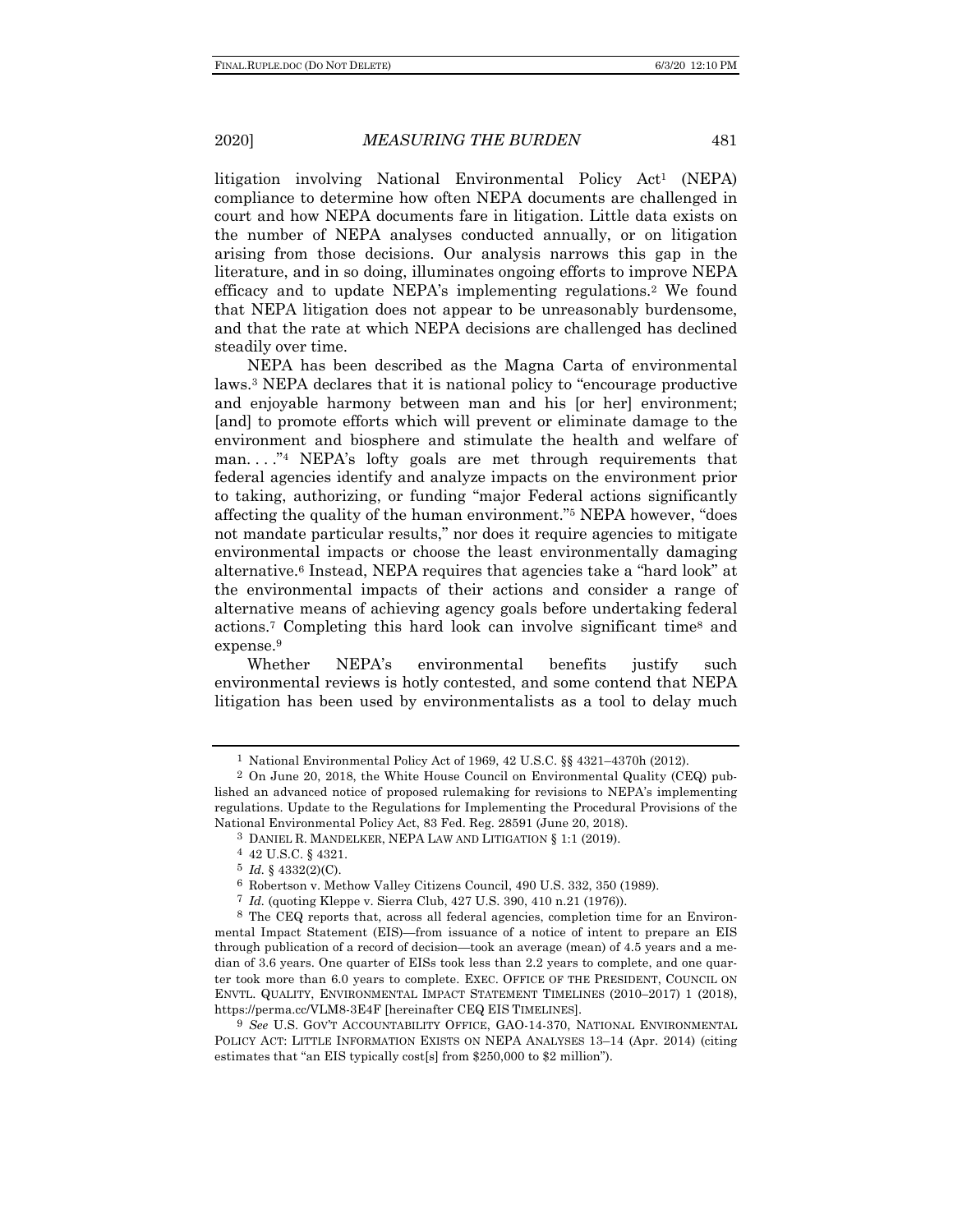litigation involving National Environmental Policy Act[1] (NEPA) compliance to determine how often NEPA documents are challenged in court and how NEPA documents fare in litigation. Little data exists on the number of NEPA analyses conducted annually, or on litigation arising from those decisions. Our analysis narrows this gap in the literature, and in so doing, illuminates ongoing efforts to improve NEPA efficacy and to update NEPA's implementing regulations.[2] We found that NEPA litigation does not appear to be unreasonably burdensome, and that the rate at which NEPA decisions are challenged has declined steadily over time.

NEPA has been described as the Magna Carta of environmental laws.[3] NEPA declares that it is national policy to "encourage productive and enjoyable harmony between man and his [or her] environment; [and] to promote efforts which will prevent or eliminate damage to the environment and biosphere and stimulate the health and welfare of man. . . ."[4] NEPA's lofty goals are met through requirements that federal agencies identify and analyze impacts on the environment prior to taking, authorizing, or funding "major Federal actions significantly affecting the quality of the human environment."[5] NEPA however, "does not mandate particular results," nor does it require agencies to mitigate environmental impacts or choose the least environmentally damaging alternative.[6] Instead, NEPA requires that agencies take a "hard look" at the environmental impacts of their actions and consider a range of alternative means of achieving agency goals before undertaking federal actions.[7] Completing this hard look can involve significant time[8] and expense.[9]

Whether NEPA's environmental benefits justify such environmental reviews is hotly contested, and some contend that NEPA litigation has been used by environmentalists as a tool to delay much

---

[1] National Environmental Policy Act of 1969, 42 U.S.C. §§ 4321–4370h (2012).

[2] On June 20, 2018, the White House Council on Environmental Quality (CEQ) published an advanced notice of proposed rulemaking for revisions to NEPA's implementing regulations. Update to the Regulations for Implementing the Procedural Provisions of the National Environmental Policy Act, 83 Fed. Reg. 28591 (June 20, 2018).

[3] DANIEL R. MANDELKER, NEPA LAW AND LITIGATION § 1:1 (2019).

[4] 42 U.S.C. § 4321.

[5] *Id.* § 4332(2)(C).

[6] Robertson v. Methow Valley Citizens Council, 490 U.S. 332, 350 (1989).

[7] *Id.* (quoting Kleppe v. Sierra Club, 427 U.S. 390, 410 n.21 (1976)).

[8] The CEQ reports that, across all federal agencies, completion time for an Environmental Impact Statement (EIS)—from issuance of a notice of intent to prepare an EIS through publication of a record of decision—took an average (mean) of 4.5 years and a median of 3.6 years. One quarter of EISs took less than 2.2 years to complete, and one quarter took more than 6.0 years to complete. EXEC. OFFICE OF THE PRESIDENT, COUNCIL ON ENVTL. QUALITY, ENVIRONMENTAL IMPACT STATEMENT TIMELINES (2010–2017) 1 (2018), https://perma.cc/VLM8-3E4F [hereinafter CEQ EIS TIMELINES].

[9] *See* U.S. GOV'T ACCOUNTABILITY OFFICE, GAO-14-370, NATIONAL ENVIRONMENTAL POLICY ACT: LITTLE INFORMATION EXISTS ON NEPA ANALYSES 13–14 (Apr. 2014) (citing estimates that "an EIS typically cost[s] from $250,000 to $2 million").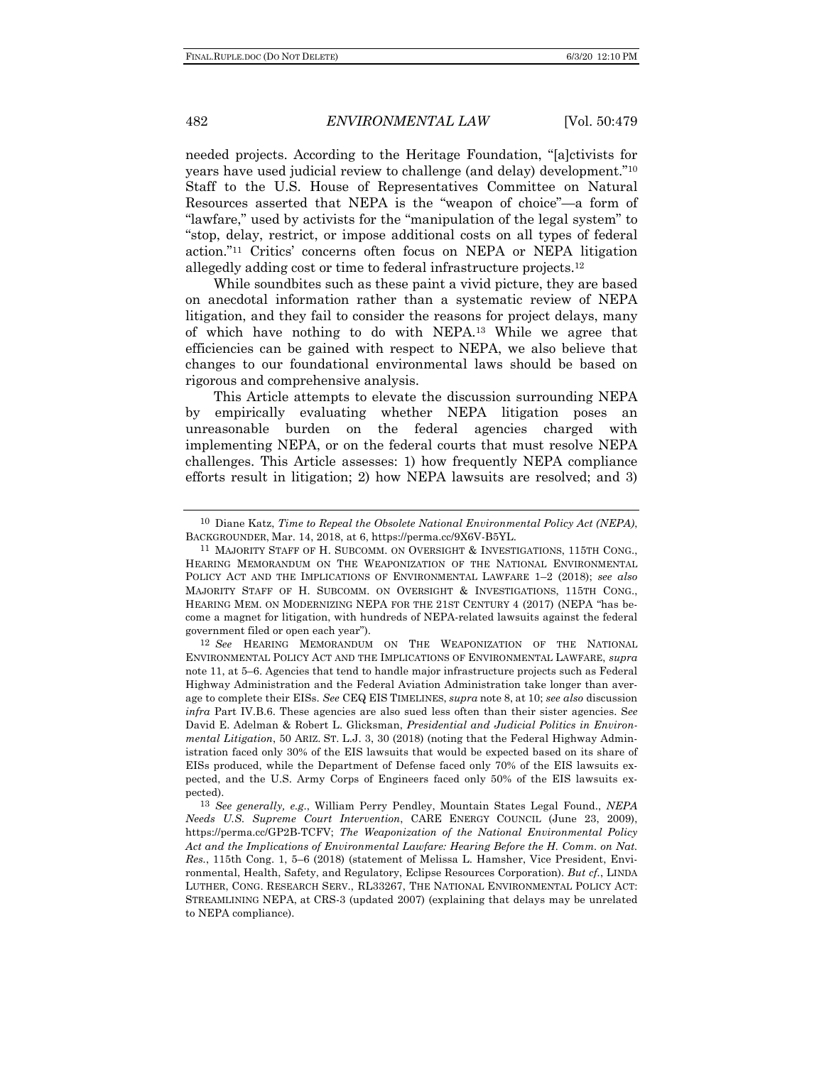needed projects. According to the Heritage Foundation, "[a]ctivists for years have used judicial review to challenge (and delay) development."[10] Staff to the U.S. House of Representatives Committee on Natural Resources asserted that NEPA is the "weapon of choice"—a form of "lawfare," used by activists for the "manipulation of the legal system" to "stop, delay, restrict, or impose additional costs on all types of federal action."[11] Critics' concerns often focus on NEPA or NEPA litigation allegedly adding cost or time to federal infrastructure projects.[12]

While soundbites such as these paint a vivid picture, they are based on anecdotal information rather than a systematic review of NEPA litigation, and they fail to consider the reasons for project delays, many of which have nothing to do with NEPA.[13] While we agree that efficiencies can be gained with respect to NEPA, we also believe that changes to our foundational environmental laws should be based on rigorous and comprehensive analysis.

This Article attempts to elevate the discussion surrounding NEPA by empirically evaluating whether NEPA litigation poses an unreasonable burden on the federal agencies charged with implementing NEPA, or on the federal courts that must resolve NEPA challenges. This Article assesses: 1) how frequently NEPA compliance efforts result in litigation; 2) how NEPA lawsuits are resolved; and 3)

---

[10] Diane Katz, *Time to Repeal the Obsolete National Environmental Policy Act (NEPA)*, BACKGROUNDER, Mar. 14, 2018, at 6, https://perma.cc/9X6V-B5YL.

[11] MAJORITY STAFF OF H. SUBCOMM. ON OVERSIGHT & INVESTIGATIONS, 115TH CONG., HEARING MEMORANDUM ON THE WEAPONIZATION OF THE NATIONAL ENVIRONMENTAL POLICY ACT AND THE IMPLICATIONS OF ENVIRONMENTAL LAWFARE 1–2 (2018); *see also* MAJORITY STAFF OF H. SUBCOMM. ON OVERSIGHT & INVESTIGATIONS, 115TH CONG., HEARING MEM. ON MODERNIZING NEPA FOR THE 21ST CENTURY 4 (2017) (NEPA "has become a magnet for litigation, with hundreds of NEPA-related lawsuits against the federal government filed or open each year").

[12] *See* HEARING MEMORANDUM ON THE WEAPONIZATION OF THE NATIONAL ENVIRONMENTAL POLICY ACT AND THE IMPLICATIONS OF ENVIRONMENTAL LAWFARE, *supra* note 11, at 5–6. Agencies that tend to handle major infrastructure projects such as Federal Highway Administration and the Federal Aviation Administration take longer than average to complete their EISs. *See* CEQ EIS TIMELINES, *supra* note 8, at 10; *see also* discussion *infra* Part IV.B.6. These agencies are also sued less often than their sister agencies. S*ee* David E. Adelman & Robert L. Glicksman, *Presidential and Judicial Politics in Environmental Litigation*, 50 ARIZ. ST. L.J. 3, 30 (2018) (noting that the Federal Highway Administration faced only 30% of the EIS lawsuits that would be expected based on its share of EISs produced, while the Department of Defense faced only 70% of the EIS lawsuits expected, and the U.S. Army Corps of Engineers faced only 50% of the EIS lawsuits expected).

[13] *See generally, e.g.*, William Perry Pendley, Mountain States Legal Found., *NEPA Needs U.S. Supreme Court Intervention*, CARE ENERGY COUNCIL (June 23, 2009), https://perma.cc/GP2B-TCFV; *The Weaponization of the National Environmental Policy Act and the Implications of Environmental Lawfare: Hearing Before the H. Comm. on Nat. Res.*, 115th Cong. 1, 5–6 (2018) (statement of Melissa L. Hamsher, Vice President, Environmental, Health, Safety, and Regulatory, Eclipse Resources Corporation). *But cf.*, LINDA LUTHER, CONG. RESEARCH SERV., RL33267, THE NATIONAL ENVIRONMENTAL POLICY ACT: STREAMLINING NEPA, at CRS-3 (updated 2007) (explaining that delays may be unrelated to NEPA compliance).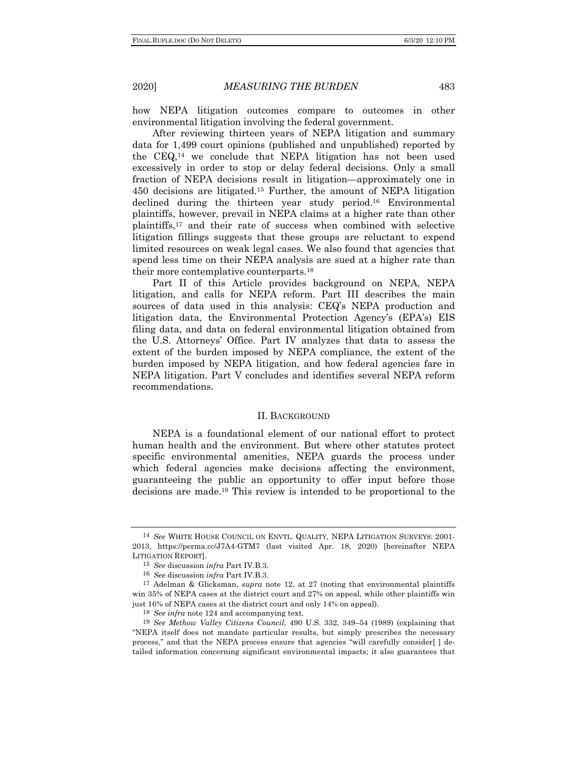how NEPA litigation outcomes compare to outcomes in other environmental litigation involving the federal government.

After reviewing thirteen years of NEPA litigation and summary data for 1,499 court opinions (published and unpublished) reported by the CEQ,[14] we conclude that NEPA litigation has not been used excessively in order to stop or delay federal decisions. Only a small fraction of NEPA decisions result in litigation—approximately one in 450 decisions are litigated.[15] Further, the amount of NEPA litigation declined during the thirteen year study period.[16] Environmental plaintiffs, however, prevail in NEPA claims at a higher rate than other plaintiffs,[17] and their rate of success when combined with selective litigation fillings suggests that these groups are reluctant to expend limited resources on weak legal cases. We also found that agencies that spend less time on their NEPA analysis are sued at a higher rate than their more contemplative counterparts.[18]

Part II of this Article provides background on NEPA, NEPA litigation, and calls for NEPA reform. Part III describes the main sources of data used in this analysis: CEQ's NEPA production and litigation data, the Environmental Protection Agency's (EPA's) EIS filing data, and data on federal environmental litigation obtained from the U.S. Attorneys' Office. Part IV analyzes that data to assess the extent of the burden imposed by NEPA compliance, the extent of the burden imposed by NEPA litigation, and how federal agencies fare in NEPA litigation. Part V concludes and identifies several NEPA reform recommendations.

## II. Background

NEPA is a foundational element of our national effort to protect human health and the environment. But where other statutes protect specific environmental amenities, NEPA guards the process under which federal agencies make decisions affecting the environment, guaranteeing the public an opportunity to offer input before those decisions are made.[19] This review is intended to be proportional to the

---

[14] *See* White House Council on Envtl. Quality, NEPA Litigation Surveys: 2001-2013, https://perma.cc/J7A4-GTM7 (last visited Apr. 18, 2020) [hereinafter NEPA Litigation Report].

[15] *See* discussion *infra* Part IV.B.3.

[16] *See* discussion *infra* Part IV.B.3.

[17] Adelman & Glicksman, *supra* note 12, at 27 (noting that environmental plaintiffs win 35% of NEPA cases at the district court and 27% on appeal, while other plaintiffs win just 16% of NEPA cases at the district court and only 14% on appeal).

[18] *See infra* note 124 and accompanying text.

[19] *See Methow Valley Citizens Council*, 490 U.S. 332, 349–54 (1989) (explaining that "NEPA itself does not mandate particular results, but simply prescribes the necessary process," and that the NEPA process ensure that agencies "will carefully consider[ ] detailed information concerning significant environmental impacts; it also guarantees that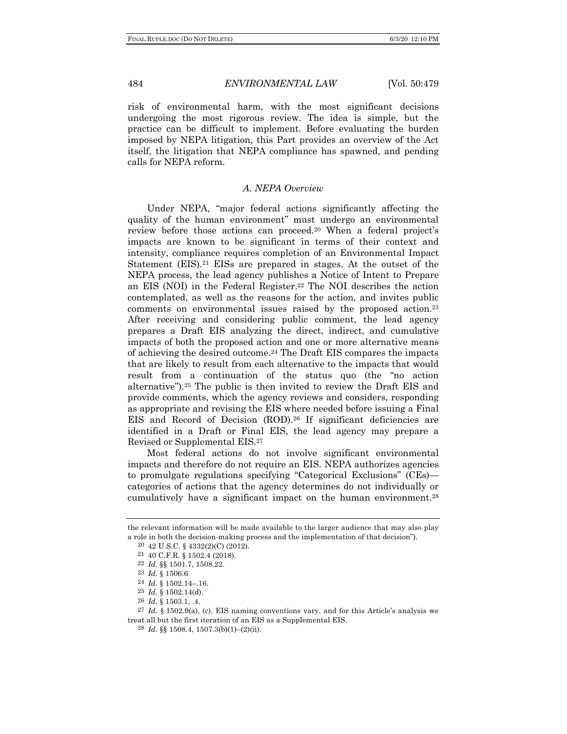risk of environmental harm, with the most significant decisions undergoing the most rigorous review. The idea is simple, but the practice can be difficult to implement. Before evaluating the burden imposed by NEPA litigation, this Part provides an overview of the Act itself, the litigation that NEPA compliance has spawned, and pending calls for NEPA reform.

### *A. NEPA Overview*

Under NEPA, "major federal actions significantly affecting the quality of the human environment" must undergo an environmental review before those actions can proceed.[20] When a federal project's impacts are known to be significant in terms of their context and intensity, compliance requires completion of an Environmental Impact Statement (EIS).[21] EISs are prepared in stages. At the outset of the NEPA process, the lead agency publishes a Notice of Intent to Prepare an EIS (NOI) in the Federal Register.[22] The NOI describes the action contemplated, as well as the reasons for the action, and invites public comments on environmental issues raised by the proposed action.[23] After receiving and considering public comment, the lead agency prepares a Draft EIS analyzing the direct, indirect, and cumulative impacts of both the proposed action and one or more alternative means of achieving the desired outcome.[24] The Draft EIS compares the impacts that are likely to result from each alternative to the impacts that would result from a continuation of the status quo (the "no action alternative").[25] The public is then invited to review the Draft EIS and provide comments, which the agency reviews and considers, responding as appropriate and revising the EIS where needed before issuing a Final EIS and Record of Decision (ROD).[26] If significant deficiencies are identified in a Draft or Final EIS, the lead agency may prepare a Revised or Supplemental EIS.[27]

Most federal actions do not involve significant environmental impacts and therefore do not require an EIS. NEPA authorizes agencies to promulgate regulations specifying "Categorical Exclusions" (CEs)—categories of actions that the agency determines do not individually or cumulatively have a significant impact on the human environment.[28]

---

the relevant information will be made available to the larger audience that may also play a role in both the decision-making process and the implementation of that decision").

[20] 42 U.S.C. § 4332(2)(C) (2012).

[21] 40 C.F.R. § 1502.4 (2018).

[22] *Id.* §§ 1501.7, 1508.22.

[23] *Id.* § 1506.6

[24] *Id.* § 1502.14–.16.

[25] *Id.* § 1502.14(d).

[26] *Id.* § 1503.1, .4.

[27] *Id.* § 1502.9(a), (c). EIS naming conventions vary, and for this Article's analysis we treat all but the first iteration of an EIS as a Supplemental EIS.

[28] *Id.* §§ 1508.4, 1507.3(b)(1)–(2)(ii).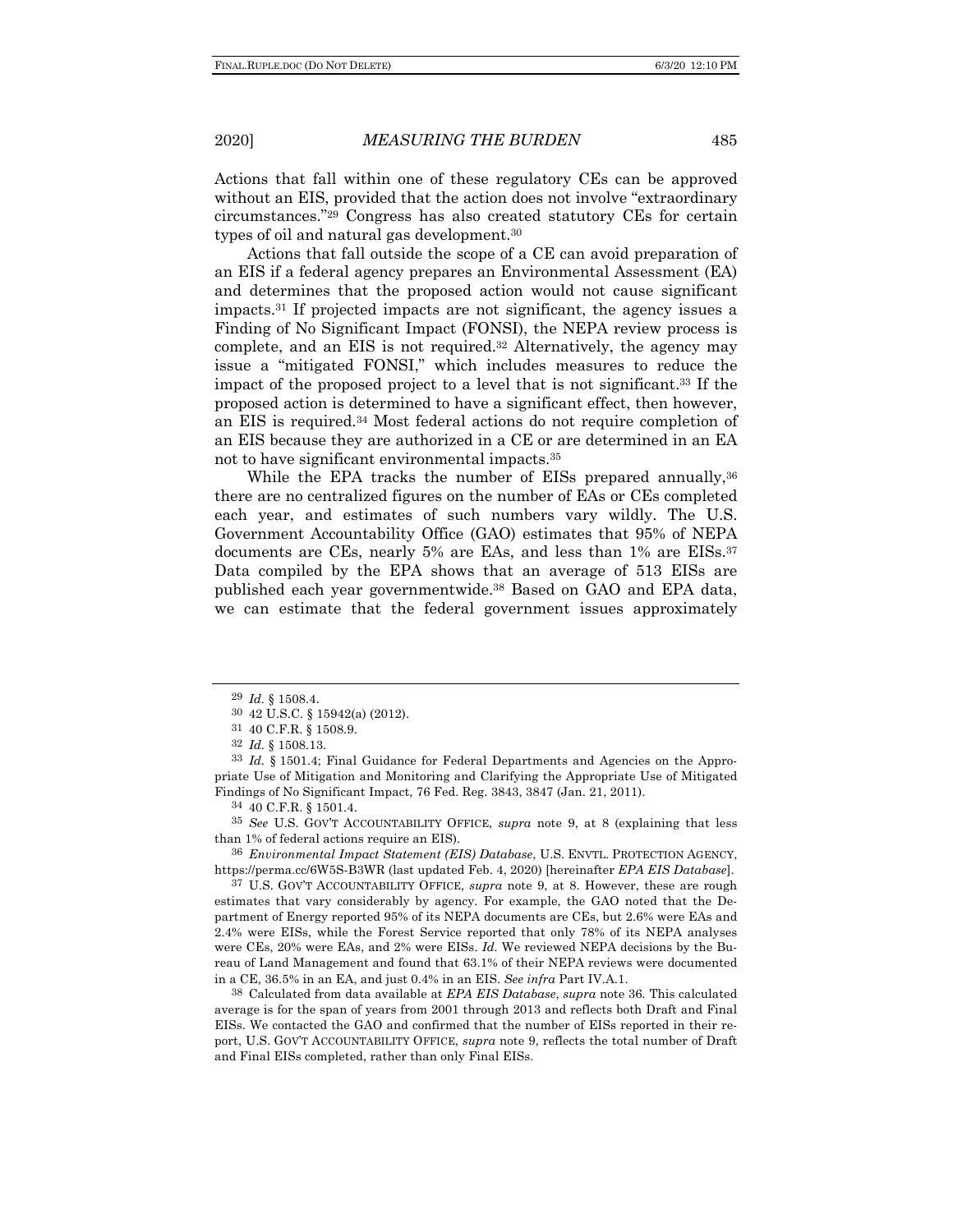Actions that fall within one of these regulatory CEs can be approved without an EIS, provided that the action does not involve "extraordinary circumstances."[29] Congress has also created statutory CEs for certain types of oil and natural gas development.[30]

Actions that fall outside the scope of a CE can avoid preparation of an EIS if a federal agency prepares an Environmental Assessment (EA) and determines that the proposed action would not cause significant impacts.[31] If projected impacts are not significant, the agency issues a Finding of No Significant Impact (FONSI), the NEPA review process is complete, and an EIS is not required.[32] Alternatively, the agency may issue a "mitigated FONSI," which includes measures to reduce the impact of the proposed project to a level that is not significant.[33] If the proposed action is determined to have a significant effect, then however, an EIS is required.[34] Most federal actions do not require completion of an EIS because they are authorized in a CE or are determined in an EA not to have significant environmental impacts.[35]

While the EPA tracks the number of EISs prepared annually,[36] there are no centralized figures on the number of EAs or CEs completed each year, and estimates of such numbers vary wildly. The U.S. Government Accountability Office (GAO) estimates that 95% of NEPA documents are CEs, nearly 5% are EAs, and less than 1% are EISs.[37] Data compiled by the EPA shows that an average of 513 EISs are published each year governmentwide.[38] Based on GAO and EPA data, we can estimate that the federal government issues approximately

---

[29] *Id.* § 1508.4.

[30] 42 U.S.C. § 15942(a) (2012).

[31] 40 C.F.R. § 1508.9.

[32] *Id.* § 1508.13.

[33] *Id.* § 1501.4; Final Guidance for Federal Departments and Agencies on the Appropriate Use of Mitigation and Monitoring and Clarifying the Appropriate Use of Mitigated Findings of No Significant Impact, 76 Fed. Reg. 3843, 3847 (Jan. 21, 2011).

[34] 40 C.F.R. § 1501.4.

[35] *See* U.S. GOV'T ACCOUNTABILITY OFFICE, *supra* note 9, at 8 (explaining that less than 1% of federal actions require an EIS).

[36] *Environmental Impact Statement (EIS) Database*, U.S. ENVTL. PROTECTION AGENCY, https://perma.cc/6W5S-B3WR (last updated Feb. 4, 2020) [hereinafter *EPA EIS Database*].

[37] U.S. GOV'T ACCOUNTABILITY OFFICE, *supra* note 9, at 8. However, these are rough estimates that vary considerably by agency. For example, the GAO noted that the Department of Energy reported 95% of its NEPA documents are CEs, but 2.6% were EAs and 2.4% were EISs, while the Forest Service reported that only 78% of its NEPA analyses were CEs, 20% were EAs, and 2% were EISs. *Id.* We reviewed NEPA decisions by the Bureau of Land Management and found that 63.1% of their NEPA reviews were documented in a CE, 36.5% in an EA, and just 0.4% in an EIS. *See infra* Part IV.A.1.

[38] Calculated from data available at *EPA EIS Database*, *supra* note 36. This calculated average is for the span of years from 2001 through 2013 and reflects both Draft and Final EISs. We contacted the GAO and confirmed that the number of EISs reported in their report, U.S. GOV'T ACCOUNTABILITY OFFICE, *supra* note 9, reflects the total number of Draft and Final EISs completed, rather than only Final EISs.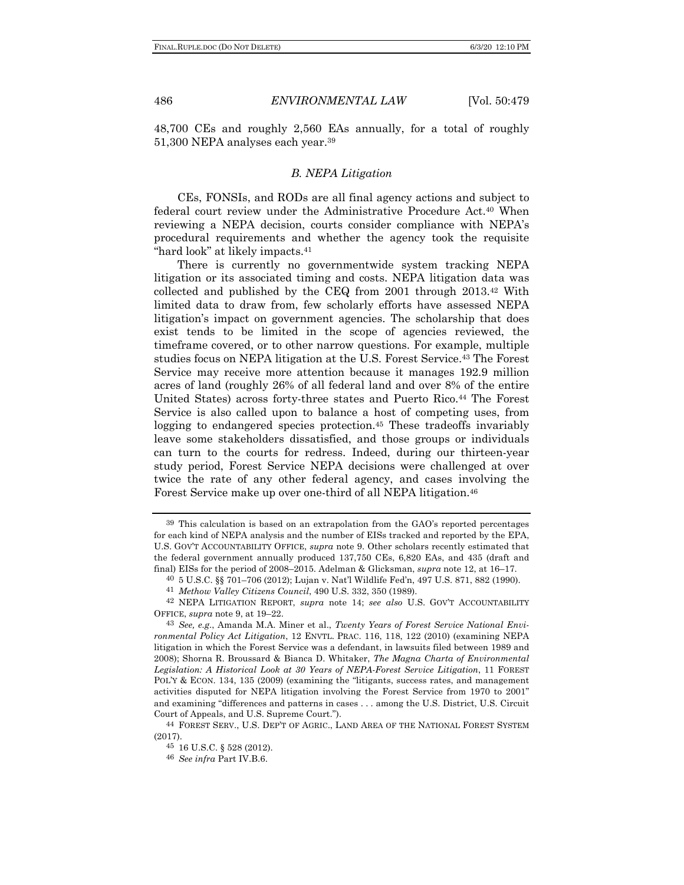48,700 CEs and roughly 2,560 EAs annually, for a total of roughly 51,300 NEPA analyses each year.[39]

### *B. NEPA Litigation*

CEs, FONSIs, and RODs are all final agency actions and subject to federal court review under the Administrative Procedure Act.[40] When reviewing a NEPA decision, courts consider compliance with NEPA's procedural requirements and whether the agency took the requisite "hard look" at likely impacts.[41]

There is currently no governmentwide system tracking NEPA litigation or its associated timing and costs. NEPA litigation data was collected and published by the CEQ from 2001 through 2013.[42] With limited data to draw from, few scholarly efforts have assessed NEPA litigation's impact on government agencies. The scholarship that does exist tends to be limited in the scope of agencies reviewed, the timeframe covered, or to other narrow questions. For example, multiple studies focus on NEPA litigation at the U.S. Forest Service.[43] The Forest Service may receive more attention because it manages 192.9 million acres of land (roughly 26% of all federal land and over 8% of the entire United States) across forty-three states and Puerto Rico.[44] The Forest Service is also called upon to balance a host of competing uses, from logging to endangered species protection.[45] These tradeoffs invariably leave some stakeholders dissatisfied, and those groups or individuals can turn to the courts for redress. Indeed, during our thirteen-year study period, Forest Service NEPA decisions were challenged at over twice the rate of any other federal agency, and cases involving the Forest Service make up over one-third of all NEPA litigation.[46]

---

[39] This calculation is based on an extrapolation from the GAO's reported percentages for each kind of NEPA analysis and the number of EISs tracked and reported by the EPA, U.S. GOV'T ACCOUNTABILITY OFFICE, *supra* note 9. Other scholars recently estimated that the federal government annually produced 137,750 CEs, 6,820 EAs, and 435 (draft and final) EISs for the period of 2008–2015. Adelman & Glicksman, *supra* note 12, at 16–17.

[40] 5 U.S.C. §§ 701–706 (2012); Lujan v. Nat'l Wildlife Fed'n, 497 U.S. 871, 882 (1990).

[41] *Methow Valley Citizens Council*, 490 U.S. 332, 350 (1989).

[42] NEPA LITIGATION REPORT, *supra* note 14; *see also* U.S. GOV'T ACCOUNTABILITY OFFICE, *supra* note 9, at 19–22.

[43] *See, e.g.*, Amanda M.A. Miner et al., *Twenty Years of Forest Service National Environmental Policy Act Litigation*, 12 ENVTL. PRAC. 116, 118, 122 (2010) (examining NEPA litigation in which the Forest Service was a defendant, in lawsuits filed between 1989 and 2008); Shorna R. Broussard & Bianca D. Whitaker, *The Magna Charta of Environmental Legislation: A Historical Look at 30 Years of NEPA-Forest Service Litigation*, 11 FOREST POL'Y & ECON. 134, 135 (2009) (examining the "litigants, success rates, and management activities disputed for NEPA litigation involving the Forest Service from 1970 to 2001" and examining "differences and patterns in cases . . . among the U.S. District, U.S. Circuit Court of Appeals, and U.S. Supreme Court.").

[44] FOREST SERV., U.S. DEP'T OF AGRIC., LAND AREA OF THE NATIONAL FOREST SYSTEM (2017).

[45] 16 U.S.C. § 528 (2012).

[46] *See infra* Part IV.B.6.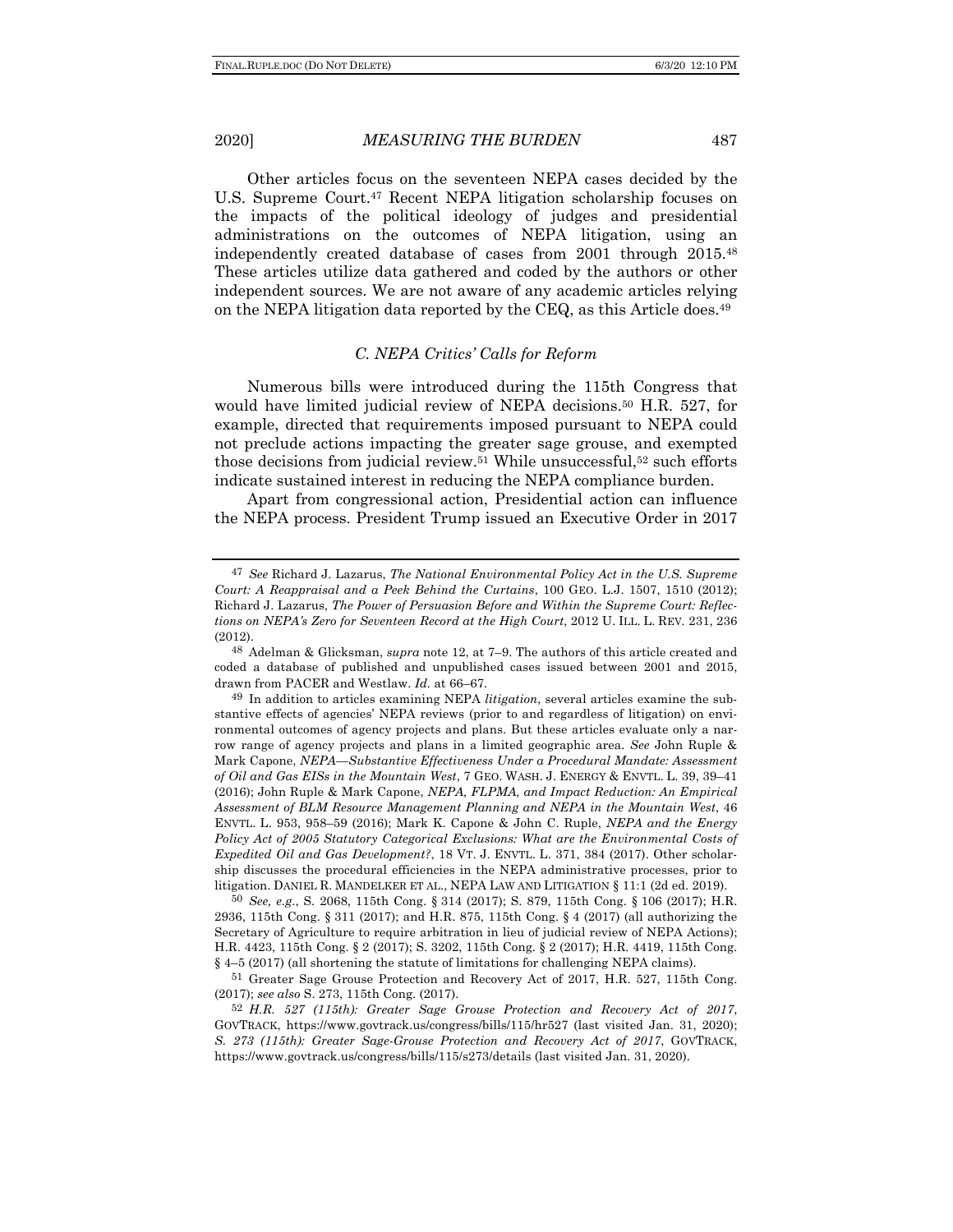Other articles focus on the seventeen NEPA cases decided by the U.S. Supreme Court.[47] Recent NEPA litigation scholarship focuses on the impacts of the political ideology of judges and presidential administrations on the outcomes of NEPA litigation, using an independently created database of cases from 2001 through 2015.[48] These articles utilize data gathered and coded by the authors or other independent sources. We are not aware of any academic articles relying on the NEPA litigation data reported by the CEQ, as this Article does.[49]

### *C. NEPA Critics' Calls for Reform*

Numerous bills were introduced during the 115th Congress that would have limited judicial review of NEPA decisions.[50] H.R. 527, for example, directed that requirements imposed pursuant to NEPA could not preclude actions impacting the greater sage grouse, and exempted those decisions from judicial review.[51] While unsuccessful,[52] such efforts indicate sustained interest in reducing the NEPA compliance burden.

Apart from congressional action, Presidential action can influence the NEPA process. President Trump issued an Executive Order in 2017

---

[47] *See* Richard J. Lazarus, *The National Environmental Policy Act in the U.S. Supreme Court: A Reappraisal and a Peek Behind the Curtains*, 100 GEO. L.J. 1507, 1510 (2012); Richard J. Lazarus, *The Power of Persuasion Before and Within the Supreme Court: Reflections on NEPA's Zero for Seventeen Record at the High Court*, 2012 U. ILL. L. REV. 231, 236 (2012).

[48] Adelman & Glicksman, *supra* note 12, at 7–9. The authors of this article created and coded a database of published and unpublished cases issued between 2001 and 2015, drawn from PACER and Westlaw. *Id.* at 66–67.

[49] In addition to articles examining NEPA *litigation*, several articles examine the substantive effects of agencies' NEPA reviews (prior to and regardless of litigation) on environmental outcomes of agency projects and plans. But these articles evaluate only a narrow range of agency projects and plans in a limited geographic area. *See* John Ruple & Mark Capone, *NEPA—Substantive Effectiveness Under a Procedural Mandate: Assessment of Oil and Gas EISs in the Mountain West*, 7 GEO. WASH. J. ENERGY & ENVTL. L. 39, 39–41 (2016); John Ruple & Mark Capone, *NEPA, FLPMA, and Impact Reduction: An Empirical Assessment of BLM Resource Management Planning and NEPA in the Mountain West*, 46 ENVTL. L. 953, 958–59 (2016); Mark K. Capone & John C. Ruple, *NEPA and the Energy Policy Act of 2005 Statutory Categorical Exclusions: What are the Environmental Costs of Expedited Oil and Gas Development?*, 18 VT. J. ENVTL. L. 371, 384 (2017). Other scholarship discusses the procedural efficiencies in the NEPA administrative processes, prior to litigation. DANIEL R. MANDELKER ET AL., NEPA LAW AND LITIGATION § 11:1 (2d ed. 2019).

[50] *See, e.g.*, S. 2068, 115th Cong. § 314 (2017); S. 879, 115th Cong. § 106 (2017); H.R. 2936, 115th Cong. § 311 (2017); and H.R. 875, 115th Cong. § 4 (2017) (all authorizing the Secretary of Agriculture to require arbitration in lieu of judicial review of NEPA Actions); H.R. 4423, 115th Cong. § 2 (2017); S. 3202, 115th Cong. § 2 (2017); H.R. 4419, 115th Cong. § 4–5 (2017) (all shortening the statute of limitations for challenging NEPA claims).

[51] Greater Sage Grouse Protection and Recovery Act of 2017, H.R. 527, 115th Cong. (2017); *see also* S. 273, 115th Cong. (2017).

[52] *H.R. 527 (115th): Greater Sage Grouse Protection and Recovery Act of 2017*, GOVTRACK, https://www.govtrack.us/congress/bills/115/hr527 (last visited Jan. 31, 2020); *S. 273 (115th): Greater Sage-Grouse Protection and Recovery Act of 2017*, GOVTRACK, https://www.govtrack.us/congress/bills/115/s273/details (last visited Jan. 31, 2020).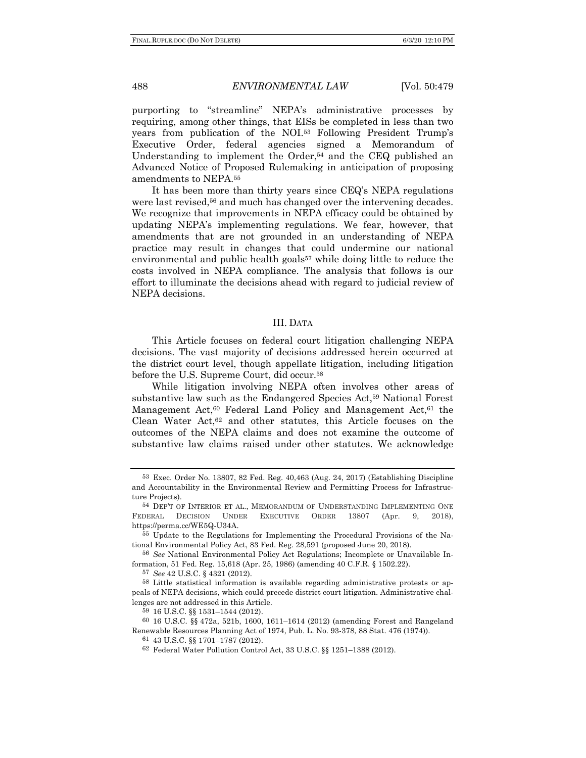purporting to "streamline" NEPA's administrative processes by requiring, among other things, that EISs be completed in less than two years from publication of the NOI.[53] Following President Trump's Executive Order, federal agencies signed a Memorandum of Understanding to implement the Order,[54] and the CEQ published an Advanced Notice of Proposed Rulemaking in anticipation of proposing amendments to NEPA.[55]

It has been more than thirty years since CEQ's NEPA regulations were last revised,[56] and much has changed over the intervening decades. We recognize that improvements in NEPA efficacy could be obtained by updating NEPA's implementing regulations. We fear, however, that amendments that are not grounded in an understanding of NEPA practice may result in changes that could undermine our national environmental and public health goals[57] while doing little to reduce the costs involved in NEPA compliance. The analysis that follows is our effort to illuminate the decisions ahead with regard to judicial review of NEPA decisions.

## III. DATA

This Article focuses on federal court litigation challenging NEPA decisions. The vast majority of decisions addressed herein occurred at the district court level, though appellate litigation, including litigation before the U.S. Supreme Court, did occur.[58]

While litigation involving NEPA often involves other areas of substantive law such as the Endangered Species Act,[59] National Forest Management Act,[60] Federal Land Policy and Management Act,[61] the Clean Water Act,[62] and other statutes, this Article focuses on the outcomes of the NEPA claims and does not examine the outcome of substantive law claims raised under other statutes. We acknowledge

---

[53] Exec. Order No. 13807, 82 Fed. Reg. 40,463 (Aug. 24, 2017) (Establishing Discipline and Accountability in the Environmental Review and Permitting Process for Infrastructure Projects).

[54] DEP'T OF INTERIOR ET AL., MEMORANDUM OF UNDERSTANDING IMPLEMENTING ONE FEDERAL DECISION UNDER EXECUTIVE ORDER 13807 (Apr. 9, 2018), https://perma.cc/WE5Q-U34A.

[55] Update to the Regulations for Implementing the Procedural Provisions of the National Environmental Policy Act, 83 Fed. Reg. 28,591 (proposed June 20, 2018).

[56] *See* National Environmental Policy Act Regulations; Incomplete or Unavailable Information, 51 Fed. Reg. 15,618 (Apr. 25, 1986) (amending 40 C.F.R. § 1502.22).

[57] *See* 42 U.S.C. § 4321 (2012).

[58] Little statistical information is available regarding administrative protests or appeals of NEPA decisions, which could precede district court litigation. Administrative challenges are not addressed in this Article.

[59] 16 U.S.C. §§ 1531–1544 (2012).

[60] 16 U.S.C. §§ 472a, 521b, 1600, 1611–1614 (2012) (amending Forest and Rangeland Renewable Resources Planning Act of 1974, Pub. L. No. 93-378, 88 Stat. 476 (1974)).

[61] 43 U.S.C. §§ 1701–1787 (2012).

[62] Federal Water Pollution Control Act, 33 U.S.C. §§ 1251–1388 (2012).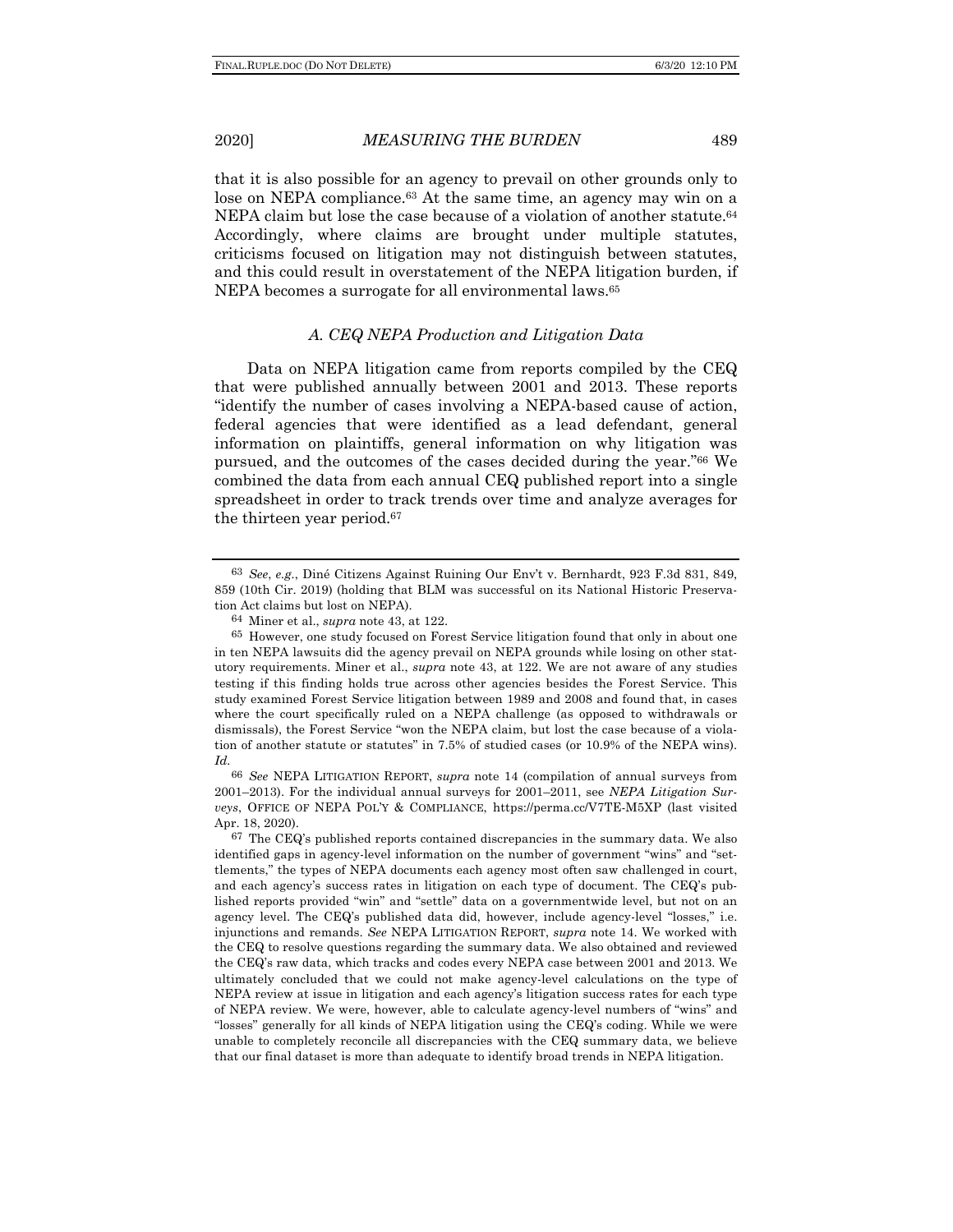that it is also possible for an agency to prevail on other grounds only to lose on NEPA compliance.[63] At the same time, an agency may win on a NEPA claim but lose the case because of a violation of another statute.[64] Accordingly, where claims are brought under multiple statutes, criticisms focused on litigation may not distinguish between statutes, and this could result in overstatement of the NEPA litigation burden, if NEPA becomes a surrogate for all environmental laws.[65]

### *A. CEQ NEPA Production and Litigation Data*

Data on NEPA litigation came from reports compiled by the CEQ that were published annually between 2001 and 2013. These reports "identify the number of cases involving a NEPA-based cause of action, federal agencies that were identified as a lead defendant, general information on plaintiffs, general information on why litigation was pursued, and the outcomes of the cases decided during the year."[66] We combined the data from each annual CEQ published report into a single spreadsheet in order to track trends over time and analyze averages for the thirteen year period.[67]

---

[63] *See*, *e.g.*, Diné Citizens Against Ruining Our Env't v. Bernhardt, 923 F.3d 831, 849, 859 (10th Cir. 2019) (holding that BLM was successful on its National Historic Preservation Act claims but lost on NEPA).

[64] Miner et al., *supra* note 43, at 122.

[65] However, one study focused on Forest Service litigation found that only in about one in ten NEPA lawsuits did the agency prevail on NEPA grounds while losing on other statutory requirements. Miner et al., *supra* note 43, at 122. We are not aware of any studies testing if this finding holds true across other agencies besides the Forest Service. This study examined Forest Service litigation between 1989 and 2008 and found that, in cases where the court specifically ruled on a NEPA challenge (as opposed to withdrawals or dismissals), the Forest Service "won the NEPA claim, but lost the case because of a violation of another statute or statutes" in 7.5% of studied cases (or 10.9% of the NEPA wins). *Id.*

[66] *See* NEPA LITIGATION REPORT, *supra* note 14 (compilation of annual surveys from 2001–2013). For the individual annual surveys for 2001–2011, see *NEPA Litigation Surveys*, OFFICE OF NEPA POL'Y & COMPLIANCE, https://perma.cc/V7TE-M5XP (last visited Apr. 18, 2020).

[67] The CEQ's published reports contained discrepancies in the summary data. We also identified gaps in agency-level information on the number of government "wins" and "settlements," the types of NEPA documents each agency most often saw challenged in court, and each agency's success rates in litigation on each type of document. The CEQ's published reports provided "win" and "settle" data on a governmentwide level, but not on an agency level. The CEQ's published data did, however, include agency-level "losses," i.e. injunctions and remands. *See* NEPA LITIGATION REPORT, *supra* note 14. We worked with the CEQ to resolve questions regarding the summary data. We also obtained and reviewed the CEQ's raw data, which tracks and codes every NEPA case between 2001 and 2013. We ultimately concluded that we could not make agency-level calculations on the type of NEPA review at issue in litigation and each agency's litigation success rates for each type of NEPA review. We were, however, able to calculate agency-level numbers of "wins" and "losses" generally for all kinds of NEPA litigation using the CEQ's coding. While we were unable to completely reconcile all discrepancies with the CEQ summary data, we believe that our final dataset is more than adequate to identify broad trends in NEPA litigation.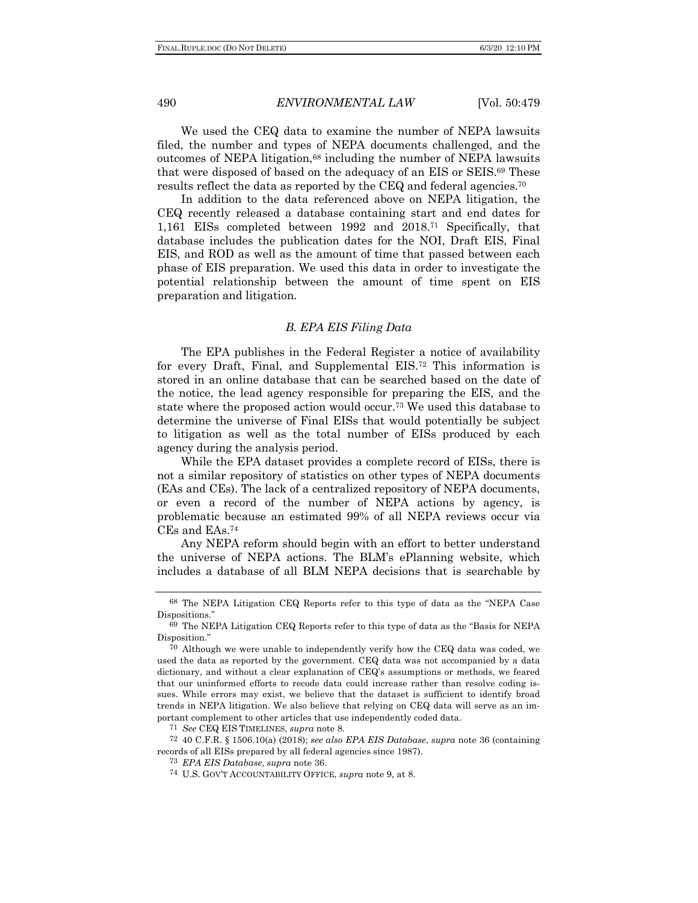We used the CEQ data to examine the number of NEPA lawsuits filed, the number and types of NEPA documents challenged, and the outcomes of NEPA litigation,[68] including the number of NEPA lawsuits that were disposed of based on the adequacy of an EIS or SEIS.[69] These results reflect the data as reported by the CEQ and federal agencies.[70]

In addition to the data referenced above on NEPA litigation, the CEQ recently released a database containing start and end dates for 1,161 EISs completed between 1992 and 2018.[71] Specifically, that database includes the publication dates for the NOI, Draft EIS, Final EIS, and ROD as well as the amount of time that passed between each phase of EIS preparation. We used this data in order to investigate the potential relationship between the amount of time spent on EIS preparation and litigation.

### *B. EPA EIS Filing Data*

The EPA publishes in the Federal Register a notice of availability for every Draft, Final, and Supplemental EIS.[72] This information is stored in an online database that can be searched based on the date of the notice, the lead agency responsible for preparing the EIS, and the state where the proposed action would occur.[73] We used this database to determine the universe of Final EISs that would potentially be subject to litigation as well as the total number of EISs produced by each agency during the analysis period.

While the EPA dataset provides a complete record of EISs, there is not a similar repository of statistics on other types of NEPA documents (EAs and CEs). The lack of a centralized repository of NEPA documents, or even a record of the number of NEPA actions by agency, is problematic because an estimated 99% of all NEPA reviews occur via CEs and EAs.[74]

Any NEPA reform should begin with an effort to better understand the universe of NEPA actions. The BLM's ePlanning website, which includes a database of all BLM NEPA decisions that is searchable by

---

[68] The NEPA Litigation CEQ Reports refer to this type of data as the "NEPA Case Dispositions."

[69] The NEPA Litigation CEQ Reports refer to this type of data as the "Basis for NEPA Disposition."

[70] Although we were unable to independently verify how the CEQ data was coded, we used the data as reported by the government. CEQ data was not accompanied by a data dictionary, and without a clear explanation of CEQ's assumptions or methods, we feared that our uninformed efforts to recode data could increase rather than resolve coding issues. While errors may exist, we believe that the dataset is sufficient to identify broad trends in NEPA litigation. We also believe that relying on CEQ data will serve as an important complement to other articles that use independently coded data.

[71] *See* CEQ EIS TIMELINES, *supra* note 8.

[72] 40 C.F.R. § 1506.10(a) (2018); *see also EPA EIS Database*, *supra* note 36 (containing records of all EISs prepared by all federal agencies since 1987).

[73] *EPA EIS Database*, *supra* note 36.

[74] U.S. GOV'T ACCOUNTABILITY OFFICE, *supra* note 9, at 8.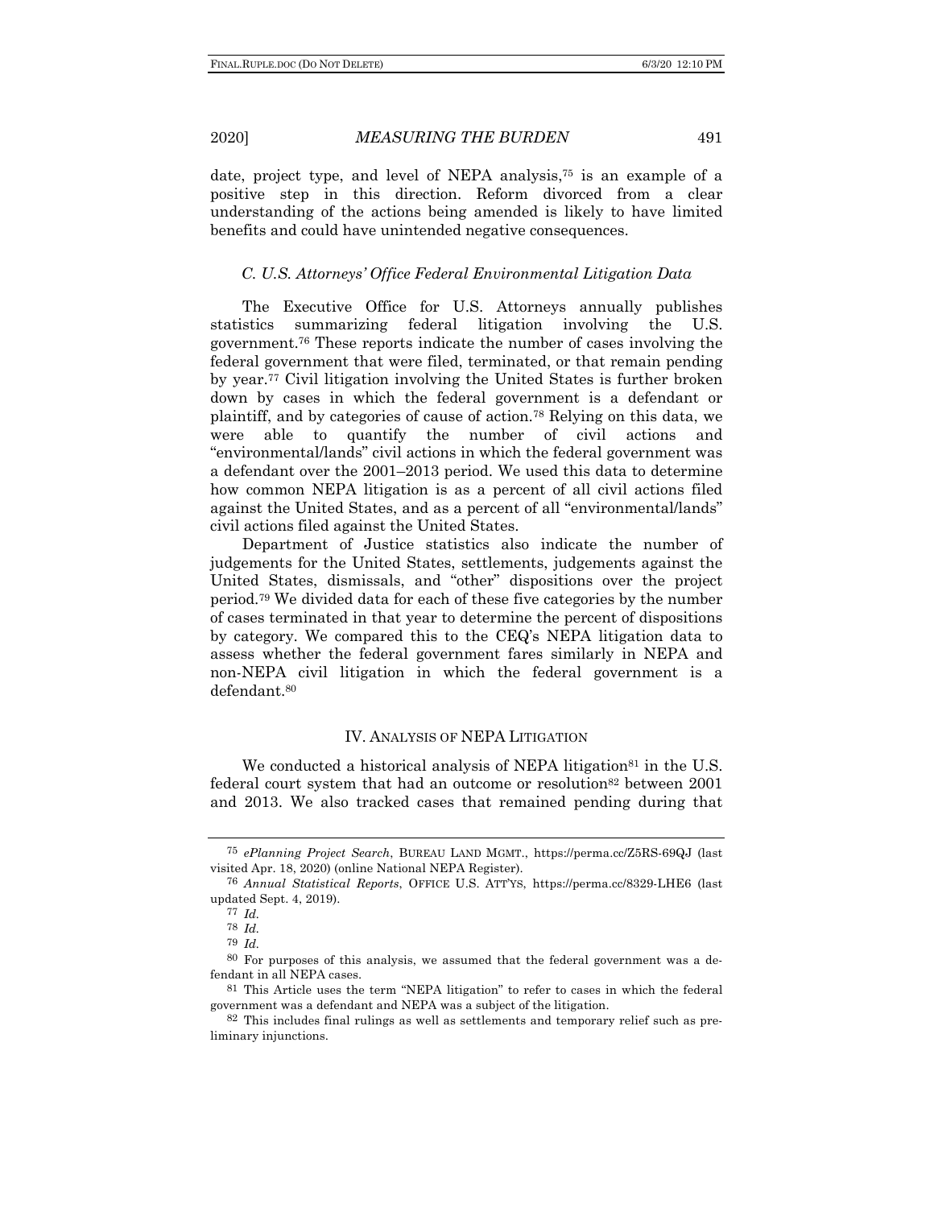date, project type, and level of NEPA analysis,[75] is an example of a positive step in this direction. Reform divorced from a clear understanding of the actions being amended is likely to have limited benefits and could have unintended negative consequences.

### *C. U.S. Attorneys' Office Federal Environmental Litigation Data*

The Executive Office for U.S. Attorneys annually publishes statistics summarizing federal litigation involving the U.S. government.[76] These reports indicate the number of cases involving the federal government that were filed, terminated, or that remain pending by year.[77] Civil litigation involving the United States is further broken down by cases in which the federal government is a defendant or plaintiff, and by categories of cause of action.[78] Relying on this data, we were able to quantify the number of civil actions and "environmental/lands" civil actions in which the federal government was a defendant over the 2001–2013 period. We used this data to determine how common NEPA litigation is as a percent of all civil actions filed against the United States, and as a percent of all "environmental/lands" civil actions filed against the United States.

Department of Justice statistics also indicate the number of judgements for the United States, settlements, judgements against the United States, dismissals, and "other" dispositions over the project period.[79] We divided data for each of these five categories by the number of cases terminated in that year to determine the percent of dispositions by category. We compared this to the CEQ's NEPA litigation data to assess whether the federal government fares similarly in NEPA and non-NEPA civil litigation in which the federal government is a defendant.[80]

## IV. ANALYSIS OF NEPA LITIGATION

We conducted a historical analysis of NEPA litigation[81] in the U.S. federal court system that had an outcome or resolution[82] between 2001 and 2013. We also tracked cases that remained pending during that

---

[75] *ePlanning Project Search*, BUREAU LAND MGMT., https://perma.cc/Z5RS-69QJ (last visited Apr. 18, 2020) (online National NEPA Register).

[76] *Annual Statistical Reports*, OFFICE U.S. ATT'YS, https://perma.cc/8329-LHE6 (last updated Sept. 4, 2019).

[77] *Id.*

[78] *Id.*

[79] *Id.*

[80] For purposes of this analysis, we assumed that the federal government was a defendant in all NEPA cases.

[81] This Article uses the term "NEPA litigation" to refer to cases in which the federal government was a defendant and NEPA was a subject of the litigation.

[82] This includes final rulings as well as settlements and temporary relief such as preliminary injunctions.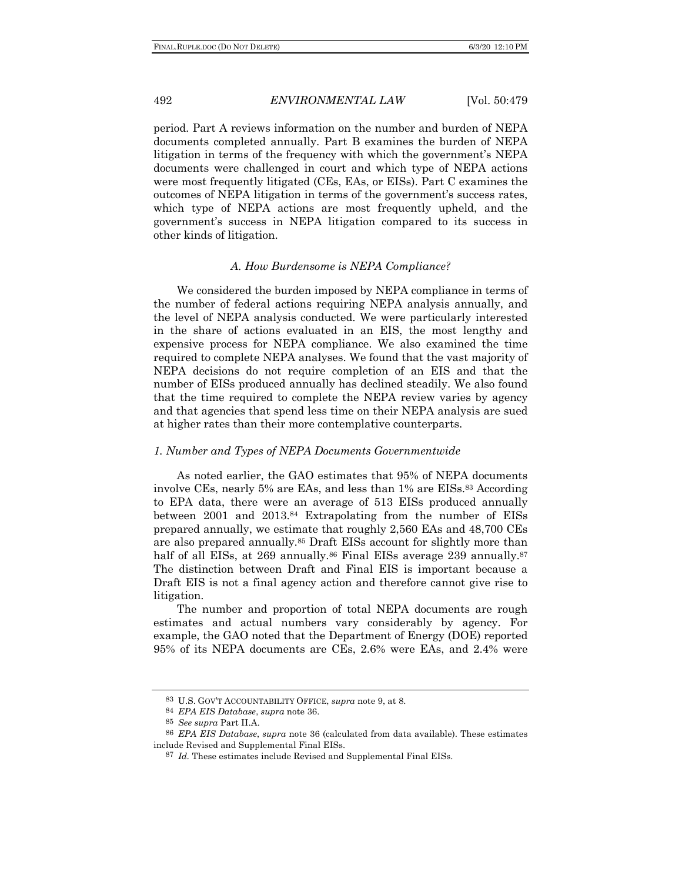period. Part A reviews information on the number and burden of NEPA documents completed annually. Part B examines the burden of NEPA litigation in terms of the frequency with which the government's NEPA documents were challenged in court and which type of NEPA actions were most frequently litigated (CEs, EAs, or EISs). Part C examines the outcomes of NEPA litigation in terms of the government's success rates, which type of NEPA actions are most frequently upheld, and the government's success in NEPA litigation compared to its success in other kinds of litigation.

### *A. How Burdensome is NEPA Compliance?*

We considered the burden imposed by NEPA compliance in terms of the number of federal actions requiring NEPA analysis annually, and the level of NEPA analysis conducted. We were particularly interested in the share of actions evaluated in an EIS, the most lengthy and expensive process for NEPA compliance. We also examined the time required to complete NEPA analyses. We found that the vast majority of NEPA decisions do not require completion of an EIS and that the number of EISs produced annually has declined steadily. We also found that the time required to complete the NEPA review varies by agency and that agencies that spend less time on their NEPA analysis are sued at higher rates than their more contemplative counterparts.

#### *1. Number and Types of NEPA Documents Governmentwide*

As noted earlier, the GAO estimates that 95% of NEPA documents involve CEs, nearly 5% are EAs, and less than 1% are EISs.[83] According to EPA data, there were an average of 513 EISs produced annually between 2001 and 2013.[84] Extrapolating from the number of EISs prepared annually, we estimate that roughly 2,560 EAs and 48,700 CEs are also prepared annually.[85] Draft EISs account for slightly more than half of all EISs, at 269 annually.[86] Final EISs average 239 annually.[87] The distinction between Draft and Final EIS is important because a Draft EIS is not a final agency action and therefore cannot give rise to litigation.

The number and proportion of total NEPA documents are rough estimates and actual numbers vary considerably by agency. For example, the GAO noted that the Department of Energy (DOE) reported 95% of its NEPA documents are CEs, 2.6% were EAs, and 2.4% were

---

[83] U.S. GOV'T ACCOUNTABILITY OFFICE, *supra* note 9, at 8.

[84] *EPA EIS Database*, *supra* note 36.

[85] *See supra* Part II.A.

[86] *EPA EIS Database*, *supra* note 36 (calculated from data available). These estimates include Revised and Supplemental Final EISs.

[87] *Id.* These estimates include Revised and Supplemental Final EISs.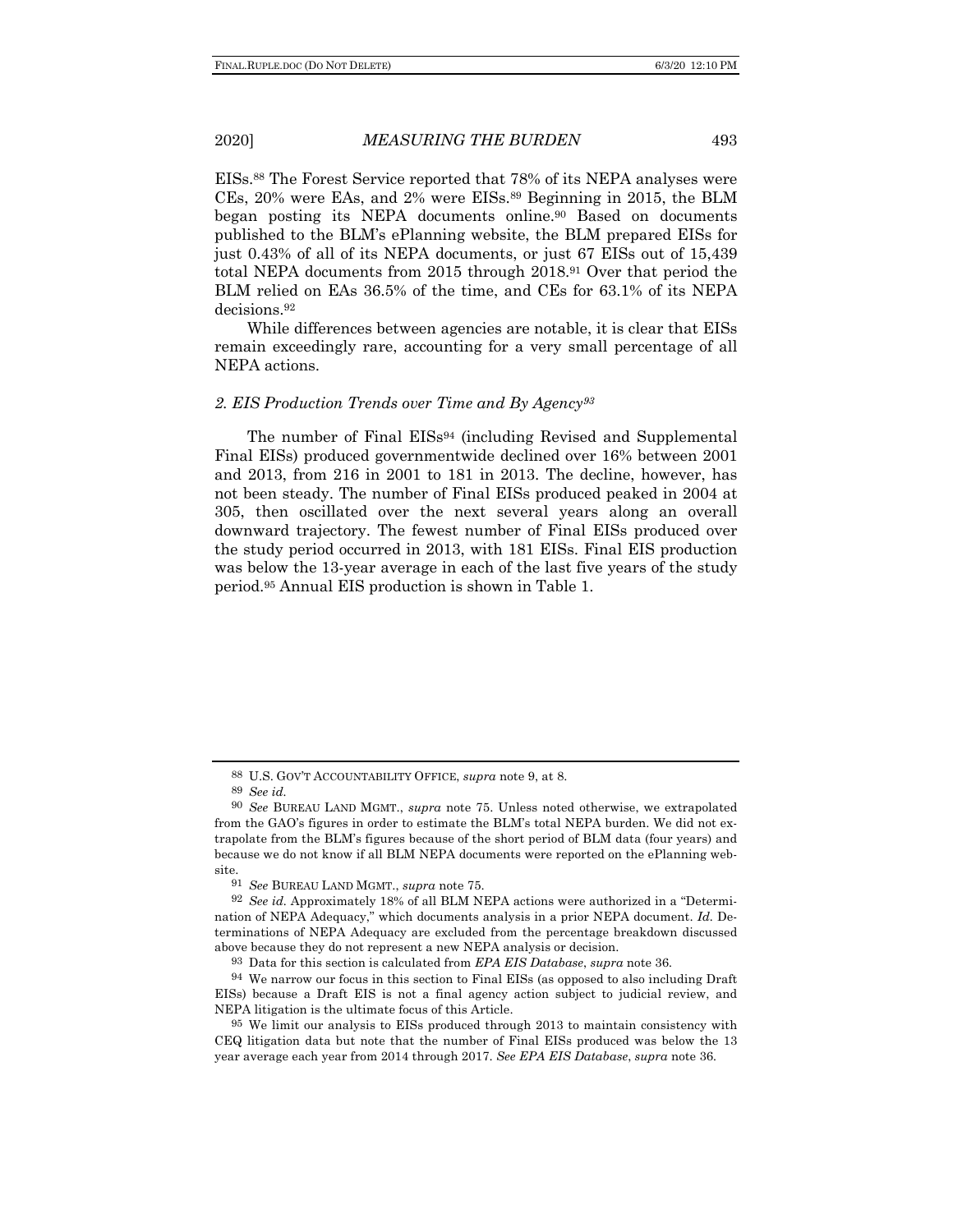EISs.[88] The Forest Service reported that 78% of its NEPA analyses were CEs, 20% were EAs, and 2% were EISs.[89] Beginning in 2015, the BLM began posting its NEPA documents online.[90] Based on documents published to the BLM's ePlanning website, the BLM prepared EISs for just 0.43% of all of its NEPA documents, or just 67 EISs out of 15,439 total NEPA documents from 2015 through 2018.[91] Over that period the BLM relied on EAs 36.5% of the time, and CEs for 63.1% of its NEPA decisions.[92]

While differences between agencies are notable, it is clear that EISs remain exceedingly rare, accounting for a very small percentage of all NEPA actions.

### *2. EIS Production Trends over Time and By Agency*[93]

The number of Final EISs[94] (including Revised and Supplemental Final EISs) produced governmentwide declined over 16% between 2001 and 2013, from 216 in 2001 to 181 in 2013. The decline, however, has not been steady. The number of Final EISs produced peaked in 2004 at 305, then oscillated over the next several years along an overall downward trajectory. The fewest number of Final EISs produced over the study period occurred in 2013, with 181 EISs. Final EIS production was below the 13-year average in each of the last five years of the study period.[95] Annual EIS production is shown in Table 1.

---

[88] U.S. GOV'T ACCOUNTABILITY OFFICE, *supra* note 9, at 8.

[89] *See id.*

[90] *See* BUREAU LAND MGMT., *supra* note 75. Unless noted otherwise, we extrapolated from the GAO's figures in order to estimate the BLM's total NEPA burden. We did not extrapolate from the BLM's figures because of the short period of BLM data (four years) and because we do not know if all BLM NEPA documents were reported on the ePlanning website.

[91] *See* BUREAU LAND MGMT., *supra* note 75.

[92] *See id.* Approximately 18% of all BLM NEPA actions were authorized in a "Determination of NEPA Adequacy," which documents analysis in a prior NEPA document. *Id.* Determinations of NEPA Adequacy are excluded from the percentage breakdown discussed above because they do not represent a new NEPA analysis or decision.

[93] Data for this section is calculated from *EPA EIS Database*, *supra* note 36.

[94] We narrow our focus in this section to Final EISs (as opposed to also including Draft EISs) because a Draft EIS is not a final agency action subject to judicial review, and NEPA litigation is the ultimate focus of this Article.

[95] We limit our analysis to EISs produced through 2013 to maintain consistency with CEQ litigation data but note that the number of Final EISs produced was below the 13 year average each year from 2014 through 2017. *See EPA EIS Database*, *supra* note 36.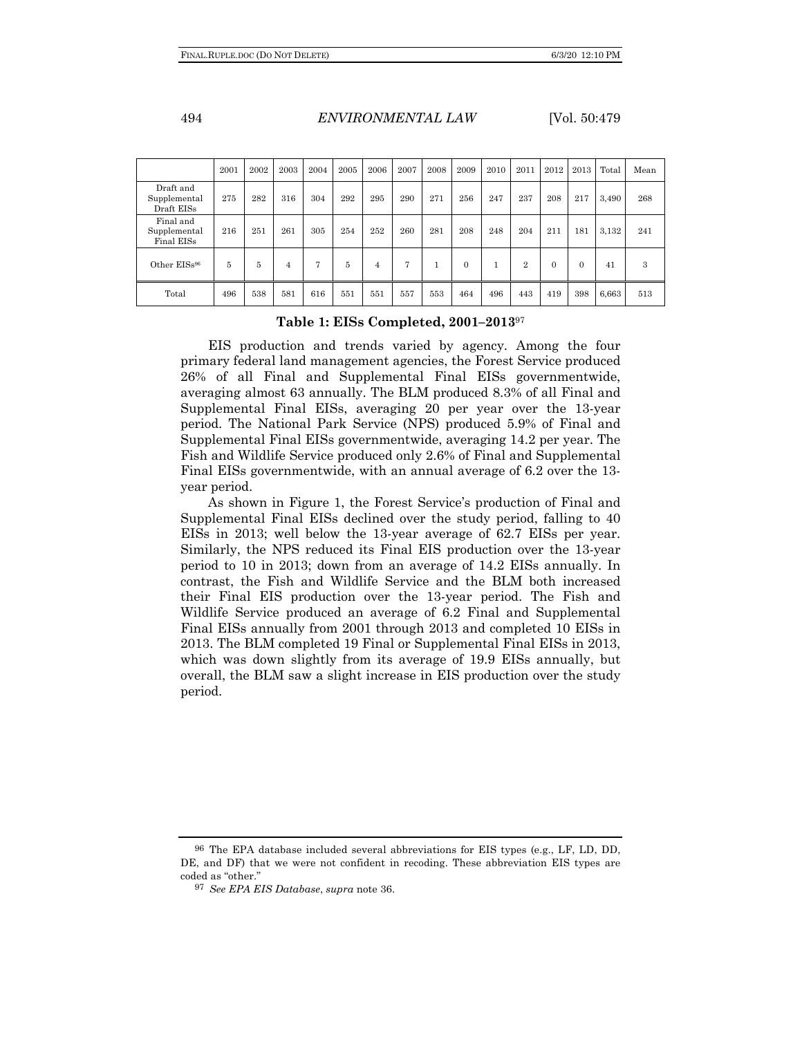| | 2001 | 2002 | 2003 | 2004 | 2005 | 2006 | 2007 | 2008 | 2009 | 2010 | 2011 | 2012 | 2013 | Total | Mean |
|---|---|---|---|---|---|---|---|---|---|---|---|---|---|---|---|
| Draft and Supplemental Draft EISs | 275 | 282 | 316 | 304 | 292 | 295 | 290 | 271 | 256 | 247 | 237 | 208 | 217 | 3,490 | 268 |
| Final and Supplemental Final EISs | 216 | 251 | 261 | 305 | 254 | 252 | 260 | 281 | 208 | 248 | 204 | 211 | 181 | 3,132 | 241 |
| Other EISs[96] | 5 | 5 | 4 | 7 | 5 | 4 | 7 | 1 | 0 | 1 | 2 | 0 | 0 | 41 | 3 |
| Total | 496 | 538 | 581 | 616 | 551 | 551 | 557 | 553 | 464 | 496 | 443 | 419 | 398 | 6,663 | 513 |

**Table 1: EISs Completed, 2001–2013**[97]

EIS production and trends varied by agency. Among the four primary federal land management agencies, the Forest Service produced 26% of all Final and Supplemental Final EISs governmentwide, averaging almost 63 annually. The BLM produced 8.3% of all Final and Supplemental Final EISs, averaging 20 per year over the 13-year period. The National Park Service (NPS) produced 5.9% of Final and Supplemental Final EISs governmentwide, averaging 14.2 per year. The Fish and Wildlife Service produced only 2.6% of Final and Supplemental Final EISs governmentwide, with an annual average of 6.2 over the 13-year period.

As shown in Figure 1, the Forest Service's production of Final and Supplemental Final EISs declined over the study period, falling to 40 EISs in 2013; well below the 13-year average of 62.7 EISs per year. Similarly, the NPS reduced its Final EIS production over the 13-year period to 10 in 2013; down from an average of 14.2 EISs annually. In contrast, the Fish and Wildlife Service and the BLM both increased their Final EIS production over the 13-year period. The Fish and Wildlife Service produced an average of 6.2 Final and Supplemental Final EISs annually from 2001 through 2013 and completed 10 EISs in 2013. The BLM completed 19 Final or Supplemental Final EISs in 2013, which was down slightly from its average of 19.9 EISs annually, but overall, the BLM saw a slight increase in EIS production over the study period.

---

[96] The EPA database included several abbreviations for EIS types (e.g., LF, LD, DD, DE, and DF) that we were not confident in recoding. These abbreviation EIS types are coded as "other."

[97] *See EPA EIS Database*, *supra* note 36.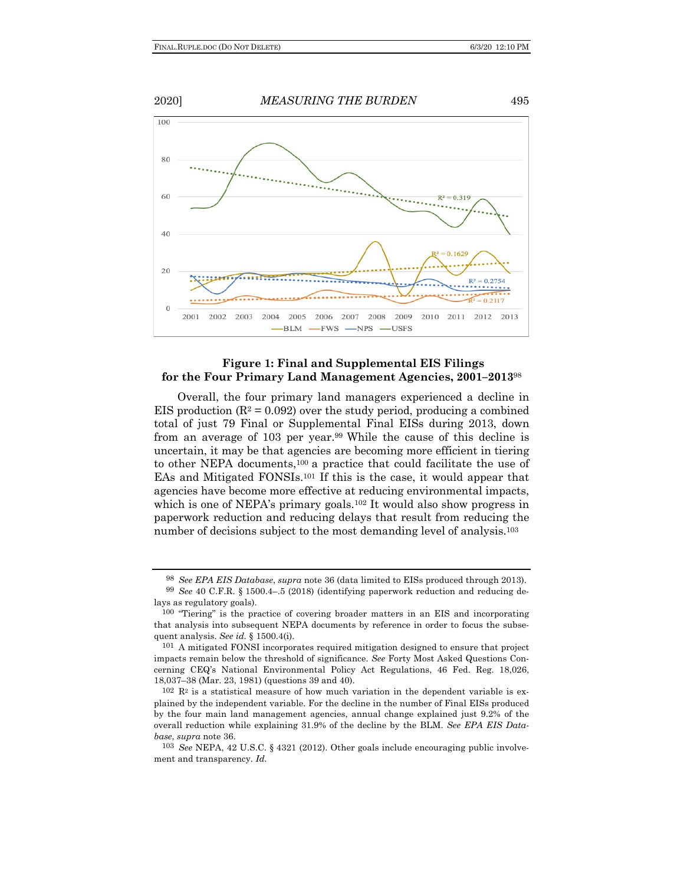**Figure 1: Final and Supplemental EIS Filings for the Four Primary Land Management Agencies, 2001–2013**[98]

Overall, the four primary land managers experienced a decline in EIS production ($R^2 = 0.092$) over the study period, producing a combined total of just 79 Final or Supplemental Final EISs during 2013, down from an average of 103 per year.[99] While the cause of this decline is uncertain, it may be that agencies are becoming more efficient in tiering to other NEPA documents,[100] a practice that could facilitate the use of EAs and Mitigated FONSIs.[101] If this is the case, it would appear that agencies have become more effective at reducing environmental impacts, which is one of NEPA's primary goals.[102] It would also show progress in paperwork reduction and reducing delays that result from reducing the number of decisions subject to the most demanding level of analysis.[103]

---

[98] *See EPA EIS Database*, *supra* note 36 (data limited to EISs produced through 2013).

[99] *See* 40 C.F.R. § 1500.4–.5 (2018) (identifying paperwork reduction and reducing delays as regulatory goals).

[100] "Tiering" is the practice of covering broader matters in an EIS and incorporating that analysis into subsequent NEPA documents by reference in order to focus the subsequent analysis. *See id.* § 1500.4(i).

[101] A mitigated FONSI incorporates required mitigation designed to ensure that project impacts remain below the threshold of significance. *See* Forty Most Asked Questions Concerning CEQ's National Environmental Policy Act Regulations, 46 Fed. Reg. 18,026, 18,037–38 (Mar. 23, 1981) (questions 39 and 40).

[102] $R^2$ is a statistical measure of how much variation in the dependent variable is explained by the independent variable. For the decline in the number of Final EISs produced by the four main land management agencies, annual change explained just 9.2% of the overall reduction while explaining 31.9% of the decline by the BLM. *See EPA EIS Database*, *supra* note 36.

[103] *See* NEPA, 42 U.S.C. § 4321 (2012). Other goals include encouraging public involvement and transparency. *Id.*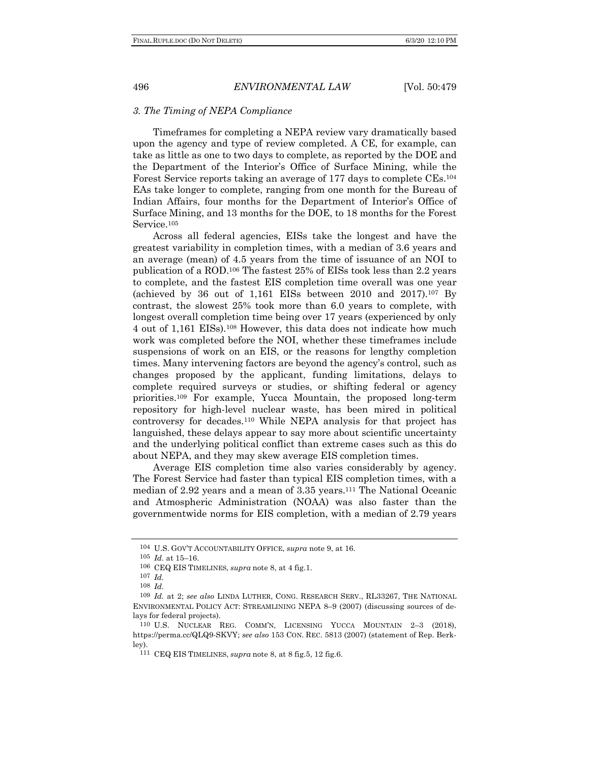### *3. The Timing of NEPA Compliance*

Timeframes for completing a NEPA review vary dramatically based upon the agency and type of review completed. A CE, for example, can take as little as one to two days to complete, as reported by the DOE and the Department of the Interior's Office of Surface Mining, while the Forest Service reports taking an average of 177 days to complete CEs.[104] EAs take longer to complete, ranging from one month for the Bureau of Indian Affairs, four months for the Department of Interior's Office of Surface Mining, and 13 months for the DOE, to 18 months for the Forest Service.[105]

Across all federal agencies, EISs take the longest and have the greatest variability in completion times, with a median of 3.6 years and an average (mean) of 4.5 years from the time of issuance of an NOI to publication of a ROD.[106] The fastest 25% of EISs took less than 2.2 years to complete, and the fastest EIS completion time overall was one year (achieved by 36 out of 1,161 EISs between 2010 and 2017).[107] By contrast, the slowest 25% took more than 6.0 years to complete, with longest overall completion time being over 17 years (experienced by only 4 out of 1,161 EISs).[108] However, this data does not indicate how much work was completed before the NOI, whether these timeframes include suspensions of work on an EIS, or the reasons for lengthy completion times. Many intervening factors are beyond the agency's control, such as changes proposed by the applicant, funding limitations, delays to complete required surveys or studies, or shifting federal or agency priorities.[109] For example, Yucca Mountain, the proposed long-term repository for high-level nuclear waste, has been mired in political controversy for decades.[110] While NEPA analysis for that project has languished, these delays appear to say more about scientific uncertainty and the underlying political conflict than extreme cases such as this do about NEPA, and they may skew average EIS completion times.

Average EIS completion time also varies considerably by agency. The Forest Service had faster than typical EIS completion times, with a median of 2.92 years and a mean of 3.35 years.[111] The National Oceanic and Atmospheric Administration (NOAA) was also faster than the governmentwide norms for EIS completion, with a median of 2.79 years

---

[104] U.S. GOV'T ACCOUNTABILITY OFFICE, *supra* note 9, at 16.

[105] *Id.* at 15–16.

[106] CEQ EIS TIMELINES, *supra* note 8, at 4 fig.1.

[107] *Id.*

[108] *Id.*

[109] *Id.* at 2; *see also* LINDA LUTHER, CONG. RESEARCH SERV., RL33267, THE NATIONAL ENVIRONMENTAL POLICY ACT: STREAMLINING NEPA 8–9 (2007) (discussing sources of delays for federal projects).

[110] U.S. NUCLEAR REG. COMM'N, LICENSING YUCCA MOUNTAIN 2–3 (2018), https://perma.cc/QLQ9-SKVY; *see also* 153 CON. REC. 5813 (2007) (statement of Rep. Berkley).

[111] CEQ EIS TIMELINES, *supra* note 8, at 8 fig.5, 12 fig.6.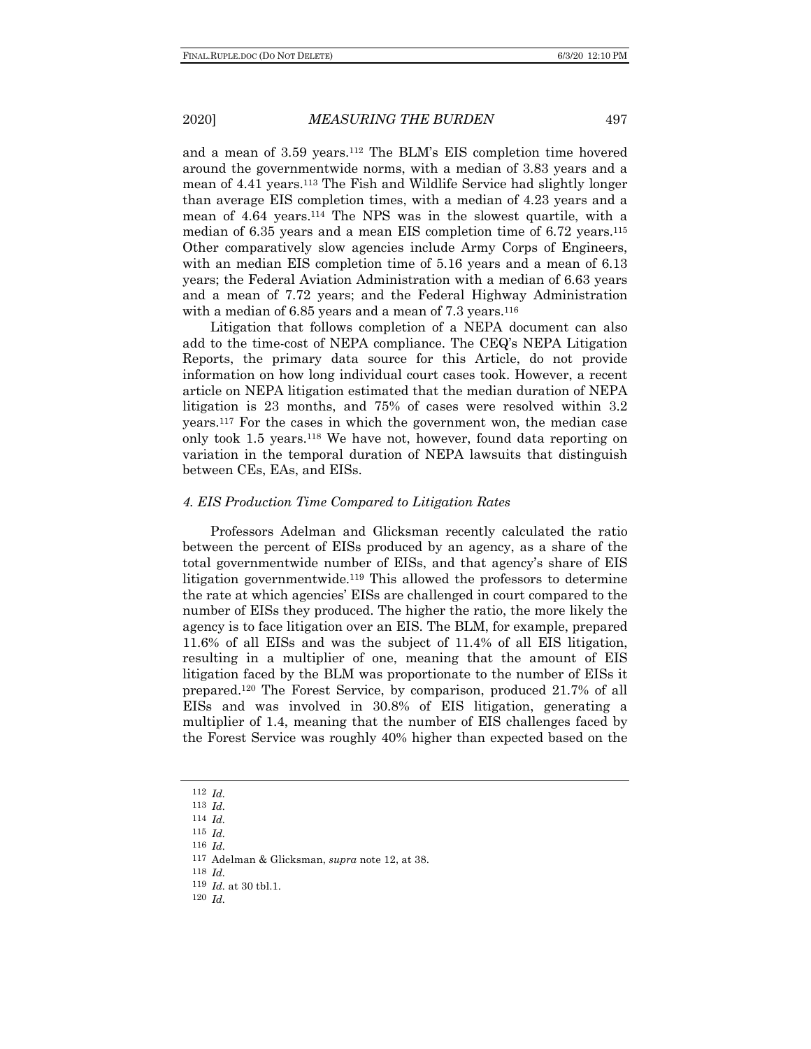and a mean of 3.59 years.[112] The BLM's EIS completion time hovered around the governmentwide norms, with a median of 3.83 years and a mean of 4.41 years.[113] The Fish and Wildlife Service had slightly longer than average EIS completion times, with a median of 4.23 years and a mean of 4.64 years.[114] The NPS was in the slowest quartile, with a median of 6.35 years and a mean EIS completion time of 6.72 years.[115] Other comparatively slow agencies include Army Corps of Engineers, with an median EIS completion time of 5.16 years and a mean of 6.13 years; the Federal Aviation Administration with a median of 6.63 years and a mean of 7.72 years; and the Federal Highway Administration with a median of 6.85 years and a mean of 7.3 years.[116]

Litigation that follows completion of a NEPA document can also add to the time-cost of NEPA compliance. The CEQ's NEPA Litigation Reports, the primary data source for this Article, do not provide information on how long individual court cases took. However, a recent article on NEPA litigation estimated that the median duration of NEPA litigation is 23 months, and 75% of cases were resolved within 3.2 years.[117] For the cases in which the government won, the median case only took 1.5 years.[118] We have not, however, found data reporting on variation in the temporal duration of NEPA lawsuits that distinguish between CEs, EAs, and EISs.

#### *4. EIS Production Time Compared to Litigation Rates*

Professors Adelman and Glicksman recently calculated the ratio between the percent of EISs produced by an agency, as a share of the total governmentwide number of EISs, and that agency's share of EIS litigation governmentwide.[119] This allowed the professors to determine the rate at which agencies' EISs are challenged in court compared to the number of EISs they produced. The higher the ratio, the more likely the agency is to face litigation over an EIS. The BLM, for example, prepared 11.6% of all EISs and was the subject of 11.4% of all EIS litigation, resulting in a multiplier of one, meaning that the amount of EIS litigation faced by the BLM was proportionate to the number of EISs it prepared.[120] The Forest Service, by comparison, produced 21.7% of all EISs and was involved in 30.8% of EIS litigation, generating a multiplier of 1.4, meaning that the number of EIS challenges faced by the Forest Service was roughly 40% higher than expected based on the

---

112 *Id.*

113 *Id.*

114 *Id.*

115 *Id.*

116 *Id.*

117 Adelman & Glicksman, *supra* note 12, at 38.

118 *Id.*

119 *Id.* at 30 tbl.1.

120 *Id.*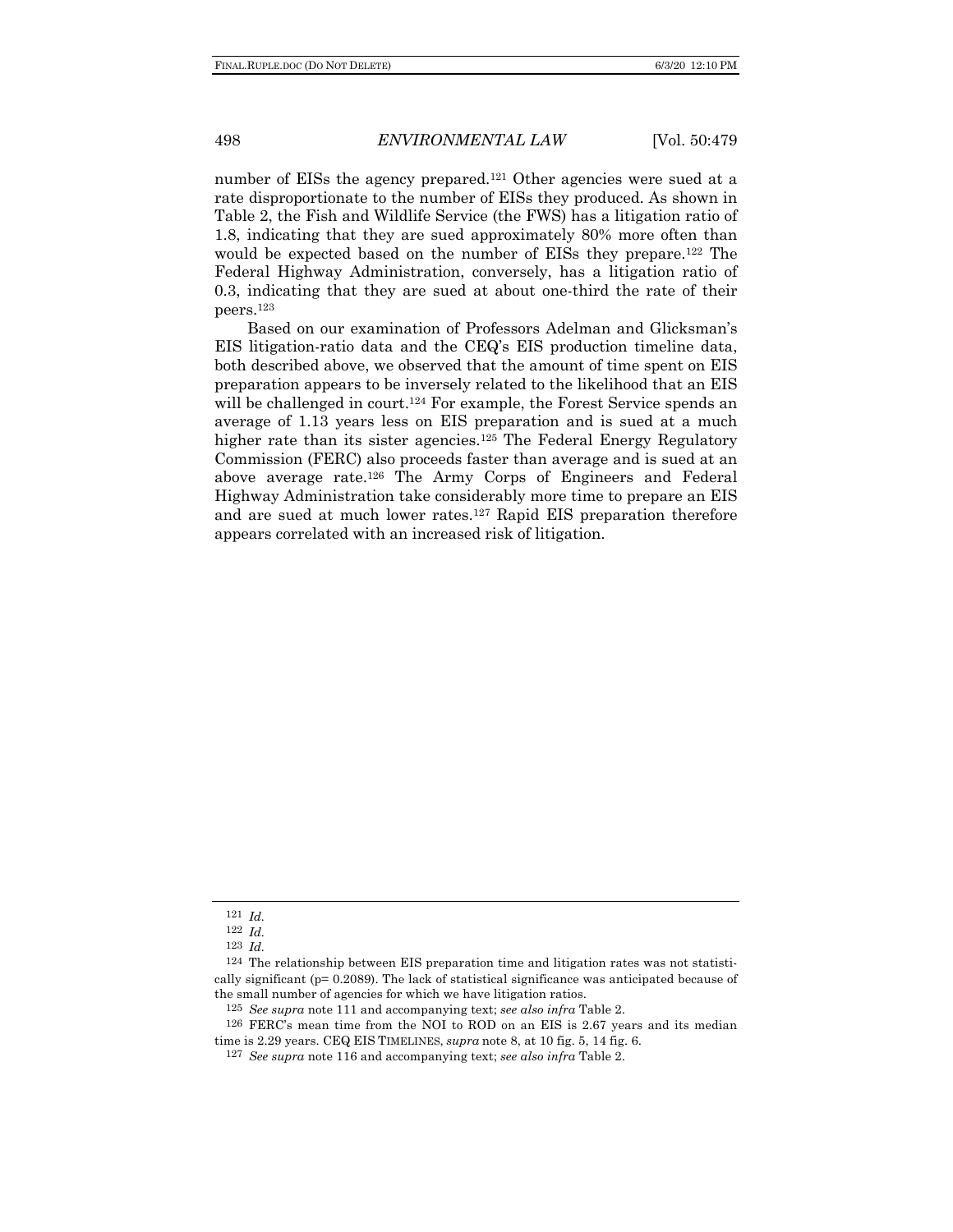number of EISs the agency prepared.[121] Other agencies were sued at a rate disproportionate to the number of EISs they produced. As shown in Table 2, the Fish and Wildlife Service (the FWS) has a litigation ratio of 1.8, indicating that they are sued approximately 80% more often than would be expected based on the number of EISs they prepare.[122] The Federal Highway Administration, conversely, has a litigation ratio of 0.3, indicating that they are sued at about one-third the rate of their peers.[123]

Based on our examination of Professors Adelman and Glicksman's EIS litigation-ratio data and the CEQ's EIS production timeline data, both described above, we observed that the amount of time spent on EIS preparation appears to be inversely related to the likelihood that an EIS will be challenged in court.[124] For example, the Forest Service spends an average of 1.13 years less on EIS preparation and is sued at a much higher rate than its sister agencies.[125] The Federal Energy Regulatory Commission (FERC) also proceeds faster than average and is sued at an above average rate.[126] The Army Corps of Engineers and Federal Highway Administration take considerably more time to prepare an EIS and are sued at much lower rates.[127] Rapid EIS preparation therefore appears correlated with an increased risk of litigation.

---

[121] *Id.*

[122] *Id.*

[123] *Id.*

[124] The relationship between EIS preparation time and litigation rates was not statistically significant ($p = 0.2089$). The lack of statistical significance was anticipated because of the small number of agencies for which we have litigation ratios.

[125] *See supra* note 111 and accompanying text; *see also infra* Table 2.

[126] FERC's mean time from the NOI to ROD on an EIS is 2.67 years and its median time is 2.29 years. CEQ EIS TIMELINES, *supra* note 8, at 10 fig. 5, 14 fig. 6.

[127] *See supra* note 116 and accompanying text; *see also infra* Table 2.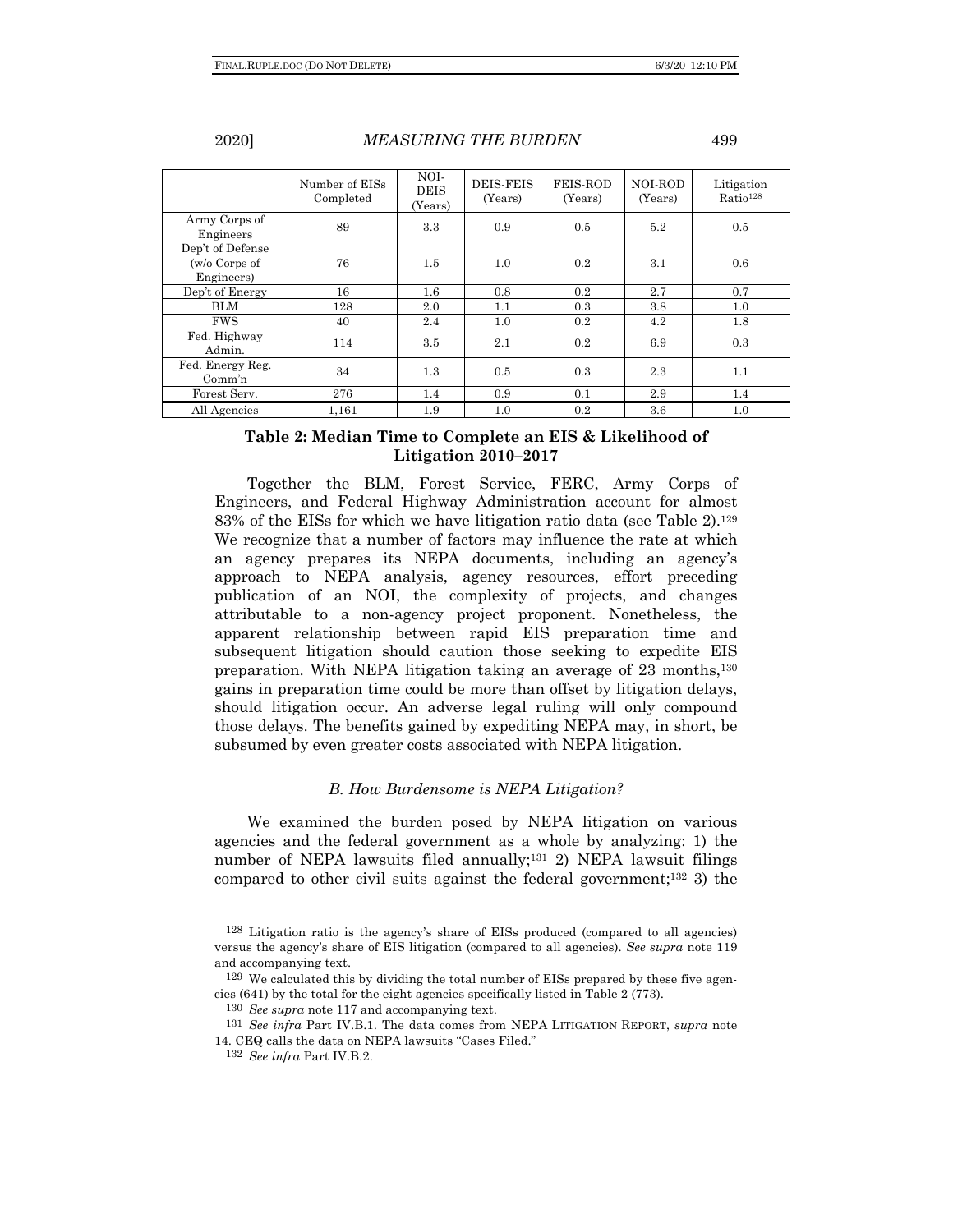| | Number of EISs Completed | NOI-DEIS (Years) | DEIS-FEIS (Years) | FEIS-ROD (Years) | NOI-ROD (Years) | Litigation Ratio[128] |
|---|---|---|---|---|---|---|
| Army Corps of Engineers | 89 | 3.3 | 0.9 | 0.5 | 5.2 | 0.5 |
| Dep't of Defense (w/o Corps of Engineers) | 76 | 1.5 | 1.0 | 0.2 | 3.1 | 0.6 |
| Dep't of Energy | 16 | 1.6 | 0.8 | 0.2 | 2.7 | 0.7 |
| BLM | 128 | 2.0 | 1.1 | 0.3 | 3.8 | 1.0 |
| FWS | 40 | 2.4 | 1.0 | 0.2 | 4.2 | 1.8 |
| Fed. Highway Admin. | 114 | 3.5 | 2.1 | 0.2 | 6.9 | 0.3 |
| Fed. Energy Reg. Comm'n | 34 | 1.3 | 0.5 | 0.3 | 2.3 | 1.1 |
| Forest Serv. | 276 | 1.4 | 0.9 | 0.1 | 2.9 | 1.4 |
| All Agencies | 1,161 | 1.9 | 1.0 | 0.2 | 3.6 | 1.0 |

**Table 2: Median Time to Complete an EIS & Likelihood of Litigation 2010–2017**

Together the BLM, Forest Service, FERC, Army Corps of Engineers, and Federal Highway Administration account for almost 83% of the EISs for which we have litigation ratio data (see Table 2).[129] We recognize that a number of factors may influence the rate at which an agency prepares its NEPA documents, including an agency's approach to NEPA analysis, agency resources, effort preceding publication of an NOI, the complexity of projects, and changes attributable to a non-agency project proponent. Nonetheless, the apparent relationship between rapid EIS preparation time and subsequent litigation should caution those seeking to expedite EIS preparation. With NEPA litigation taking an average of 23 months,[130] gains in preparation time could be more than offset by litigation delays, should litigation occur. An adverse legal ruling will only compound those delays. The benefits gained by expediting NEPA may, in short, be subsumed by even greater costs associated with NEPA litigation.

### *B. How Burdensome is NEPA Litigation?*

We examined the burden posed by NEPA litigation on various agencies and the federal government as a whole by analyzing: 1) the number of NEPA lawsuits filed annually;[131] 2) NEPA lawsuit filings compared to other civil suits against the federal government;[132] 3) the

---

[128] Litigation ratio is the agency's share of EISs produced (compared to all agencies) versus the agency's share of EIS litigation (compared to all agencies). *See supra* note 119 and accompanying text.

[129] We calculated this by dividing the total number of EISs prepared by these five agencies (641) by the total for the eight agencies specifically listed in Table 2 (773).

[130] *See supra* note 117 and accompanying text.

[131] *See infra* Part IV.B.1. The data comes from NEPA LITIGATION REPORT, *supra* note 14. CEQ calls the data on NEPA lawsuits "Cases Filed."

[132] *See infra* Part IV.B.2.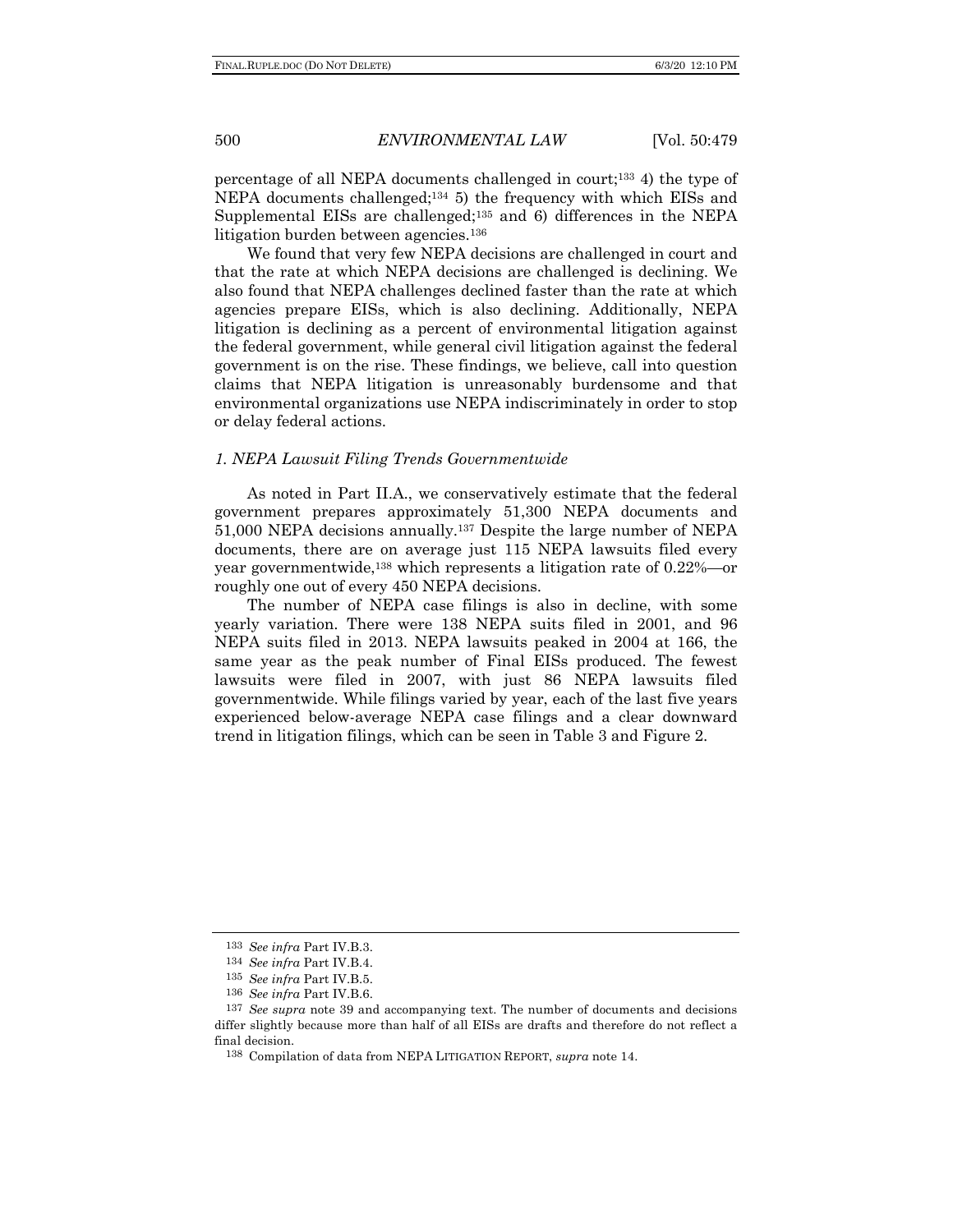percentage of all NEPA documents challenged in court;[133] 4) the type of NEPA documents challenged;[134] 5) the frequency with which EISs and Supplemental EISs are challenged;[135] and 6) differences in the NEPA litigation burden between agencies.[136]

We found that very few NEPA decisions are challenged in court and that the rate at which NEPA decisions are challenged is declining. We also found that NEPA challenges declined faster than the rate at which agencies prepare EISs, which is also declining. Additionally, NEPA litigation is declining as a percent of environmental litigation against the federal government, while general civil litigation against the federal government is on the rise. These findings, we believe, call into question claims that NEPA litigation is unreasonably burdensome and that environmental organizations use NEPA indiscriminately in order to stop or delay federal actions.

### *1. NEPA Lawsuit Filing Trends Governmentwide*

As noted in Part II.A., we conservatively estimate that the federal government prepares approximately 51,300 NEPA documents and 51,000 NEPA decisions annually.[137] Despite the large number of NEPA documents, there are on average just 115 NEPA lawsuits filed every year governmentwide,[138] which represents a litigation rate of 0.22%—or roughly one out of every 450 NEPA decisions.

The number of NEPA case filings is also in decline, with some yearly variation. There were 138 NEPA suits filed in 2001, and 96 NEPA suits filed in 2013. NEPA lawsuits peaked in 2004 at 166, the same year as the peak number of Final EISs produced. The fewest lawsuits were filed in 2007, with just 86 NEPA lawsuits filed governmentwide. While filings varied by year, each of the last five years experienced below-average NEPA case filings and a clear downward trend in litigation filings, which can be seen in Table 3 and Figure 2.

---

[133] *See infra* Part IV.B.3.

[134] *See infra* Part IV.B.4.

[135] *See infra* Part IV.B.5.

[136] *See infra* Part IV.B.6.

[137] *See supra* note 39 and accompanying text. The number of documents and decisions differ slightly because more than half of all EISs are drafts and therefore do not reflect a final decision.

[138] Compilation of data from NEPA LITIGATION REPORT, *supra* note 14.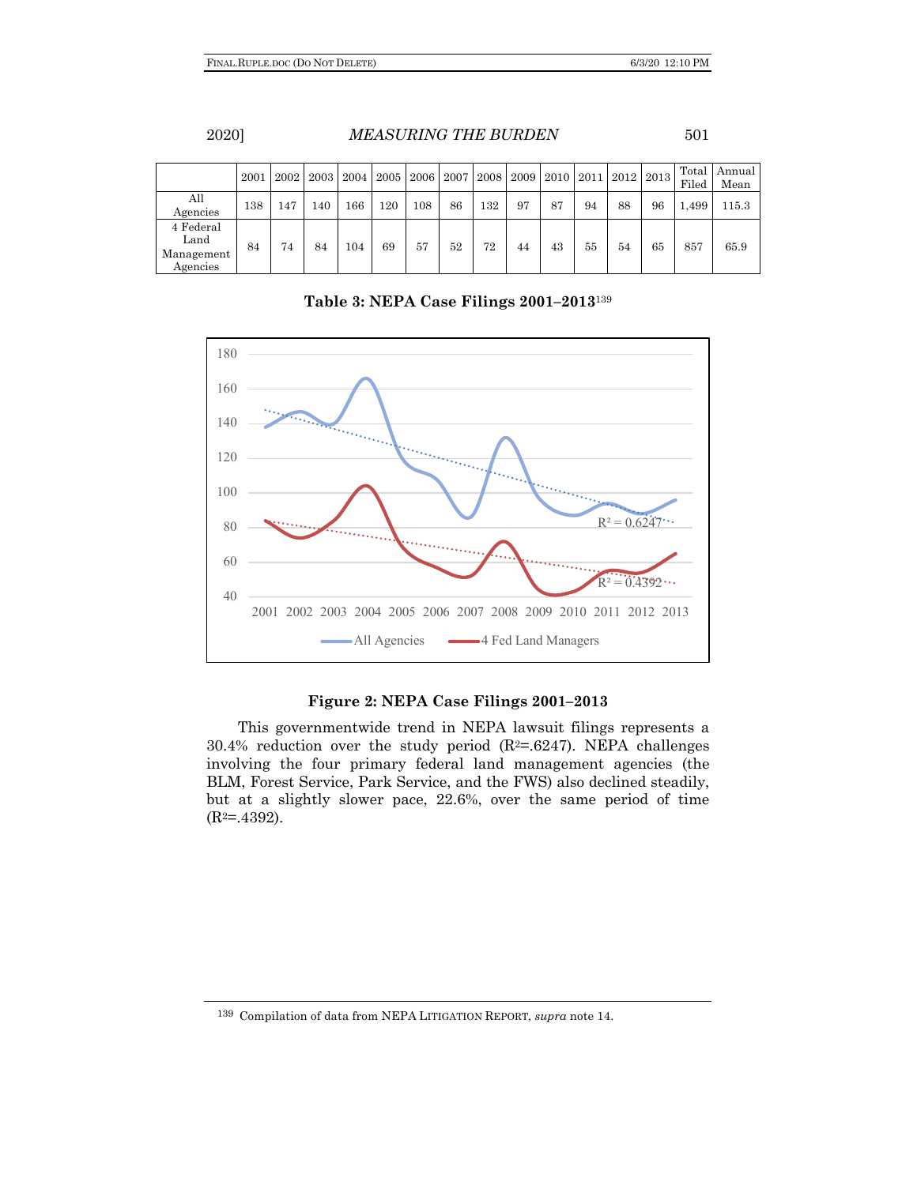| | 2001 | 2002 | 2003 | 2004 | 2005 | 2006 | 2007 | 2008 | 2009 | 2010 | 2011 | 2012 | 2013 | Total Filed | Annual Mean |
|---|---|---|---|---|---|---|---|---|---|---|---|---|---|---|---|
| All Agencies | 138 | 147 | 140 | 166 | 120 | 108 | 86 | 132 | 97 | 87 | 94 | 88 | 96 | 1,499 | 115.3 |
| 4 Federal Land Management Agencies | 84 | 74 | 84 | 104 | 69 | 57 | 52 | 72 | 44 | 43 | 55 | 54 | 65 | 857 | 65.9 |

**Table 3: NEPA Case Filings 2001–2013**[139]

**Figure 2: NEPA Case Filings 2001–2013**

This governmentwide trend in NEPA lawsuit filings represents a 30.4% reduction over the study period ($R^2$=.6247). NEPA challenges involving the four primary federal land management agencies (the BLM, Forest Service, Park Service, and the FWS) also declined steadily, but at a slightly slower pace, 22.6%, over the same period of time ($R^2$=.4392).

---

[139] Compilation of data from NEPA LITIGATION REPORT, *supra* note 14.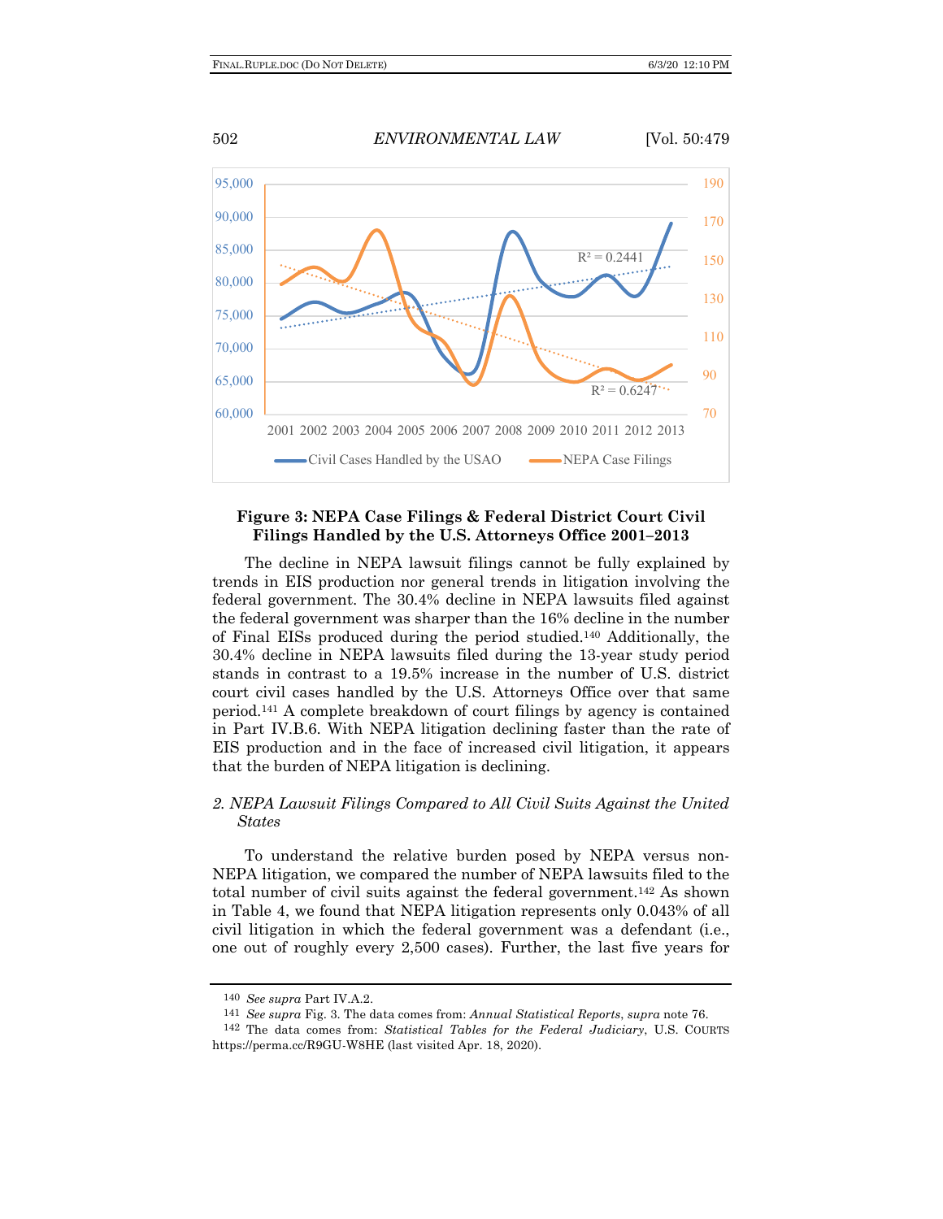**Figure 3: NEPA Case Filings & Federal District Court Civil Filings Handled by the U.S. Attorneys Office 2001–2013**

The decline in NEPA lawsuit filings cannot be fully explained by trends in EIS production nor general trends in litigation involving the federal government. The 30.4% decline in NEPA lawsuits filed against the federal government was sharper than the 16% decline in the number of Final EISs produced during the period studied.[140] Additionally, the 30.4% decline in NEPA lawsuits filed during the 13-year study period stands in contrast to a 19.5% increase in the number of U.S. district court civil cases handled by the U.S. Attorneys Office over that same period.[141] A complete breakdown of court filings by agency is contained in Part IV.B.6. With NEPA litigation declining faster than the rate of EIS production and in the face of increased civil litigation, it appears that the burden of NEPA litigation is declining.

### *2. NEPA Lawsuit Filings Compared to All Civil Suits Against the United States*

To understand the relative burden posed by NEPA versus non-NEPA litigation, we compared the number of NEPA lawsuits filed to the total number of civil suits against the federal government.[142] As shown in Table 4, we found that NEPA litigation represents only 0.043% of all civil litigation in which the federal government was a defendant (i.e., one out of roughly every 2,500 cases). Further, the last five years for

---

140 *See supra* Part IV.A.2.

141 *See supra* Fig. 3. The data comes from: *Annual Statistical Reports*, *supra* note 76.

142 The data comes from: *Statistical Tables for the Federal Judiciary*, U.S. COURTS https://perma.cc/R9GU-W8HE (last visited Apr. 18, 2020).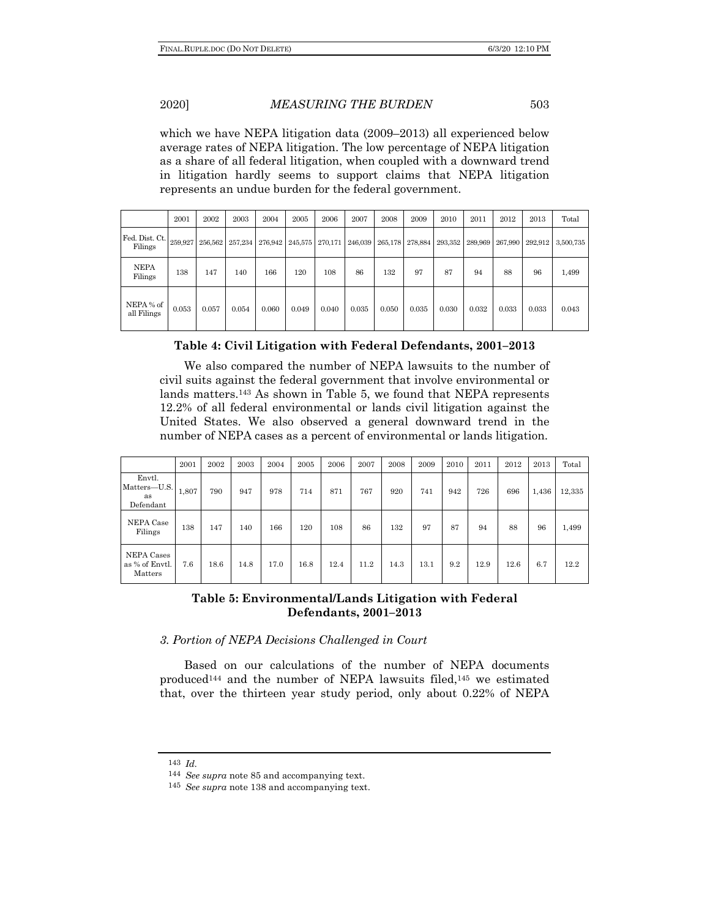which we have NEPA litigation data (2009–2013) all experienced below average rates of NEPA litigation. The low percentage of NEPA litigation as a share of all federal litigation, when coupled with a downward trend in litigation hardly seems to support claims that NEPA litigation represents an undue burden for the federal government.

| | 2001 | 2002 | 2003 | 2004 | 2005 | 2006 | 2007 | 2008 | 2009 | 2010 | 2011 | 2012 | 2013 | Total |
|---|---|---|---|---|---|---|---|---|---|---|---|---|---|---|
| Fed. Dist. Ct. Filings | 259,927 | 256,562 | 257,234 | 276,942 | 245,575 | 270,171 | 246,039 | 265,178 | 278,884 | 293,352 | 289,969 | 267,990 | 292,912 | 3,500,735 |
| NEPA Filings | 138 | 147 | 140 | 166 | 120 | 108 | 86 | 132 | 97 | 87 | 94 | 88 | 96 | 1,499 |
| NEPA % of all Filings | 0.053 | 0.057 | 0.054 | 0.060 | 0.049 | 0.040 | 0.035 | 0.050 | 0.035 | 0.030 | 0.032 | 0.033 | 0.033 | 0.043 |

**Table 4: Civil Litigation with Federal Defendants, 2001–2013**

We also compared the number of NEPA lawsuits to the number of civil suits against the federal government that involve environmental or lands matters.[143] As shown in Table 5, we found that NEPA represents 12.2% of all federal environmental or lands civil litigation against the United States. We also observed a general downward trend in the number of NEPA cases as a percent of environmental or lands litigation.

| | 2001 | 2002 | 2003 | 2004 | 2005 | 2006 | 2007 | 2008 | 2009 | 2010 | 2011 | 2012 | 2013 | Total |
|---|---|---|---|---|---|---|---|---|---|---|---|---|---|---|
| Envtl. Matters—U.S. as Defendant | 1,807 | 790 | 947 | 978 | 714 | 871 | 767 | 920 | 741 | 942 | 726 | 696 | 1,436 | 12,335 |
| NEPA Case Filings | 138 | 147 | 140 | 166 | 120 | 108 | 86 | 132 | 97 | 87 | 94 | 88 | 96 | 1,499 |
| NEPA Cases as % of Envtl. Matters | 7.6 | 18.6 | 14.8 | 17.0 | 16.8 | 12.4 | 11.2 | 14.3 | 13.1 | 9.2 | 12.9 | 12.6 | 6.7 | 12.2 |

**Table 5: Environmental/Lands Litigation with Federal Defendants, 2001–2013**

### *3. Portion of NEPA Decisions Challenged in Court*

Based on our calculations of the number of NEPA documents produced[144] and the number of NEPA lawsuits filed,[145] we estimated that, over the thirteen year study period, only about 0.22% of NEPA

---

[143] *Id.*

[144] *See supra* note 85 and accompanying text.

[145] *See supra* note 138 and accompanying text.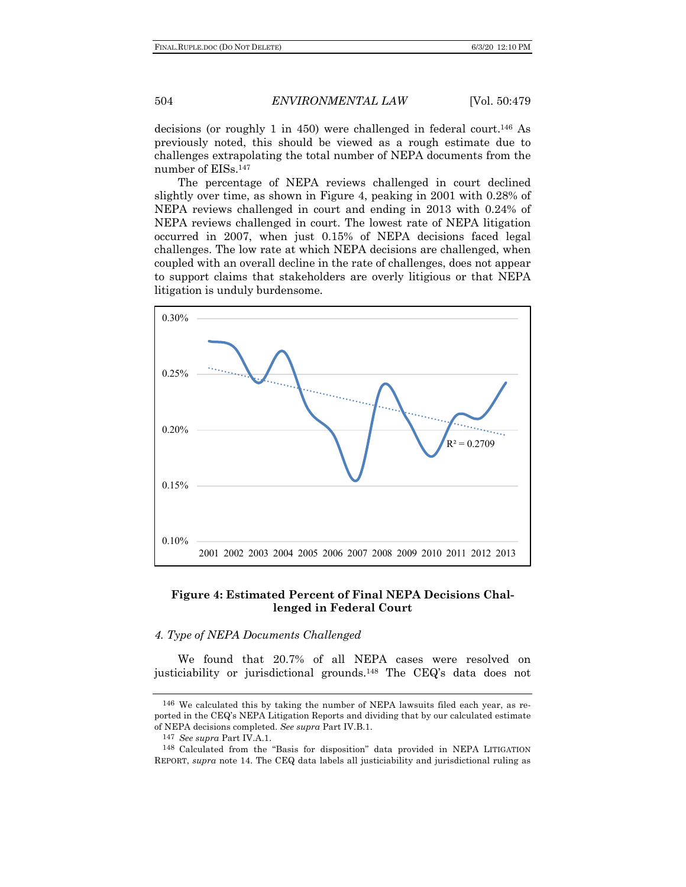decisions (or roughly 1 in 450) were challenged in federal court.[146] As previously noted, this should be viewed as a rough estimate due to challenges extrapolating the total number of NEPA documents from the number of EISs.[147]

The percentage of NEPA reviews challenged in court declined slightly over time, as shown in Figure 4, peaking in 2001 with 0.28% of NEPA reviews challenged in court and ending in 2013 with 0.24% of NEPA reviews challenged in court. The lowest rate of NEPA litigation occurred in 2007, when just 0.15% of NEPA decisions faced legal challenges. The low rate at which NEPA decisions are challenged, when coupled with an overall decline in the rate of challenges, does not appear to support claims that stakeholders are overly litigious or that NEPA litigation is unduly burdensome.

**Figure 4: Estimated Percent of Final NEPA Decisions Challenged in Federal Court**

#### *4. Type of NEPA Documents Challenged*

We found that 20.7% of all NEPA cases were resolved on justiciability or jurisdictional grounds.[148] The CEQ's data does not

---

[146] We calculated this by taking the number of NEPA lawsuits filed each year, as reported in the CEQ's NEPA Litigation Reports and dividing that by our calculated estimate of NEPA decisions completed. *See supra* Part IV.B.1.

[147] *See supra* Part IV.A.1.

[148] Calculated from the "Basis for disposition" data provided in NEPA LITIGATION REPORT, *supra* note 14. The CEQ data labels all justiciability and jurisdictional ruling as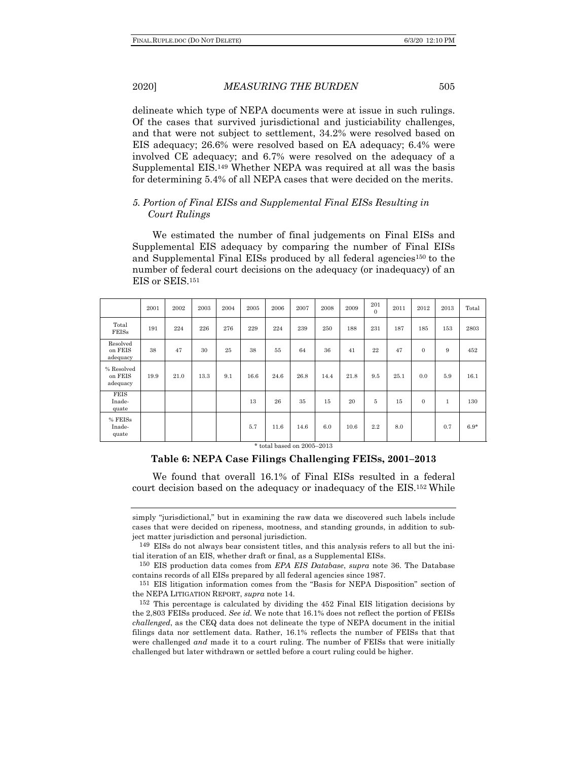delineate which type of NEPA documents were at issue in such rulings. Of the cases that survived jurisdictional and justiciability challenges, and that were not subject to settlement, 34.2% were resolved based on EIS adequacy; 26.6% were resolved based on EA adequacy; 6.4% were involved CE adequacy; and 6.7% were resolved on the adequacy of a Supplemental EIS.[149] Whether NEPA was required at all was the basis for determining 5.4% of all NEPA cases that were decided on the merits.

### *5. Portion of Final EISs and Supplemental Final EISs Resulting in Court Rulings*

We estimated the number of final judgements on Final EISs and Supplemental EIS adequacy by comparing the number of Final EISs and Supplemental Final EISs produced by all federal agencies[150] to the number of federal court decisions on the adequacy (or inadequacy) of an EIS or SEIS.[151]

| | 2001 | 2002 | 2003 | 2004 | 2005 | 2006 | 2007 | 2008 | 2009 | 2010 | 2011 | 2012 | 2013 | Total |
|---|---|---|---|---|---|---|---|---|---|---|---|---|---|---|
| Total FEISs | 191 | 224 | 226 | 276 | 229 | 224 | 239 | 250 | 188 | 231 | 187 | 185 | 153 | 2803 |
| Resolved on FEIS adequacy | 38 | 47 | 30 | 25 | 38 | 55 | 64 | 36 | 41 | 22 | 47 | 0 | 9 | 452 |
| % Resolved on FEIS adequacy | 19.9 | 21.0 | 13.3 | 9.1 | 16.6 | 24.6 | 26.8 | 14.4 | 21.8 | 9.5 | 25.1 | 0.0 | 5.9 | 16.1 |
| FEIS Inadequate | | | | | 13 | 26 | 35 | 15 | 20 | 5 | 15 | 0 | 1 | 130 |
| % FEISs Inadequate | | | | | 5.7 | 11.6 | 14.6 | 6.0 | 10.6 | 2.2 | 8.0 | | 0.7 | 6.9* |

* total based on 2005–2013

**Table 6: NEPA Case Filings Challenging FEISs, 2001–2013**

We found that overall 16.1% of Final EISs resulted in a federal court decision based on the adequacy or inadequacy of the EIS.[152] While

---

simply "jurisdictional," but in examining the raw data we discovered such labels include cases that were decided on ripeness, mootness, and standing grounds, in addition to subject matter jurisdiction and personal jurisdiction.

[149] EISs do not always bear consistent titles, and this analysis refers to all but the initial iteration of an EIS, whether draft or final, as a Supplemental EISs.

[150] EIS production data comes from *EPA EIS Database*, *supra* note 36. The Database contains records of all EISs prepared by all federal agencies since 1987.

[151] EIS litigation information comes from the "Basis for NEPA Disposition" section of the NEPA LITIGATION REPORT, *supra* note 14.

[152] This percentage is calculated by dividing the 452 Final EIS litigation decisions by the 2,803 FEISs produced. *See id.* We note that 16.1% does not reflect the portion of FEISs *challenged*, as the CEQ data does not delineate the type of NEPA document in the initial filings data nor settlement data. Rather, 16.1% reflects the number of FEISs that that were challenged *and* made it to a court ruling. The number of FEISs that were initially challenged but later withdrawn or settled before a court ruling could be higher.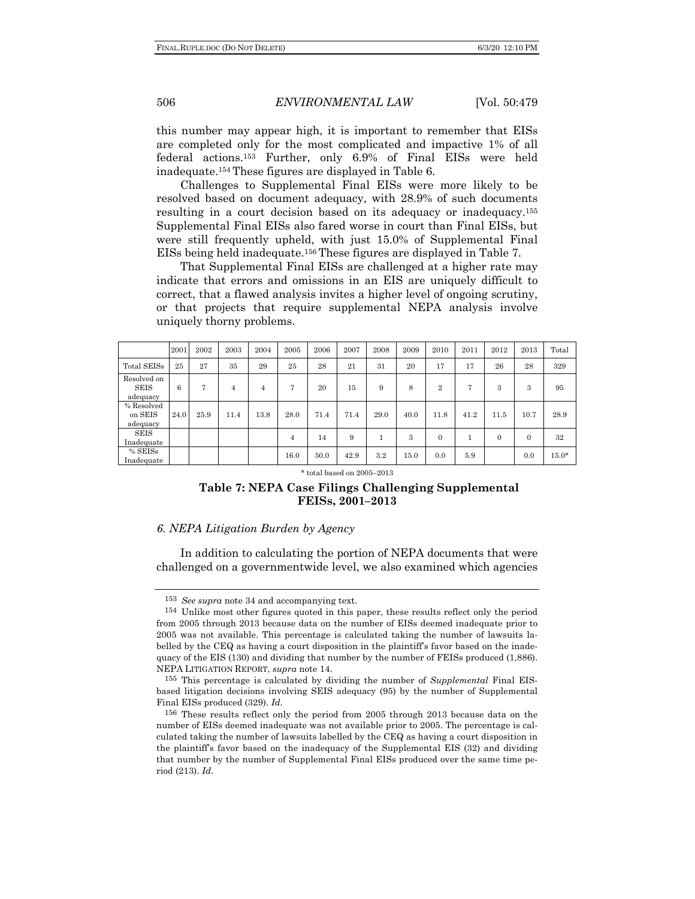this number may appear high, it is important to remember that EISs are completed only for the most complicated and impactive 1% of all federal actions.[153] Further, only 6.9% of Final EISs were held inadequate.[154] These figures are displayed in Table 6.

Challenges to Supplemental Final EISs were more likely to be resolved based on document adequacy, with 28.9% of such documents resulting in a court decision based on its adequacy or inadequacy.[155] Supplemental Final EISs also fared worse in court than Final EISs, but were still frequently upheld, with just 15.0% of Supplemental Final EISs being held inadequate.[156] These figures are displayed in Table 7.

That Supplemental Final EISs are challenged at a higher rate may indicate that errors and omissions in an EIS are uniquely difficult to correct, that a flawed analysis invites a higher level of ongoing scrutiny, or that projects that require supplemental NEPA analysis involve uniquely thorny problems.

| | 2001 | 2002 | 2003 | 2004 | 2005 | 2006 | 2007 | 2008 | 2009 | 2010 | 2011 | 2012 | 2013 | Total |
|---|---|---|---|---|---|---|---|---|---|---|---|---|---|---|
| Total SEISs | 25 | 27 | 35 | 29 | 25 | 28 | 21 | 31 | 20 | 17 | 17 | 26 | 28 | 329 |
| Resolved on SEIS adequacy | 6 | 7 | 4 | 4 | 7 | 20 | 15 | 9 | 8 | 2 | 7 | 3 | 3 | 95 |
| % Resolved on SEIS adequacy | 24.0 | 25.9 | 11.4 | 13.8 | 28.0 | 71.4 | 71.4 | 29.0 | 40.0 | 11.8 | 41.2 | 11.5 | 10.7 | 28.9 |
| SEIS Inadequate | | | | | 4 | 14 | 9 | 1 | 3 | 0 | 1 | 0 | 0 | 32 |
| % SEISs Inadequate | | | | | 16.0 | 50.0 | 42.9 | 3.2 | 15.0 | 0.0 | 5.9 | | 0.0 | 15.0* |

\* total based on 2005–2013

**Table 7: NEPA Case Filings Challenging Supplemental FEISs, 2001–2013**

### *6. NEPA Litigation Burden by Agency*

In addition to calculating the portion of NEPA documents that were challenged on a governmentwide level, we also examined which agencies

---

153 *See supra* note 34 and accompanying text.

154 Unlike most other figures quoted in this paper, these results reflect only the period from 2005 through 2013 because data on the number of EISs deemed inadequate prior to 2005 was not available. This percentage is calculated taking the number of lawsuits labelled by the CEQ as having a court disposition in the plaintiff's favor based on the inadequacy of the EIS (130) and dividing that number by the number of FEISs produced (1,886). NEPA LITIGATION REPORT, *supra* note 14.

155 This percentage is calculated by dividing the number of *Supplemental* Final EIS-based litigation decisions involving SEIS adequacy (95) by the number of Supplemental Final EISs produced (329). *Id.*

156 These results reflect only the period from 2005 through 2013 because data on the number of EISs deemed inadequate was not available prior to 2005. The percentage is calculated taking the number of lawsuits labelled by the CEQ as having a court disposition in the plaintiff's favor based on the inadequacy of the Supplemental EIS (32) and dividing that number by the number of Supplemental Final EISs produced over the same time period (213). *Id.*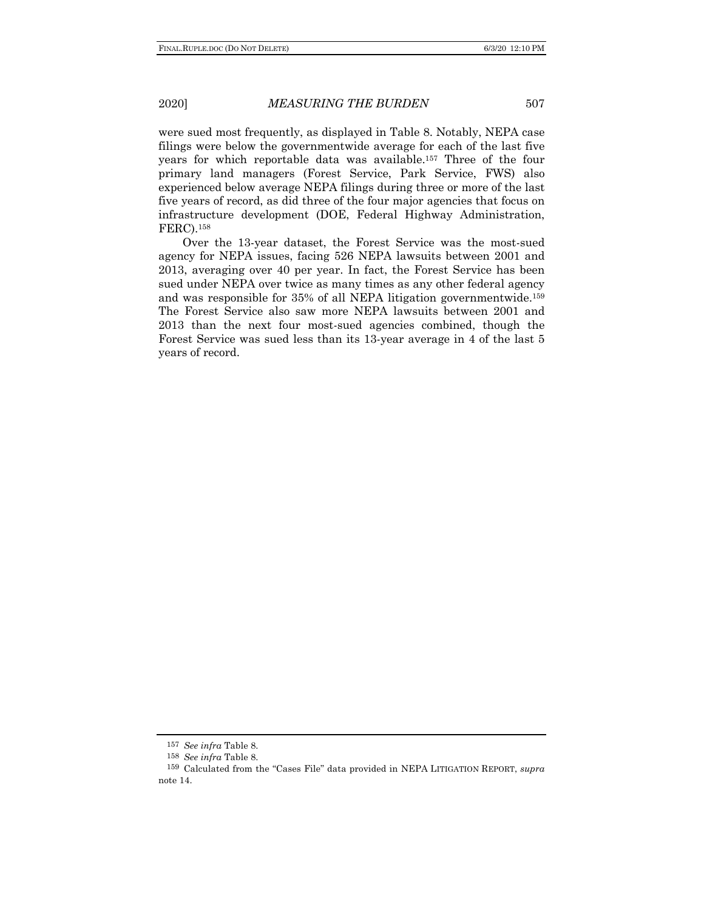were sued most frequently, as displayed in Table 8. Notably, NEPA case filings were below the governmentwide average for each of the last five years for which reportable data was available.[157] Three of the four primary land managers (Forest Service, Park Service, FWS) also experienced below average NEPA filings during three or more of the last five years of record, as did three of the four major agencies that focus on infrastructure development (DOE, Federal Highway Administration, FERC).[158]

Over the 13-year dataset, the Forest Service was the most-sued agency for NEPA issues, facing 526 NEPA lawsuits between 2001 and 2013, averaging over 40 per year. In fact, the Forest Service has been sued under NEPA over twice as many times as any other federal agency and was responsible for 35% of all NEPA litigation governmentwide.[159] The Forest Service also saw more NEPA lawsuits between 2001 and 2013 than the next four most-sued agencies combined, though the Forest Service was sued less than its 13-year average in 4 of the last 5 years of record.

---

157 *See infra* Table 8.

158 *See infra* Table 8.

159 Calculated from the "Cases File" data provided in NEPA LITIGATION REPORT, *supra* note 14.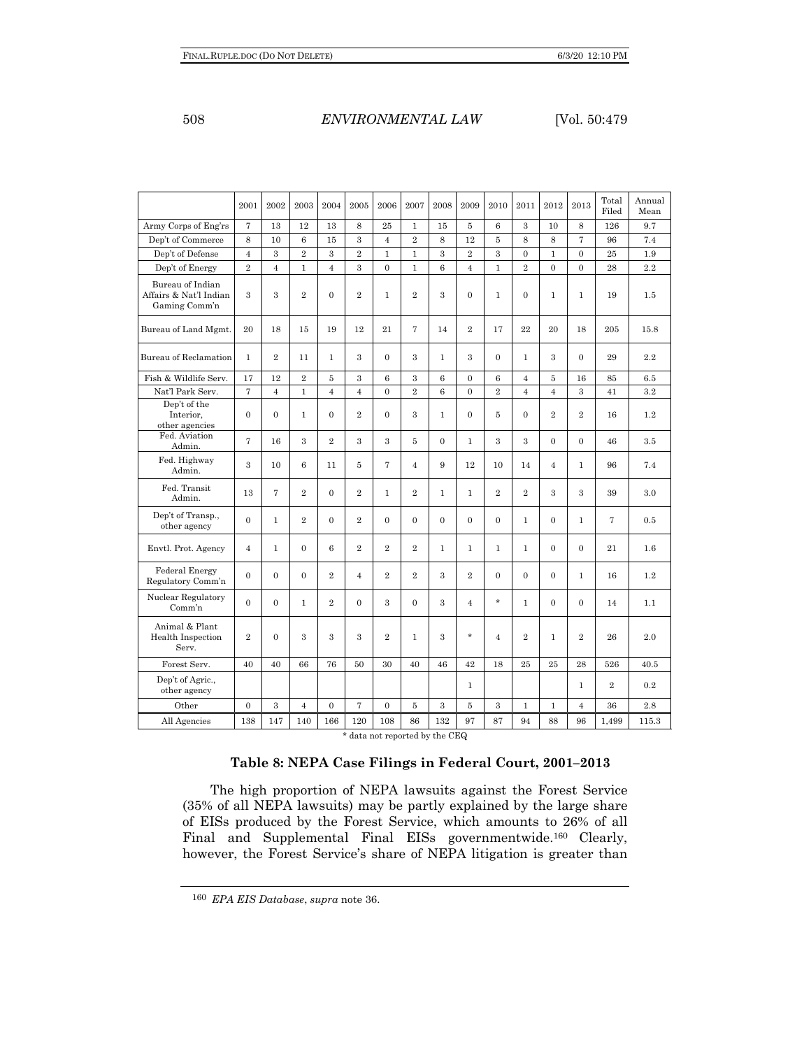| | 2001 | 2002 | 2003 | 2004 | 2005 | 2006 | 2007 | 2008 | 2009 | 2010 | 2011 | 2012 | 2013 | Total Filed | Annual Mean |
|---|---|---|---|---|---|---|---|---|---|---|---|---|---|---|---|
| Army Corps of Eng'rs | 7 | 13 | 12 | 13 | 8 | 25 | 1 | 15 | 5 | 6 | 3 | 10 | 8 | 126 | 9.7 |
| Dep't of Commerce | 8 | 10 | 6 | 15 | 3 | 4 | 2 | 8 | 12 | 5 | 8 | 8 | 7 | 96 | 7.4 |
| Dep't of Defense | 4 | 3 | 2 | 3 | 2 | 1 | 1 | 3 | 2 | 3 | 0 | 1 | 0 | 25 | 1.9 |
| Dep't of Energy | 2 | 4 | 1 | 4 | 3 | 0 | 1 | 6 | 4 | 1 | 2 | 0 | 0 | 28 | 2.2 |
| Bureau of Indian Affairs & Nat'l Indian Gaming Comm'n | 3 | 3 | 2 | 0 | 2 | 1 | 2 | 3 | 0 | 1 | 0 | 1 | 1 | 19 | 1.5 |
| Bureau of Land Mgmt. | 20 | 18 | 15 | 19 | 12 | 21 | 7 | 14 | 2 | 17 | 22 | 20 | 18 | 205 | 15.8 |
| Bureau of Reclamation | 1 | 2 | 11 | 1 | 3 | 0 | 3 | 1 | 3 | 0 | 1 | 3 | 0 | 29 | 2.2 |
| Fish & Wildlife Serv. | 17 | 12 | 2 | 5 | 3 | 6 | 3 | 6 | 0 | 6 | 4 | 5 | 16 | 85 | 6.5 |
| Nat'l Park Serv. | 7 | 4 | 1 | 4 | 4 | 0 | 2 | 6 | 0 | 2 | 4 | 4 | 3 | 41 | 3.2 |
| Dep't of the Interior, other agencies | 0 | 0 | 1 | 0 | 2 | 0 | 3 | 1 | 0 | 5 | 0 | 2 | 2 | 16 | 1.2 |
| Fed. Aviation Admin. | 7 | 16 | 3 | 2 | 3 | 3 | 5 | 0 | 1 | 3 | 3 | 0 | 0 | 46 | 3.5 |
| Fed. Highway Admin. | 3 | 10 | 6 | 11 | 5 | 7 | 4 | 9 | 12 | 10 | 14 | 4 | 1 | 96 | 7.4 |
| Fed. Transit Admin. | 13 | 7 | 2 | 0 | 2 | 1 | 2 | 1 | 1 | 2 | 2 | 3 | 3 | 39 | 3.0 |
| Dep't of Transp., other agency | 0 | 1 | 2 | 0 | 2 | 0 | 0 | 0 | 0 | 0 | 1 | 0 | 1 | 7 | 0.5 |
| Envtl. Prot. Agency | 4 | 1 | 0 | 6 | 2 | 2 | 2 | 1 | 1 | 1 | 1 | 0 | 0 | 21 | 1.6 |
| Federal Energy Regulatory Comm'n | 0 | 0 | 0 | 2 | 4 | 2 | 2 | 3 | 2 | 0 | 0 | 0 | 1 | 16 | 1.2 |
| Nuclear Regulatory Comm'n | 0 | 0 | 1 | 2 | 0 | 3 | 0 | 3 | 4 | * | 1 | 0 | 0 | 14 | 1.1 |
| Animal & Plant Health Inspection Serv. | 2 | 0 | 3 | 3 | 3 | 2 | 1 | 3 | * | 4 | 2 | 1 | 2 | 26 | 2.0 |
| Forest Serv. | 40 | 40 | 66 | 76 | 50 | 30 | 40 | 46 | 42 | 18 | 25 | 25 | 28 | 526 | 40.5 |
| Dep't of Agric., other agency | | | | | | | | | 1 | | | | 1 | 2 | 0.2 |
| Other | 0 | 3 | 4 | 0 | 7 | 0 | 5 | 3 | 5 | 3 | 1 | 1 | 4 | 36 | 2.8 |
| All Agencies | 138 | 147 | 140 | 166 | 120 | 108 | 86 | 132 | 97 | 87 | 94 | 88 | 96 | 1,499 | 115.3 |

\* data not reported by the CEQ

**Table 8: NEPA Case Filings in Federal Court, 2001–2013**

The high proportion of NEPA lawsuits against the Forest Service (35% of all NEPA lawsuits) may be partly explained by the large share of EISs produced by the Forest Service, which amounts to 26% of all Final and Supplemental Final EISs governmentwide.[160] Clearly, however, the Forest Service's share of NEPA litigation is greater than

[160] *EPA EIS Database*, *supra* note 36.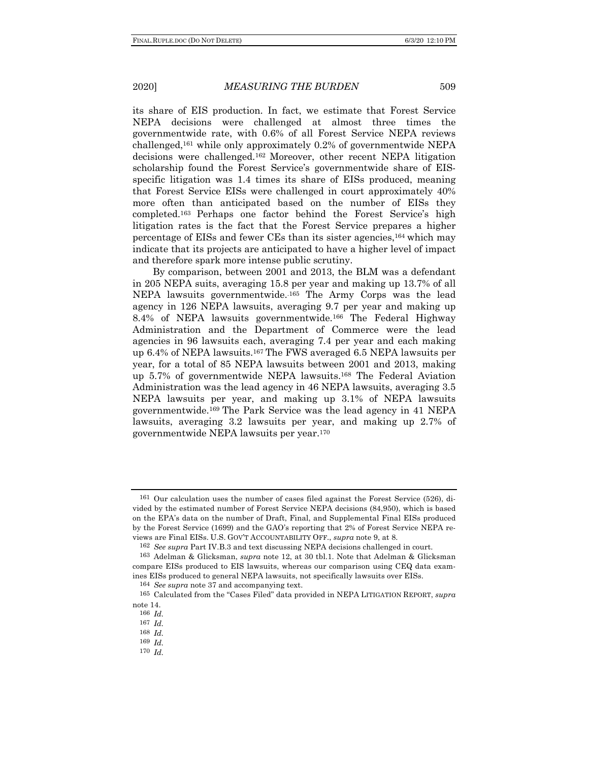its share of EIS production. In fact, we estimate that Forest Service NEPA decisions were challenged at almost three times the governmentwide rate, with 0.6% of all Forest Service NEPA reviews challenged,[161] while only approximately 0.2% of governmentwide NEPA decisions were challenged.[162] Moreover, other recent NEPA litigation scholarship found the Forest Service's governmentwide share of EIS-specific litigation was 1.4 times its share of EISs produced, meaning that Forest Service EISs were challenged in court approximately 40% more often than anticipated based on the number of EISs they completed.[163] Perhaps one factor behind the Forest Service's high litigation rates is the fact that the Forest Service prepares a higher percentage of EISs and fewer CEs than its sister agencies,[164] which may indicate that its projects are anticipated to have a higher level of impact and therefore spark more intense public scrutiny.

By comparison, between 2001 and 2013, the BLM was a defendant in 205 NEPA suits, averaging 15.8 per year and making up 13.7% of all NEPA lawsuits governmentwide.[165] The Army Corps was the lead agency in 126 NEPA lawsuits, averaging 9.7 per year and making up 8.4% of NEPA lawsuits governmentwide.[166] The Federal Highway Administration and the Department of Commerce were the lead agencies in 96 lawsuits each, averaging 7.4 per year and each making up 6.4% of NEPA lawsuits.[167] The FWS averaged 6.5 NEPA lawsuits per year, for a total of 85 NEPA lawsuits between 2001 and 2013, making up 5.7% of governmentwide NEPA lawsuits.[168] The Federal Aviation Administration was the lead agency in 46 NEPA lawsuits, averaging 3.5 NEPA lawsuits per year, and making up 3.1% of NEPA lawsuits governmentwide.[169] The Park Service was the lead agency in 41 NEPA lawsuits, averaging 3.2 lawsuits per year, and making up 2.7% of governmentwide NEPA lawsuits per year.[170]

---

161 Our calculation uses the number of cases filed against the Forest Service (526), divided by the estimated number of Forest Service NEPA decisions (84,950), which is based on the EPA's data on the number of Draft, Final, and Supplemental Final EISs produced by the Forest Service (1699) and the GAO's reporting that 2% of Forest Service NEPA reviews are Final EISs. U.S. GOV'T ACCOUNTABILITY OFF., *supra* note 9, at 8.

162 *See supra* Part IV.B.3 and text discussing NEPA decisions challenged in court.

163 Adelman & Glicksman, *supra* note 12, at 30 tbl.1. Note that Adelman & Glicksman compare EISs produced to EIS lawsuits, whereas our comparison using CEQ data examines EISs produced to general NEPA lawsuits, not specifically lawsuits over EISs.

164 *See supra* note 37 and accompanying text.

165 Calculated from the "Cases Filed" data provided in NEPA LITIGATION REPORT, *supra* note 14.

166 *Id.*

167 *Id.*

168 *Id.*

169 *Id.*

170 *Id.*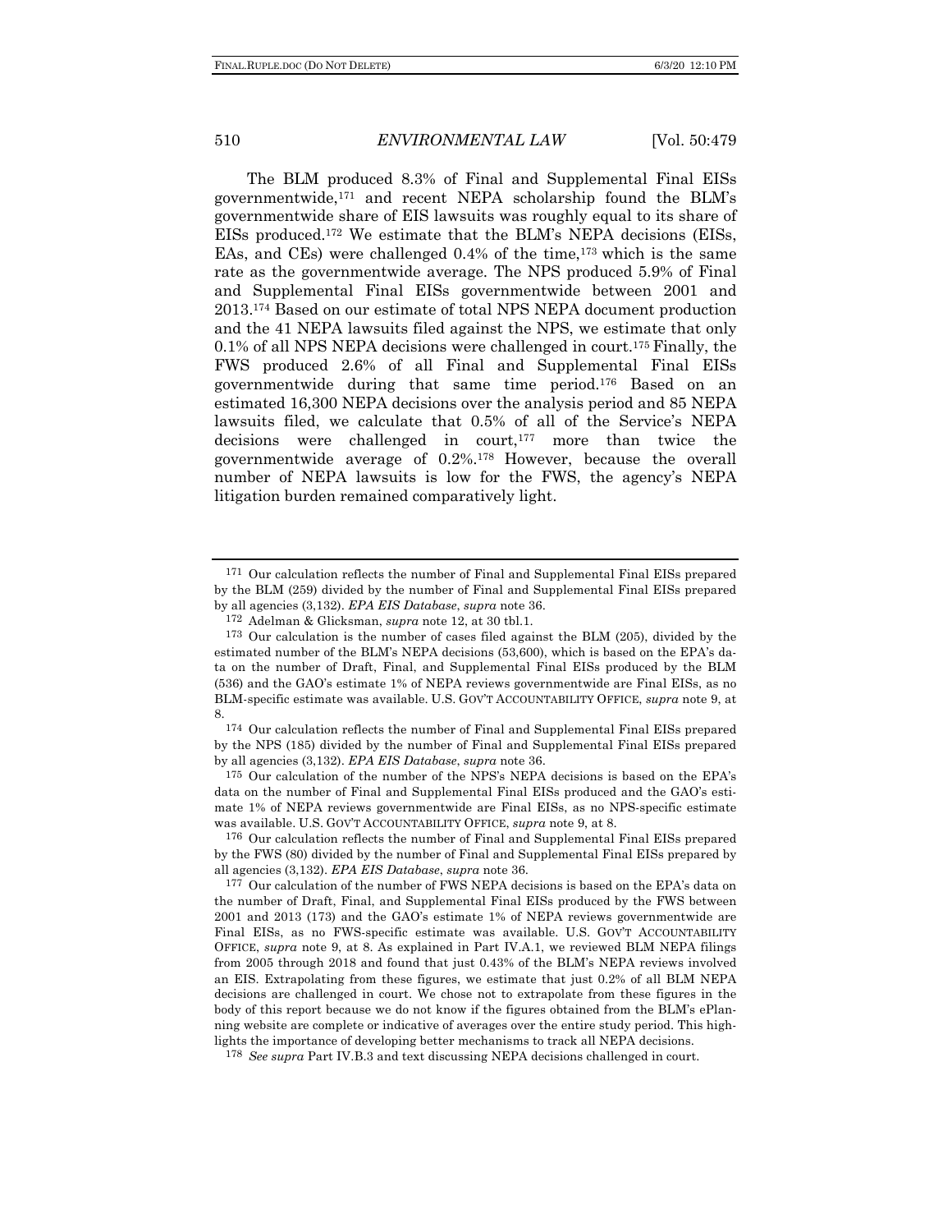The BLM produced 8.3% of Final and Supplemental Final EISs governmentwide,[171] and recent NEPA scholarship found the BLM's governmentwide share of EIS lawsuits was roughly equal to its share of EISs produced.[172] We estimate that the BLM's NEPA decisions (EISs, EAs, and CEs) were challenged 0.4% of the time,[173] which is the same rate as the governmentwide average. The NPS produced 5.9% of Final and Supplemental Final EISs governmentwide between 2001 and 2013.[174] Based on our estimate of total NPS NEPA document production and the 41 NEPA lawsuits filed against the NPS, we estimate that only 0.1% of all NPS NEPA decisions were challenged in court.[175] Finally, the FWS produced 2.6% of all Final and Supplemental Final EISs governmentwide during that same time period.[176] Based on an estimated 16,300 NEPA decisions over the analysis period and 85 NEPA lawsuits filed, we calculate that 0.5% of all of the Service's NEPA decisions were challenged in court,[177] more than twice the governmentwide average of 0.2%.[178] However, because the overall number of NEPA lawsuits is low for the FWS, the agency's NEPA litigation burden remained comparatively light.

---

[171] Our calculation reflects the number of Final and Supplemental Final EISs prepared by the BLM (259) divided by the number of Final and Supplemental Final EISs prepared by all agencies (3,132). *EPA EIS Database*, *supra* note 36.

[172] Adelman & Glicksman, *supra* note 12, at 30 tbl.1.

[173] Our calculation is the number of cases filed against the BLM (205), divided by the estimated number of the BLM's NEPA decisions (53,600), which is based on the EPA's data on the number of Draft, Final, and Supplemental Final EISs produced by the BLM (536) and the GAO's estimate 1% of NEPA reviews governmentwide are Final EISs, as no BLM-specific estimate was available. U.S. GOV'T ACCOUNTABILITY OFFICE, *supra* note 9, at 8.

[174] Our calculation reflects the number of Final and Supplemental Final EISs prepared by the NPS (185) divided by the number of Final and Supplemental Final EISs prepared by all agencies (3,132). *EPA EIS Database*, *supra* note 36.

[175] Our calculation of the number of the NPS's NEPA decisions is based on the EPA's data on the number of Final and Supplemental Final EISs produced and the GAO's estimate 1% of NEPA reviews governmentwide are Final EISs, as no NPS-specific estimate was available. U.S. GOV'T ACCOUNTABILITY OFFICE, *supra* note 9, at 8.

[176] Our calculation reflects the number of Final and Supplemental Final EISs prepared by the FWS (80) divided by the number of Final and Supplemental Final EISs prepared by all agencies (3,132). *EPA EIS Database*, *supra* note 36.

[177] Our calculation of the number of FWS NEPA decisions is based on the EPA's data on the number of Draft, Final, and Supplemental Final EISs produced by the FWS between 2001 and 2013 (173) and the GAO's estimate 1% of NEPA reviews governmentwide are Final EISs, as no FWS-specific estimate was available. U.S. GOV'T ACCOUNTABILITY OFFICE, *supra* note 9, at 8. As explained in Part IV.A.1, we reviewed BLM NEPA filings from 2005 through 2018 and found that just 0.43% of the BLM's NEPA reviews involved an EIS. Extrapolating from these figures, we estimate that just 0.2% of all BLM NEPA decisions are challenged in court. We chose not to extrapolate from these figures in the body of this report because we do not know if the figures obtained from the BLM's ePlanning website are complete or indicative of averages over the entire study period. This highlights the importance of developing better mechanisms to track all NEPA decisions.

[178] *See supra* Part IV.B.3 and text discussing NEPA decisions challenged in court.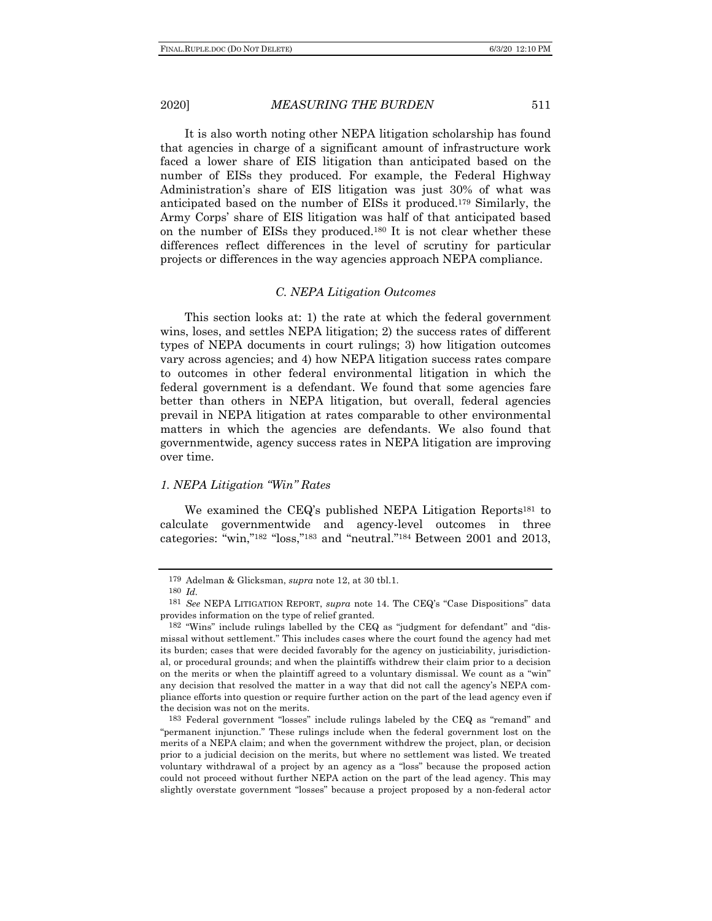It is also worth noting other NEPA litigation scholarship has found that agencies in charge of a significant amount of infrastructure work faced a lower share of EIS litigation than anticipated based on the number of EISs they produced. For example, the Federal Highway Administration's share of EIS litigation was just 30% of what was anticipated based on the number of EISs it produced.[179] Similarly, the Army Corps' share of EIS litigation was half of that anticipated based on the number of EISs they produced.[180] It is not clear whether these differences reflect differences in the level of scrutiny for particular projects or differences in the way agencies approach NEPA compliance.

### *C. NEPA Litigation Outcomes*

This section looks at: 1) the rate at which the federal government wins, loses, and settles NEPA litigation; 2) the success rates of different types of NEPA documents in court rulings; 3) how litigation outcomes vary across agencies; and 4) how NEPA litigation success rates compare to outcomes in other federal environmental litigation in which the federal government is a defendant. We found that some agencies fare better than others in NEPA litigation, but overall, federal agencies prevail in NEPA litigation at rates comparable to other environmental matters in which the agencies are defendants. We also found that governmentwide, agency success rates in NEPA litigation are improving over time.

#### *1. NEPA Litigation "Win" Rates*

We examined the CEQ's published NEPA Litigation Reports[181] to calculate governmentwide and agency-level outcomes in three categories: "win,"[182] "loss,"[183] and "neutral."[184] Between 2001 and 2013,

---

[179] Adelman & Glicksman, *supra* note 12, at 30 tbl.1.

[180] *Id.*

[181] *See* NEPA LITIGATION REPORT, *supra* note 14. The CEQ's "Case Dispositions" data provides information on the type of relief granted.

[182] "Wins" include rulings labelled by the CEQ as "judgment for defendant" and "dismissal without settlement." This includes cases where the court found the agency had met its burden; cases that were decided favorably for the agency on justiciability, jurisdictional, or procedural grounds; and when the plaintiffs withdrew their claim prior to a decision on the merits or when the plaintiff agreed to a voluntary dismissal. We count as a "win" any decision that resolved the matter in a way that did not call the agency's NEPA compliance efforts into question or require further action on the part of the lead agency even if the decision was not on the merits.

[183] Federal government "losses" include rulings labeled by the CEQ as "remand" and "permanent injunction." These rulings include when the federal government lost on the merits of a NEPA claim; and when the government withdrew the project, plan, or decision prior to a judicial decision on the merits, but where no settlement was listed. We treated voluntary withdrawal of a project by an agency as a "loss" because the proposed action could not proceed without further NEPA action on the part of the lead agency. This may slightly overstate government "losses" because a project proposed by a non-federal actor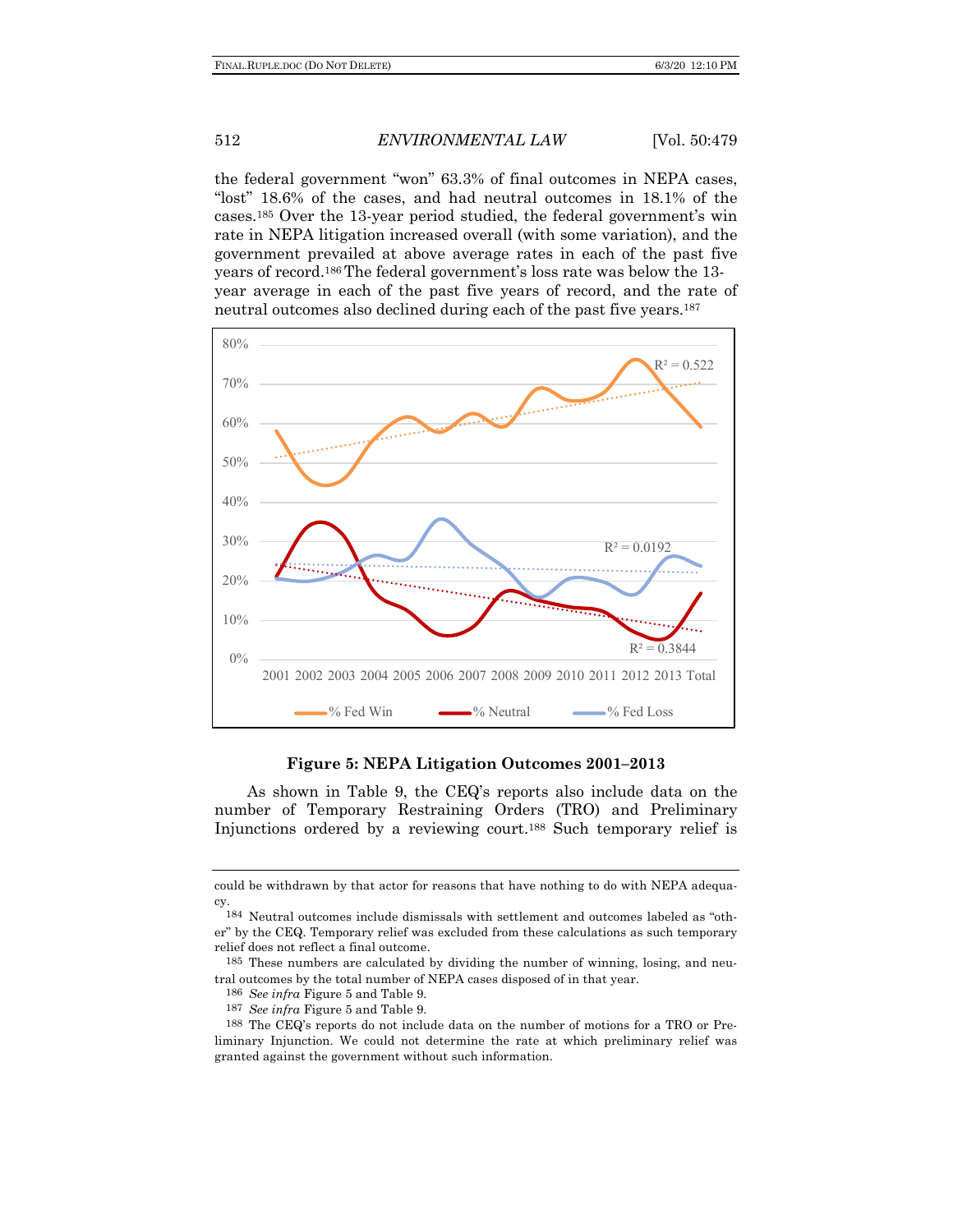the federal government "won" 63.3% of final outcomes in NEPA cases, "lost" 18.6% of the cases, and had neutral outcomes in 18.1% of the cases.[185] Over the 13-year period studied, the federal government's win rate in NEPA litigation increased overall (with some variation), and the government prevailed at above average rates in each of the past five years of record.[186] The federal government's loss rate was below the 13-year average in each of the past five years of record, and the rate of neutral outcomes also declined during each of the past five years.[187]

**Figure 5: NEPA Litigation Outcomes 2001–2013**

As shown in Table 9, the CEQ's reports also include data on the number of Temporary Restraining Orders (TRO) and Preliminary Injunctions ordered by a reviewing court.[188] Such temporary relief is

---

could be withdrawn by that actor for reasons that have nothing to do with NEPA adequacy.

[184] Neutral outcomes include dismissals with settlement and outcomes labeled as "other" by the CEQ. Temporary relief was excluded from these calculations as such temporary relief does not reflect a final outcome.

[185] These numbers are calculated by dividing the number of winning, losing, and neutral outcomes by the total number of NEPA cases disposed of in that year.

[186] *See infra* Figure 5 and Table 9.

[187] *See infra* Figure 5 and Table 9.

[188] The CEQ's reports do not include data on the number of motions for a TRO or Preliminary Injunction. We could not determine the rate at which preliminary relief was granted against the government without such information.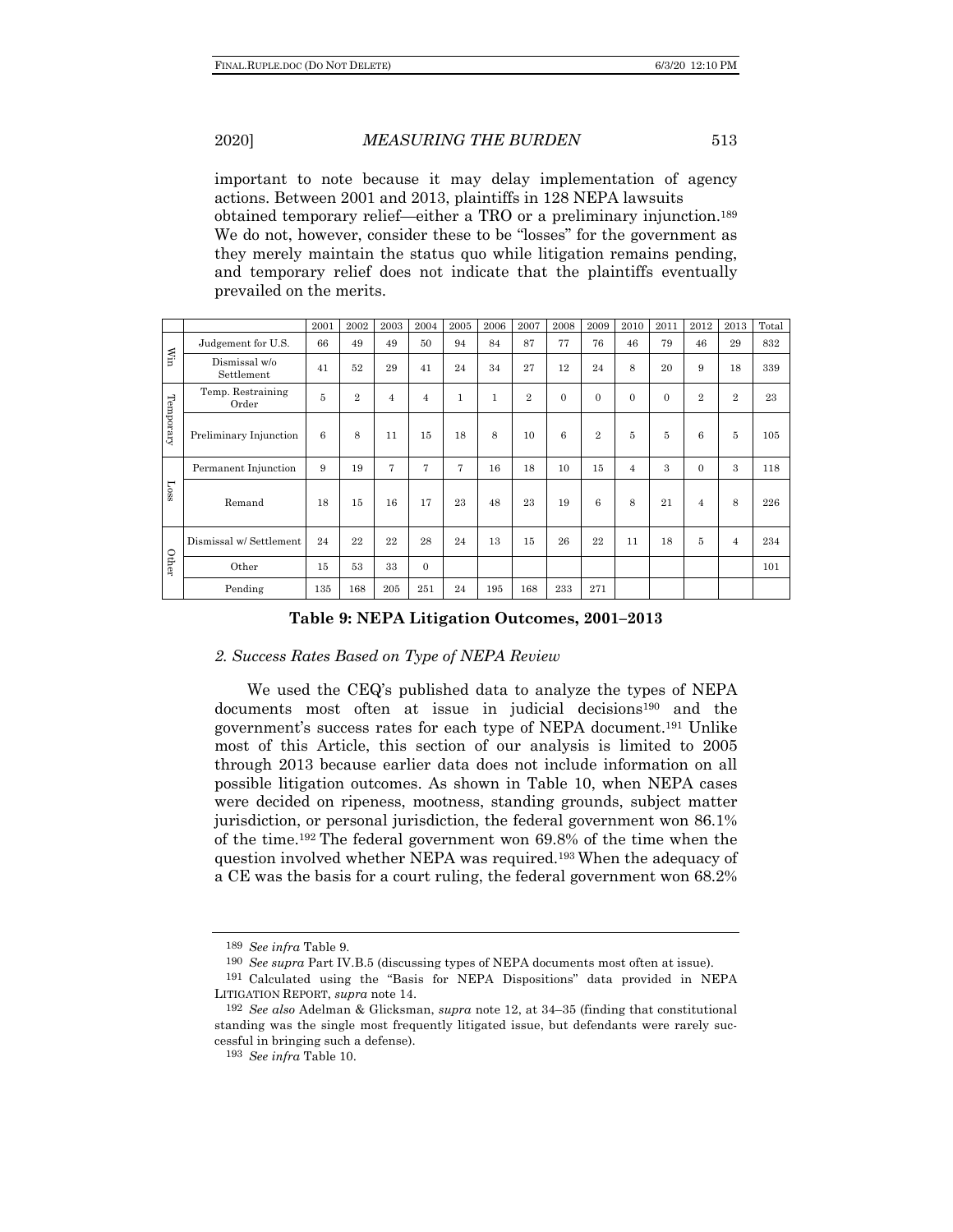important to note because it may delay implementation of agency actions. Between 2001 and 2013, plaintiffs in 128 NEPA lawsuits obtained temporary relief—either a TRO or a preliminary injunction.[189] We do not, however, consider these to be "losses" for the government as they merely maintain the status quo while litigation remains pending, and temporary relief does not indicate that the plaintiffs eventually prevailed on the merits.

| | | 2001 | 2002 | 2003 | 2004 | 2005 | 2006 | 2007 | 2008 | 2009 | 2010 | 2011 | 2012 | 2013 | Total |
|---|---|---|---|---|---|---|---|---|---|---|---|---|---|---|---|
| Win | Judgement for U.S. | 66 | 49 | 49 | 50 | 94 | 84 | 87 | 77 | 76 | 46 | 79 | 46 | 29 | 832 |
| | Dismissal w/o Settlement | 41 | 52 | 29 | 41 | 24 | 34 | 27 | 12 | 24 | 8 | 20 | 9 | 18 | 339 |
| Temporary | Temp. Restraining Order | 5 | 2 | 4 | 4 | 1 | 1 | 2 | 0 | 0 | 0 | 0 | 2 | 2 | 23 |
| | Preliminary Injunction | 6 | 8 | 11 | 15 | 18 | 8 | 10 | 6 | 2 | 5 | 5 | 6 | 5 | 105 |
| Loss | Permanent Injunction | 9 | 19 | 7 | 7 | 7 | 16 | 18 | 10 | 15 | 4 | 3 | 0 | 3 | 118 |
| | Remand | 18 | 15 | 16 | 17 | 23 | 48 | 23 | 19 | 6 | 8 | 21 | 4 | 8 | 226 |
| Other | Dismissal w/ Settlement | 24 | 22 | 22 | 28 | 24 | 13 | 15 | 26 | 22 | 11 | 18 | 5 | 4 | 234 |
| | Other | 15 | 53 | 33 | 0 | | | | | | | | | | 101 |
| | Pending | 135 | 168 | 205 | 251 | 24 | 195 | 168 | 233 | 271 | | | | | |

**Table 9: NEPA Litigation Outcomes, 2001–2013**

### *2. Success Rates Based on Type of NEPA Review*

We used the CEQ's published data to analyze the types of NEPA documents most often at issue in judicial decisions[190] and the government's success rates for each type of NEPA document.[191] Unlike most of this Article, this section of our analysis is limited to 2005 through 2013 because earlier data does not include information on all possible litigation outcomes. As shown in Table 10, when NEPA cases were decided on ripeness, mootness, standing grounds, subject matter jurisdiction, or personal jurisdiction, the federal government won 86.1% of the time.[192] The federal government won 69.8% of the time when the question involved whether NEPA was required.[193] When the adequacy of a CE was the basis for a court ruling, the federal government won 68.2%

---

[189] *See infra* Table 9.

[190] *See supra* Part IV.B.5 (discussing types of NEPA documents most often at issue).

[191] Calculated using the "Basis for NEPA Dispositions" data provided in NEPA LITIGATION REPORT, *supra* note 14.

[192] *See also* Adelman & Glicksman, *supra* note 12, at 34–35 (finding that constitutional standing was the single most frequently litigated issue, but defendants were rarely successful in bringing such a defense).

[193] *See infra* Table 10.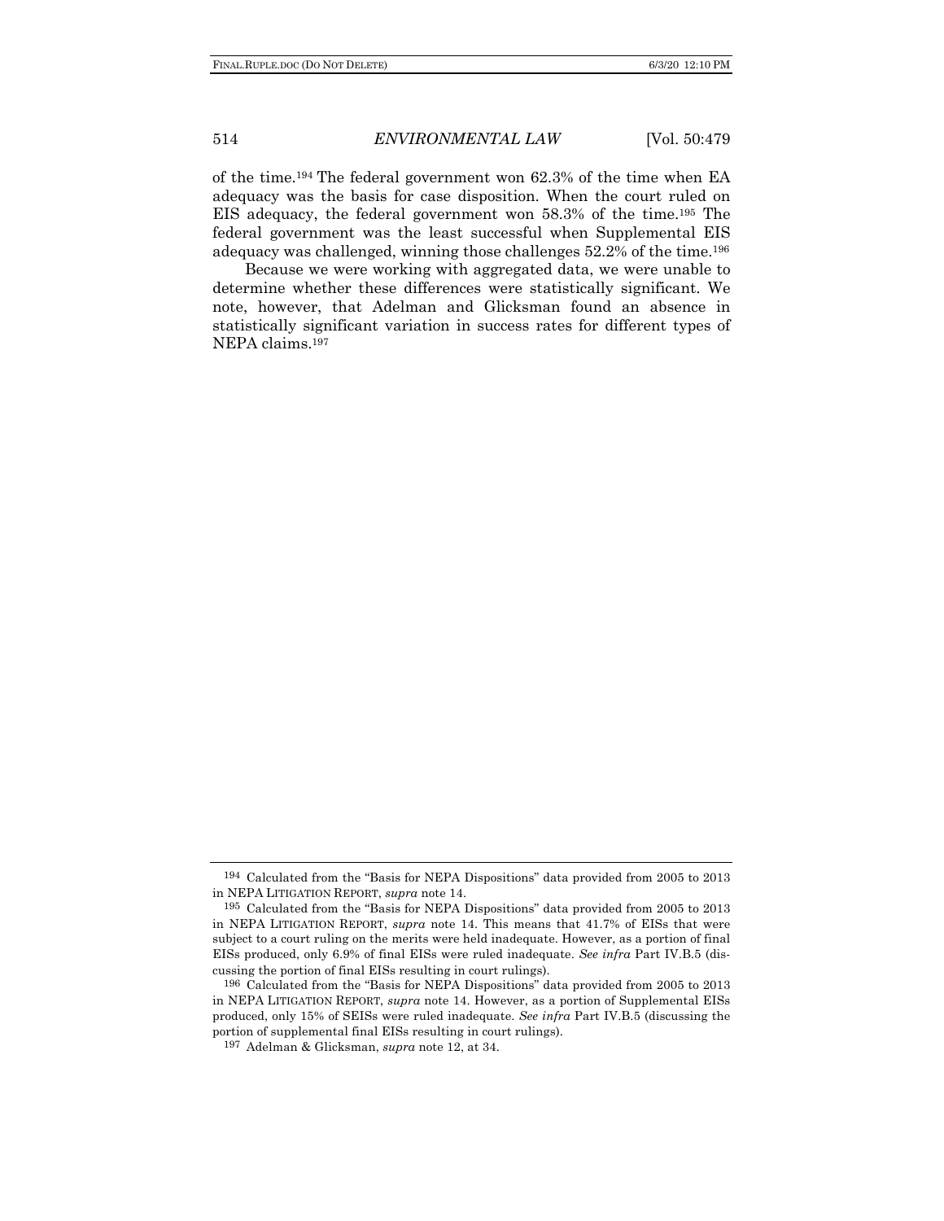of the time.[194] The federal government won 62.3% of the time when EA adequacy was the basis for case disposition. When the court ruled on EIS adequacy, the federal government won 58.3% of the time.[195] The federal government was the least successful when Supplemental EIS adequacy was challenged, winning those challenges 52.2% of the time.[196]

Because we were working with aggregated data, we were unable to determine whether these differences were statistically significant. We note, however, that Adelman and Glicksman found an absence in statistically significant variation in success rates for different types of NEPA claims.[197]

---

[194] Calculated from the "Basis for NEPA Dispositions" data provided from 2005 to 2013 in NEPA LITIGATION REPORT, *supra* note 14.

[195] Calculated from the "Basis for NEPA Dispositions" data provided from 2005 to 2013 in NEPA LITIGATION REPORT, *supra* note 14. This means that 41.7% of EISs that were subject to a court ruling on the merits were held inadequate. However, as a portion of final EISs produced, only 6.9% of final EISs were ruled inadequate. *See infra* Part IV.B.5 (discussing the portion of final EISs resulting in court rulings).

[196] Calculated from the "Basis for NEPA Dispositions" data provided from 2005 to 2013 in NEPA LITIGATION REPORT, *supra* note 14. However, as a portion of Supplemental EISs produced, only 15% of SEISs were ruled inadequate. *See infra* Part IV.B.5 (discussing the portion of supplemental final EISs resulting in court rulings).

[197] Adelman & Glicksman, *supra* note 12, at 34.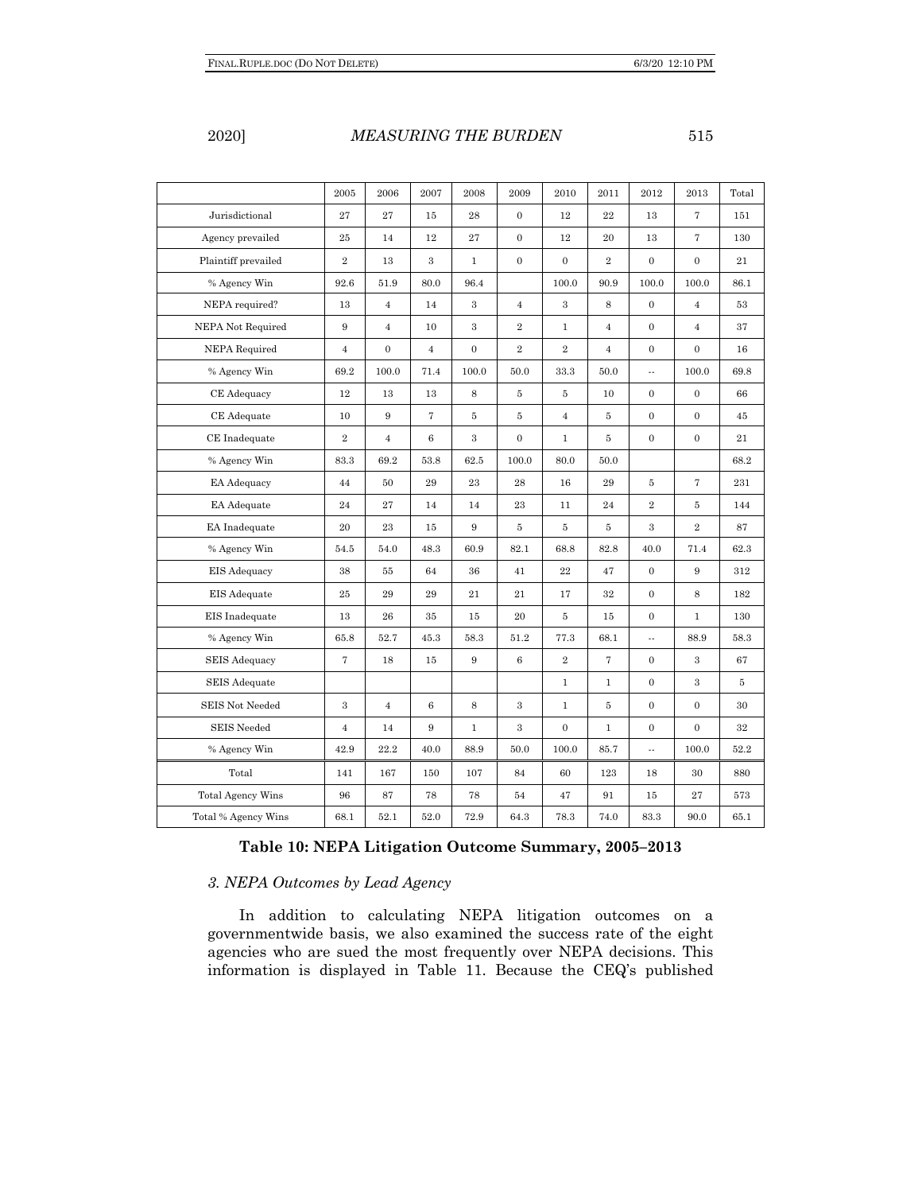| | 2005 | 2006 | 2007 | 2008 | 2009 | 2010 | 2011 | 2012 | 2013 | Total |
|---|---|---|---|---|---|---|---|---|---|---|
| Jurisdictional | 27 | 27 | 15 | 28 | 0 | 12 | 22 | 13 | 7 | 151 |
| Agency prevailed | 25 | 14 | 12 | 27 | 0 | 12 | 20 | 13 | 7 | 130 |
| Plaintiff prevailed | 2 | 13 | 3 | 1 | 0 | 0 | 2 | 0 | 0 | 21 |
| % Agency Win | 92.6 | 51.9 | 80.0 | 96.4 | | 100.0 | 90.9 | 100.0 | 100.0 | 86.1 |
| NEPA required? | 13 | 4 | 14 | 3 | 4 | 3 | 8 | 0 | 4 | 53 |
| NEPA Not Required | 9 | 4 | 10 | 3 | 2 | 1 | 4 | 0 | 4 | 37 |
| NEPA Required | 4 | 0 | 4 | 0 | 2 | 2 | 4 | 0 | 0 | 16 |
| % Agency Win | 69.2 | 100.0 | 71.4 | 100.0 | 50.0 | 33.3 | 50.0 | -- | 100.0 | 69.8 |
| CE Adequacy | 12 | 13 | 13 | 8 | 5 | 5 | 10 | 0 | 0 | 66 |
| CE Adequate | 10 | 9 | 7 | 5 | 5 | 4 | 5 | 0 | 0 | 45 |
| CE Inadequate | 2 | 4 | 6 | 3 | 0 | 1 | 5 | 0 | 0 | 21 |
| % Agency Win | 83.3 | 69.2 | 53.8 | 62.5 | 100.0 | 80.0 | 50.0 | | | 68.2 |
| EA Adequacy | 44 | 50 | 29 | 23 | 28 | 16 | 29 | 5 | 7 | 231 |
| EA Adequate | 24 | 27 | 14 | 14 | 23 | 11 | 24 | 2 | 5 | 144 |
| EA Inadequate | 20 | 23 | 15 | 9 | 5 | 5 | 5 | 3 | 2 | 87 |
| % Agency Win | 54.5 | 54.0 | 48.3 | 60.9 | 82.1 | 68.8 | 82.8 | 40.0 | 71.4 | 62.3 |
| EIS Adequacy | 38 | 55 | 64 | 36 | 41 | 22 | 47 | 0 | 9 | 312 |
| EIS Adequate | 25 | 29 | 29 | 21 | 21 | 17 | 32 | 0 | 8 | 182 |
| EIS Inadequate | 13 | 26 | 35 | 15 | 20 | 5 | 15 | 0 | 1 | 130 |
| % Agency Win | 65.8 | 52.7 | 45.3 | 58.3 | 51.2 | 77.3 | 68.1 | -- | 88.9 | 58.3 |
| SEIS Adequacy | 7 | 18 | 15 | 9 | 6 | 2 | 7 | 0 | 3 | 67 |
| SEIS Adequate | | | | | | 1 | 1 | 0 | 3 | 5 |
| SEIS Not Needed | 3 | 4 | 6 | 8 | 3 | 1 | 5 | 0 | 0 | 30 |
| SEIS Needed | 4 | 14 | 9 | 1 | 3 | 0 | 1 | 0 | 0 | 32 |
| % Agency Win | 42.9 | 22.2 | 40.0 | 88.9 | 50.0 | 100.0 | 85.7 | -- | 100.0 | 52.2 |
| Total | 141 | 167 | 150 | 107 | 84 | 60 | 123 | 18 | 30 | 880 |
| Total Agency Wins | 96 | 87 | 78 | 78 | 54 | 47 | 91 | 15 | 27 | 573 |
| Total % Agency Wins | 68.1 | 52.1 | 52.0 | 72.9 | 64.3 | 78.3 | 74.0 | 83.3 | 90.0 | 65.1 |

**Table 10: NEPA Litigation Outcome Summary, 2005–2013**

### *3. NEPA Outcomes by Lead Agency*

In addition to calculating NEPA litigation outcomes on a governmentwide basis, we also examined the success rate of the eight agencies who are sued the most frequently over NEPA decisions. This information is displayed in Table 11. Because the CEQ's published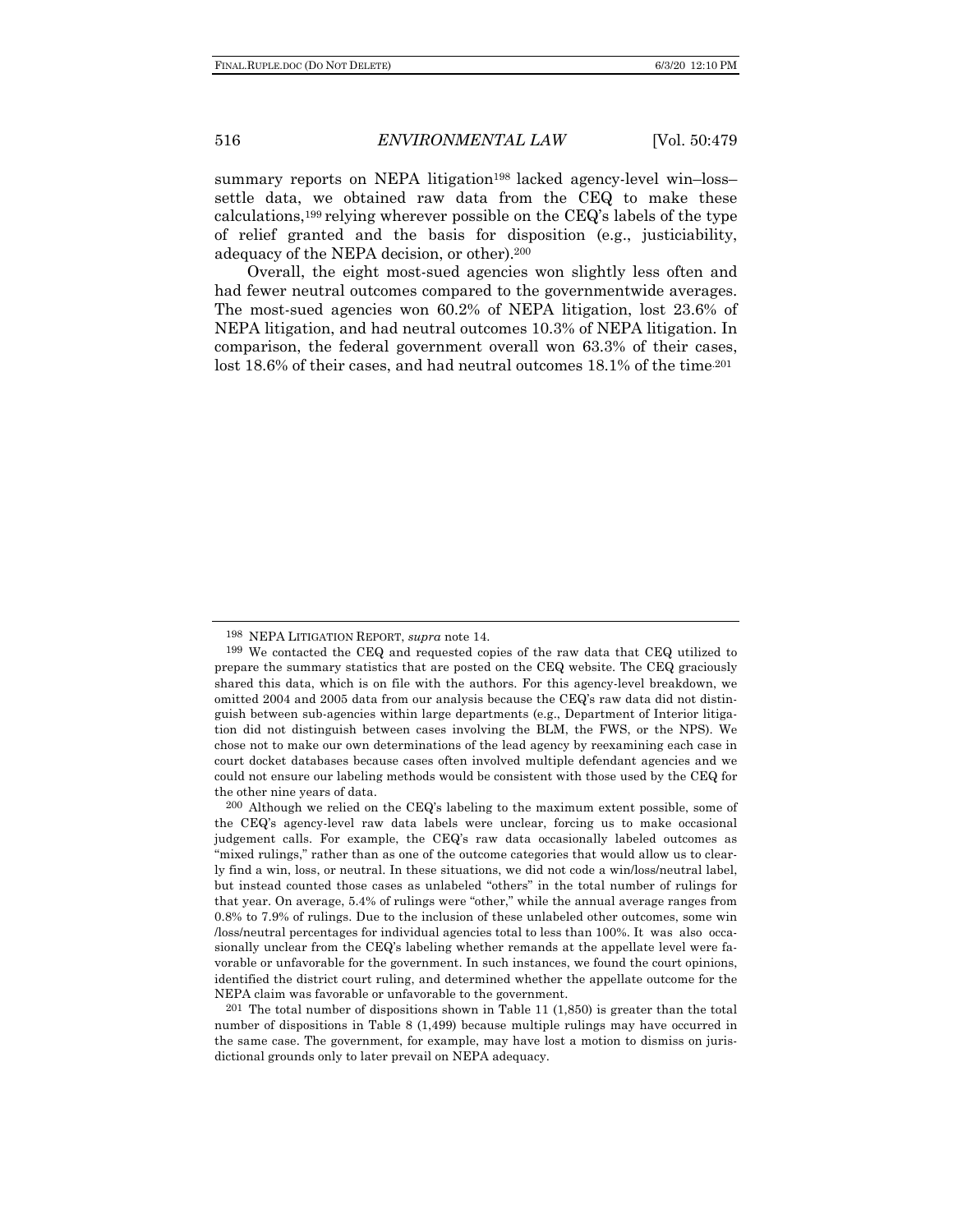summary reports on NEPA litigation[198] lacked agency-level win–loss–settle data, we obtained raw data from the CEQ to make these calculations,[199] relying wherever possible on the CEQ's labels of the type of relief granted and the basis for disposition (e.g., justiciability, adequacy of the NEPA decision, or other).[200]

Overall, the eight most-sued agencies won slightly less often and had fewer neutral outcomes compared to the governmentwide averages. The most-sued agencies won 60.2% of NEPA litigation, lost 23.6% of NEPA litigation, and had neutral outcomes 10.3% of NEPA litigation. In comparison, the federal government overall won 63.3% of their cases, lost 18.6% of their cases, and had neutral outcomes 18.1% of the time.[201]

---

[198] NEPA LITIGATION REPORT, *supra* note 14.

[199] We contacted the CEQ and requested copies of the raw data that CEQ utilized to prepare the summary statistics that are posted on the CEQ website. The CEQ graciously shared this data, which is on file with the authors. For this agency-level breakdown, we omitted 2004 and 2005 data from our analysis because the CEQ's raw data did not distinguish between sub-agencies within large departments (e.g., Department of Interior litigation did not distinguish between cases involving the BLM, the FWS, or the NPS). We chose not to make our own determinations of the lead agency by reexamining each case in court docket databases because cases often involved multiple defendant agencies and we could not ensure our labeling methods would be consistent with those used by the CEQ for the other nine years of data.

[200] Although we relied on the CEQ's labeling to the maximum extent possible, some of the CEQ's agency-level raw data labels were unclear, forcing us to make occasional judgement calls. For example, the CEQ's raw data occasionally labeled outcomes as "mixed rulings," rather than as one of the outcome categories that would allow us to clearly find a win, loss, or neutral. In these situations, we did not code a win/loss/neutral label, but instead counted those cases as unlabeled "others" in the total number of rulings for that year. On average, 5.4% of rulings were "other," while the annual average ranges from 0.8% to 7.9% of rulings. Due to the inclusion of these unlabeled other outcomes, some win /loss/neutral percentages for individual agencies total to less than 100%. It was also occasionally unclear from the CEQ's labeling whether remands at the appellate level were favorable or unfavorable for the government. In such instances, we found the court opinions, identified the district court ruling, and determined whether the appellate outcome for the NEPA claim was favorable or unfavorable to the government.

[201] The total number of dispositions shown in Table 11 (1,850) is greater than the total number of dispositions in Table 8 (1,499) because multiple rulings may have occurred in the same case. The government, for example, may have lost a motion to dismiss on jurisdictional grounds only to later prevail on NEPA adequacy.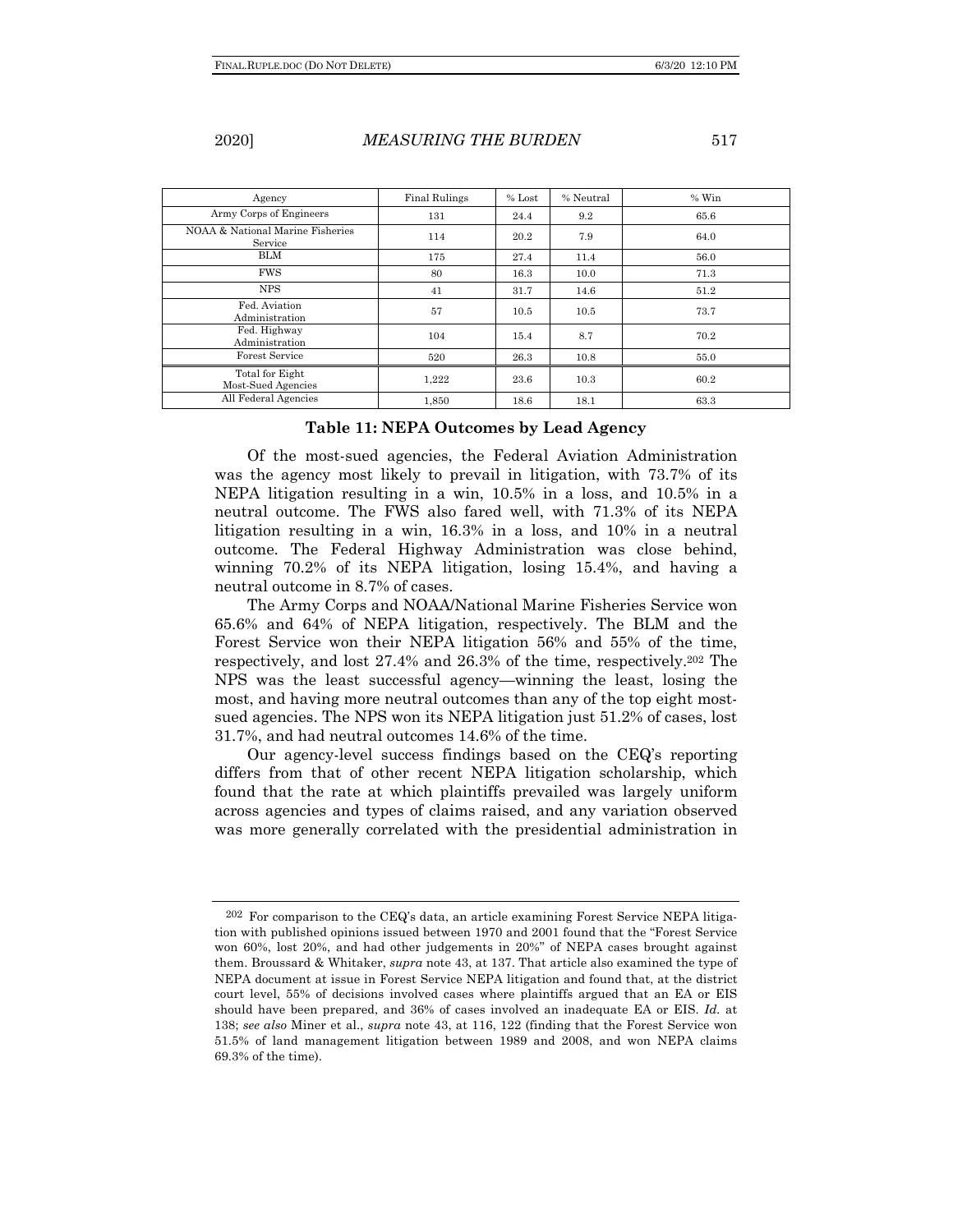| Agency | Final Rulings | % Lost | % Neutral | % Win |
|---|---|---|---|---|
| Army Corps of Engineers | 131 | 24.4 | 9.2 | 65.6 |
| NOAA & National Marine Fisheries Service | 114 | 20.2 | 7.9 | 64.0 |
| BLM | 175 | 27.4 | 11.4 | 56.0 |
| FWS | 80 | 16.3 | 10.0 | 71.3 |
| NPS | 41 | 31.7 | 14.6 | 51.2 |
| Fed. Aviation Administration | 57 | 10.5 | 10.5 | 73.7 |
| Fed. Highway Administration | 104 | 15.4 | 8.7 | 70.2 |
| Forest Service | 520 | 26.3 | 10.8 | 55.0 |
| Total for Eight Most-Sued Agencies | 1,222 | 23.6 | 10.3 | 60.2 |
| All Federal Agencies | 1,850 | 18.6 | 18.1 | 63.3 |

**Table 11: NEPA Outcomes by Lead Agency**

Of the most-sued agencies, the Federal Aviation Administration was the agency most likely to prevail in litigation, with 73.7% of its NEPA litigation resulting in a win, 10.5% in a loss, and 10.5% in a neutral outcome. The FWS also fared well, with 71.3% of its NEPA litigation resulting in a win, 16.3% in a loss, and 10% in a neutral outcome. The Federal Highway Administration was close behind, winning 70.2% of its NEPA litigation, losing 15.4%, and having a neutral outcome in 8.7% of cases.

The Army Corps and NOAA/National Marine Fisheries Service won 65.6% and 64% of NEPA litigation, respectively. The BLM and the Forest Service won their NEPA litigation 56% and 55% of the time, respectively, and lost 27.4% and 26.3% of the time, respectively.[202] The NPS was the least successful agency—winning the least, losing the most, and having more neutral outcomes than any of the top eight most-sued agencies. The NPS won its NEPA litigation just 51.2% of cases, lost 31.7%, and had neutral outcomes 14.6% of the time.

Our agency-level success findings based on the CEQ's reporting differs from that of other recent NEPA litigation scholarship, which found that the rate at which plaintiffs prevailed was largely uniform across agencies and types of claims raised, and any variation observed was more generally correlated with the presidential administration in

---

[202] For comparison to the CEQ's data, an article examining Forest Service NEPA litigation with published opinions issued between 1970 and 2001 found that the "Forest Service won 60%, lost 20%, and had other judgements in 20%" of NEPA cases brought against them. Broussard & Whitaker, *supra* note 43, at 137. That article also examined the type of NEPA document at issue in Forest Service NEPA litigation and found that, at the district court level, 55% of decisions involved cases where plaintiffs argued that an EA or EIS should have been prepared, and 36% of cases involved an inadequate EA or EIS. *Id.* at 138; *see also* Miner et al., *supra* note 43, at 116, 122 (finding that the Forest Service won 51.5% of land management litigation between 1989 and 2008, and won NEPA claims 69.3% of the time).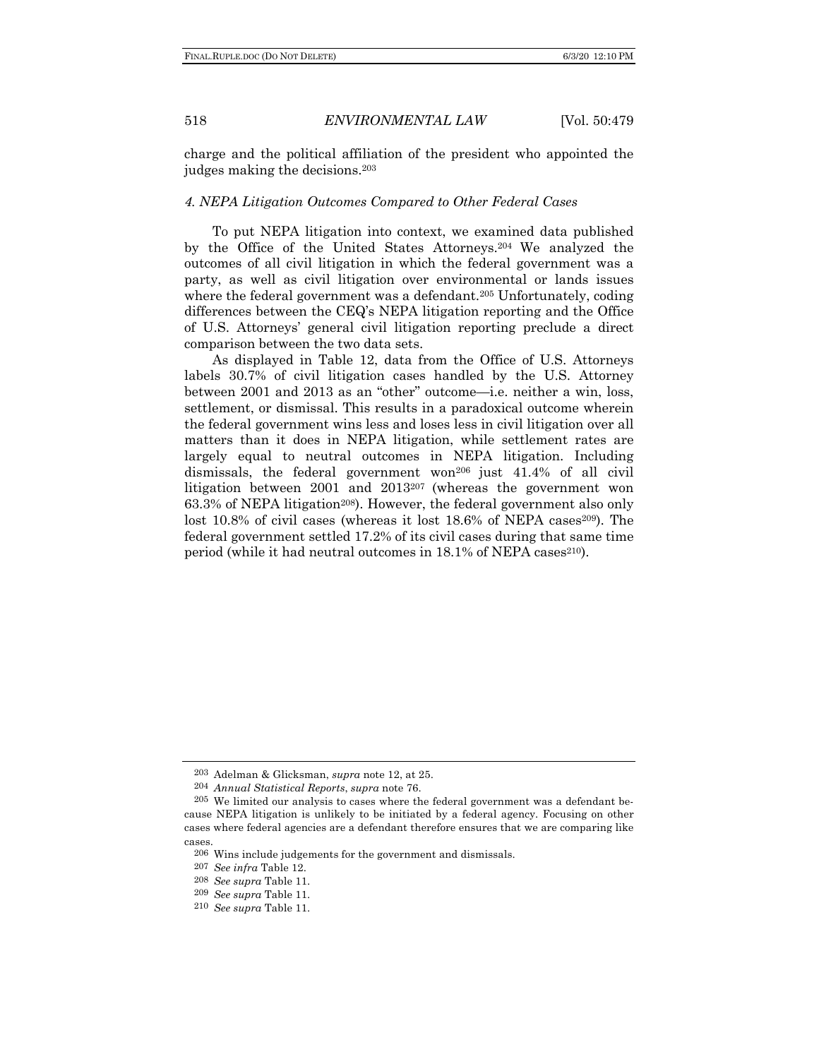charge and the political affiliation of the president who appointed the judges making the decisions.[203]

### *4. NEPA Litigation Outcomes Compared to Other Federal Cases*

To put NEPA litigation into context, we examined data published by the Office of the United States Attorneys.[204] We analyzed the outcomes of all civil litigation in which the federal government was a party, as well as civil litigation over environmental or lands issues where the federal government was a defendant.[205] Unfortunately, coding differences between the CEQ's NEPA litigation reporting and the Office of U.S. Attorneys' general civil litigation reporting preclude a direct comparison between the two data sets.

As displayed in Table 12, data from the Office of U.S. Attorneys labels 30.7% of civil litigation cases handled by the U.S. Attorney between 2001 and 2013 as an "other" outcome—i.e. neither a win, loss, settlement, or dismissal. This results in a paradoxical outcome wherein the federal government wins less and loses less in civil litigation over all matters than it does in NEPA litigation, while settlement rates are largely equal to neutral outcomes in NEPA litigation. Including dismissals, the federal government won[206] just 41.4% of all civil litigation between 2001 and 2013[207] (whereas the government won 63.3% of NEPA litigation[208]). However, the federal government also only lost 10.8% of civil cases (whereas it lost 18.6% of NEPA cases[209]). The federal government settled 17.2% of its civil cases during that same time period (while it had neutral outcomes in 18.1% of NEPA cases[210]).

---

[203] Adelman & Glicksman, *supra* note 12, at 25.

[204] *Annual Statistical Reports*, *supra* note 76.

[205] We limited our analysis to cases where the federal government was a defendant because NEPA litigation is unlikely to be initiated by a federal agency. Focusing on other cases where federal agencies are a defendant therefore ensures that we are comparing like cases.

[206] Wins include judgements for the government and dismissals.

[207] *See infra* Table 12.

[208] *See supra* Table 11.

[209] *See supra* Table 11.

[210] *See supra* Table 11.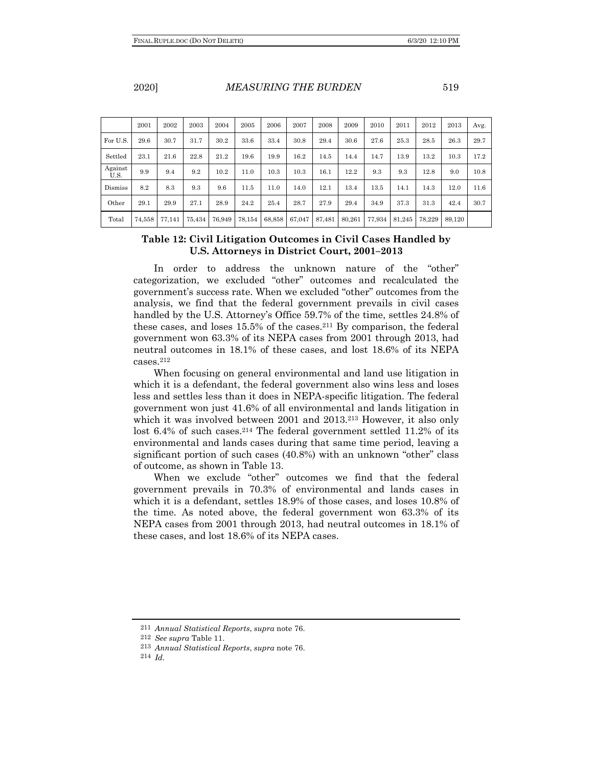| | 2001 | 2002 | 2003 | 2004 | 2005 | 2006 | 2007 | 2008 | 2009 | 2010 | 2011 | 2012 | 2013 | Avg. |
|---|---|---|---|---|---|---|---|---|---|---|---|---|---|---|
| For U.S. | 29.6 | 30.7 | 31.7 | 30.2 | 33.6 | 33.4 | 30.8 | 29.4 | 30.6 | 27.6 | 25.3 | 28.5 | 26.3 | 29.7 |
| Settled | 23.1 | 21.6 | 22.8 | 21.2 | 19.6 | 19.9 | 16.2 | 14.5 | 14.4 | 14.7 | 13.9 | 13.2 | 10.3 | 17.2 |
| Against U.S. | 9.9 | 9.4 | 9.2 | 10.2 | 11.0 | 10.3 | 10.3 | 16.1 | 12.2 | 9.3 | 9.3 | 12.8 | 9.0 | 10.8 |
| Dismiss | 8.2 | 8.3 | 9.3 | 9.6 | 11.5 | 11.0 | 14.0 | 12.1 | 13.4 | 13.5 | 14.1 | 14.3 | 12.0 | 11.6 |
| Other | 29.1 | 29.9 | 27.1 | 28.9 | 24.2 | 25.4 | 28.7 | 27.9 | 29.4 | 34.9 | 37.3 | 31.3 | 42.4 | 30.7 |
| Total | 74,558 | 77,141 | 75,434 | 76,949 | 78,154 | 68,858 | 67,047 | 87,481 | 80,261 | 77,934 | 81,245 | 78,229 | 89,120 | |

**Table 12: Civil Litigation Outcomes in Civil Cases Handled by U.S. Attorneys in District Court, 2001–2013**

In order to address the unknown nature of the "other" categorization, we excluded "other" outcomes and recalculated the government's success rate. When we excluded "other" outcomes from the analysis, we find that the federal government prevails in civil cases handled by the U.S. Attorney's Office 59.7% of the time, settles 24.8% of these cases, and loses 15.5% of the cases.[211] By comparison, the federal government won 63.3% of its NEPA cases from 2001 through 2013, had neutral outcomes in 18.1% of these cases, and lost 18.6% of its NEPA cases.[212]

When focusing on general environmental and land use litigation in which it is a defendant, the federal government also wins less and loses less and settles less than it does in NEPA-specific litigation. The federal government won just 41.6% of all environmental and lands litigation in which it was involved between 2001 and 2013.[213] However, it also only lost 6.4% of such cases.[214] The federal government settled 11.2% of its environmental and lands cases during that same time period, leaving a significant portion of such cases (40.8%) with an unknown "other" class of outcome, as shown in Table 13.

When we exclude "other" outcomes we find that the federal government prevails in 70.3% of environmental and lands cases in which it is a defendant, settles 18.9% of those cases, and loses 10.8% of the time. As noted above, the federal government won 63.3% of its NEPA cases from 2001 through 2013, had neutral outcomes in 18.1% of these cases, and lost 18.6% of its NEPA cases.

---

211 *Annual Statistical Reports*, *supra* note 76.

212 *See supra* Table 11.

213 *Annual Statistical Reports*, *supra* note 76.

214 *Id.*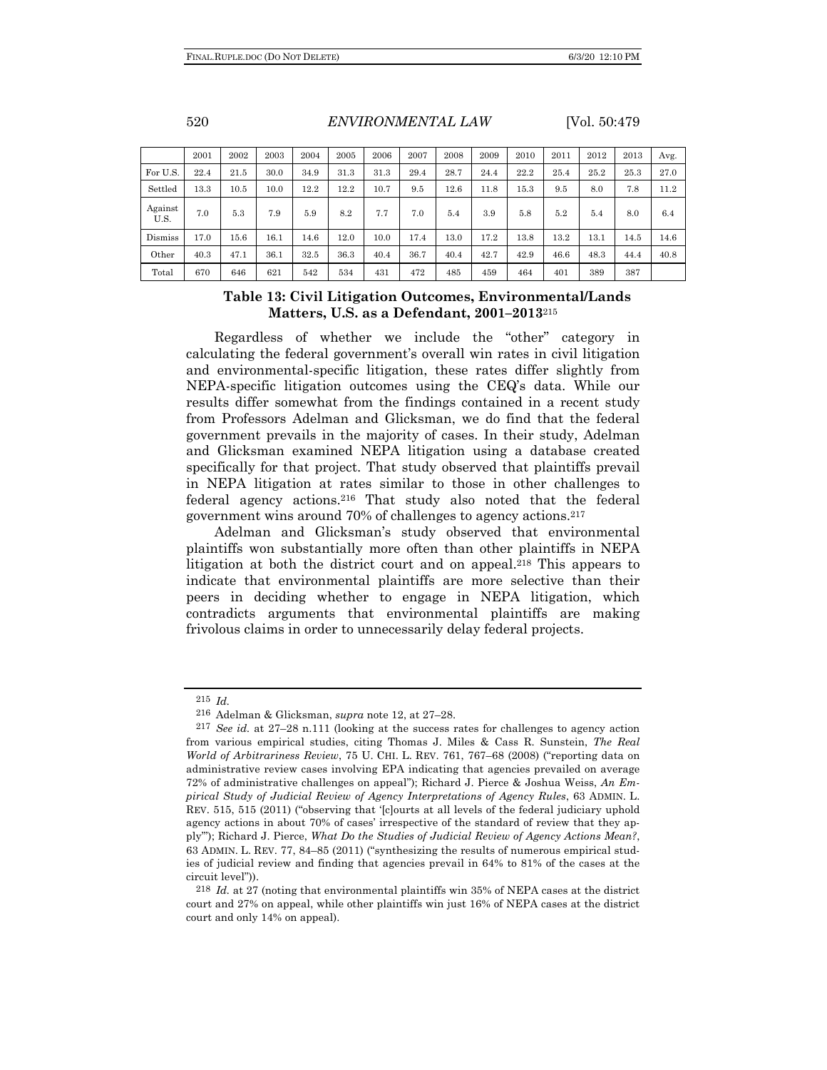| | 2001 | 2002 | 2003 | 2004 | 2005 | 2006 | 2007 | 2008 | 2009 | 2010 | 2011 | 2012 | 2013 | Avg. |
|---|---|---|---|---|---|---|---|---|---|---|---|---|---|---|
| For U.S. | 22.4 | 21.5 | 30.0 | 34.9 | 31.3 | 31.3 | 29.4 | 28.7 | 24.4 | 22.2 | 25.4 | 25.2 | 25.3 | 27.0 |
| Settled | 13.3 | 10.5 | 10.0 | 12.2 | 12.2 | 10.7 | 9.5 | 12.6 | 11.8 | 15.3 | 9.5 | 8.0 | 7.8 | 11.2 |
| Against U.S. | 7.0 | 5.3 | 7.9 | 5.9 | 8.2 | 7.7 | 7.0 | 5.4 | 3.9 | 5.8 | 5.2 | 5.4 | 8.0 | 6.4 |
| Dismiss | 17.0 | 15.6 | 16.1 | 14.6 | 12.0 | 10.0 | 17.4 | 13.0 | 17.2 | 13.8 | 13.2 | 13.1 | 14.5 | 14.6 |
| Other | 40.3 | 47.1 | 36.1 | 32.5 | 36.3 | 40.4 | 36.7 | 40.4 | 42.7 | 42.9 | 46.6 | 48.3 | 44.4 | 40.8 |
| Total | 670 | 646 | 621 | 542 | 534 | 431 | 472 | 485 | 459 | 464 | 401 | 389 | 387 | |

**Table 13: Civil Litigation Outcomes, Environmental/Lands Matters, U.S. as a Defendant, 2001–2013**[215]

Regardless of whether we include the "other" category in calculating the federal government's overall win rates in civil litigation and environmental-specific litigation, these rates differ slightly from NEPA-specific litigation outcomes using the CEQ's data. While our results differ somewhat from the findings contained in a recent study from Professors Adelman and Glicksman, we do find that the federal government prevails in the majority of cases. In their study, Adelman and Glicksman examined NEPA litigation using a database created specifically for that project. That study observed that plaintiffs prevail in NEPA litigation at rates similar to those in other challenges to federal agency actions.[216] That study also noted that the federal government wins around 70% of challenges to agency actions.[217]

Adelman and Glicksman's study observed that environmental plaintiffs won substantially more often than other plaintiffs in NEPA litigation at both the district court and on appeal.[218] This appears to indicate that environmental plaintiffs are more selective than their peers in deciding whether to engage in NEPA litigation, which contradicts arguments that environmental plaintiffs are making frivolous claims in order to unnecessarily delay federal projects.

---

[215] *Id.*

[216] Adelman & Glicksman, *supra* note 12, at 27–28.

[217] *See id.* at 27–28 n.111 (looking at the success rates for challenges to agency action from various empirical studies, citing Thomas J. Miles & Cass R. Sunstein, *The Real World of Arbitrariness Review*, 75 U. CHI. L. REV. 761, 767–68 (2008) ("reporting data on administrative review cases involving EPA indicating that agencies prevailed on average 72% of administrative challenges on appeal"); Richard J. Pierce & Joshua Weiss, *An Empirical Study of Judicial Review of Agency Interpretations of Agency Rules*, 63 ADMIN. L. REV. 515, 515 (2011) ("observing that '[c]ourts at all levels of the federal judiciary uphold agency actions in about 70% of cases' irrespective of the standard of review that they apply'"); Richard J. Pierce, *What Do the Studies of Judicial Review of Agency Actions Mean?*, 63 ADMIN. L. REV. 77, 84–85 (2011) ("synthesizing the results of numerous empirical studies of judicial review and finding that agencies prevail in 64% to 81% of the cases at the circuit level")).

[218] *Id.* at 27 (noting that environmental plaintiffs win 35% of NEPA cases at the district court and 27% on appeal, while other plaintiffs win just 16% of NEPA cases at the district court and only 14% on appeal).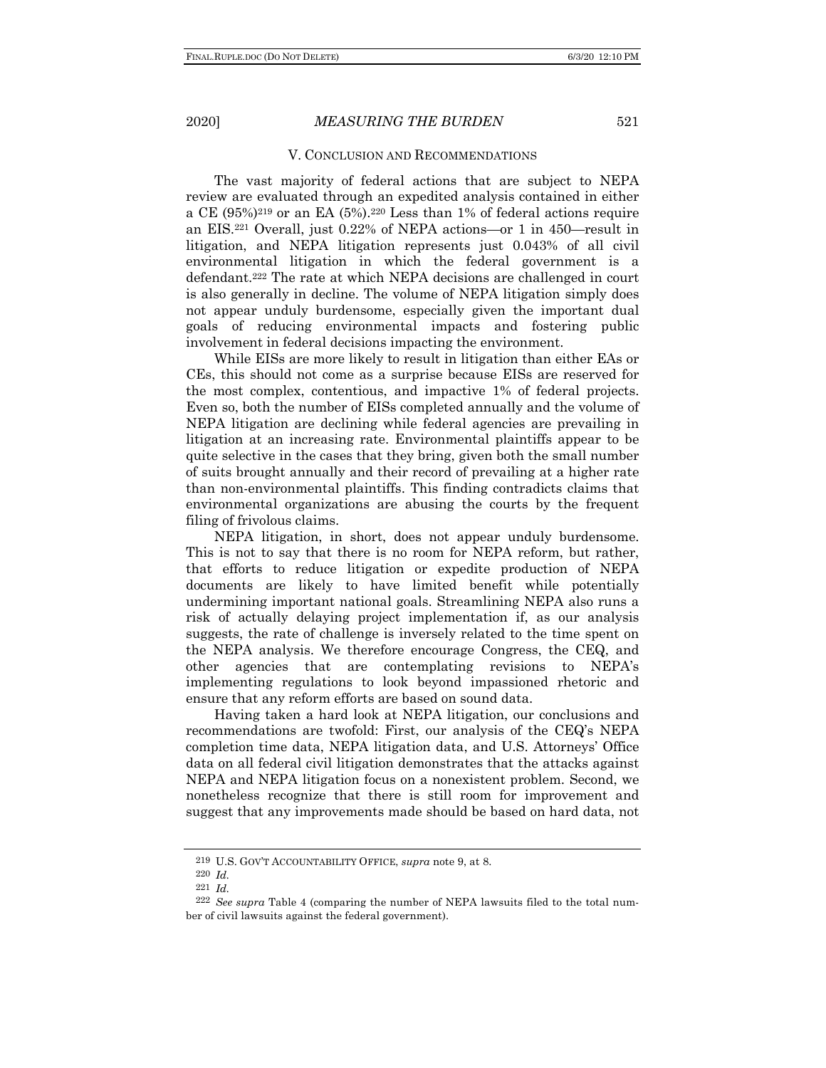## V. CONCLUSION AND RECOMMENDATIONS

The vast majority of federal actions that are subject to NEPA review are evaluated through an expedited analysis contained in either a CE (95%)[219] or an EA (5%).[220] Less than 1% of federal actions require an EIS.[221] Overall, just 0.22% of NEPA actions—or 1 in 450—result in litigation, and NEPA litigation represents just 0.043% of all civil environmental litigation in which the federal government is a defendant.[222] The rate at which NEPA decisions are challenged in court is also generally in decline. The volume of NEPA litigation simply does not appear unduly burdensome, especially given the important dual goals of reducing environmental impacts and fostering public involvement in federal decisions impacting the environment.

While EISs are more likely to result in litigation than either EAs or CEs, this should not come as a surprise because EISs are reserved for the most complex, contentious, and impactive 1% of federal projects. Even so, both the number of EISs completed annually and the volume of NEPA litigation are declining while federal agencies are prevailing in litigation at an increasing rate. Environmental plaintiffs appear to be quite selective in the cases that they bring, given both the small number of suits brought annually and their record of prevailing at a higher rate than non-environmental plaintiffs. This finding contradicts claims that environmental organizations are abusing the courts by the frequent filing of frivolous claims.

NEPA litigation, in short, does not appear unduly burdensome. This is not to say that there is no room for NEPA reform, but rather, that efforts to reduce litigation or expedite production of NEPA documents are likely to have limited benefit while potentially undermining important national goals. Streamlining NEPA also runs a risk of actually delaying project implementation if, as our analysis suggests, the rate of challenge is inversely related to the time spent on the NEPA analysis. We therefore encourage Congress, the CEQ, and other agencies that are contemplating revisions to NEPA's implementing regulations to look beyond impassioned rhetoric and ensure that any reform efforts are based on sound data.

Having taken a hard look at NEPA litigation, our conclusions and recommendations are twofold: First, our analysis of the CEQ's NEPA completion time data, NEPA litigation data, and U.S. Attorneys' Office data on all federal civil litigation demonstrates that the attacks against NEPA and NEPA litigation focus on a nonexistent problem. Second, we nonetheless recognize that there is still room for improvement and suggest that any improvements made should be based on hard data, not

---

219 U.S. GOV'T ACCOUNTABILITY OFFICE, *supra* note 9, at 8.

220 *Id.*

221 *Id.*

222 *See supra* Table 4 (comparing the number of NEPA lawsuits filed to the total number of civil lawsuits against the federal government).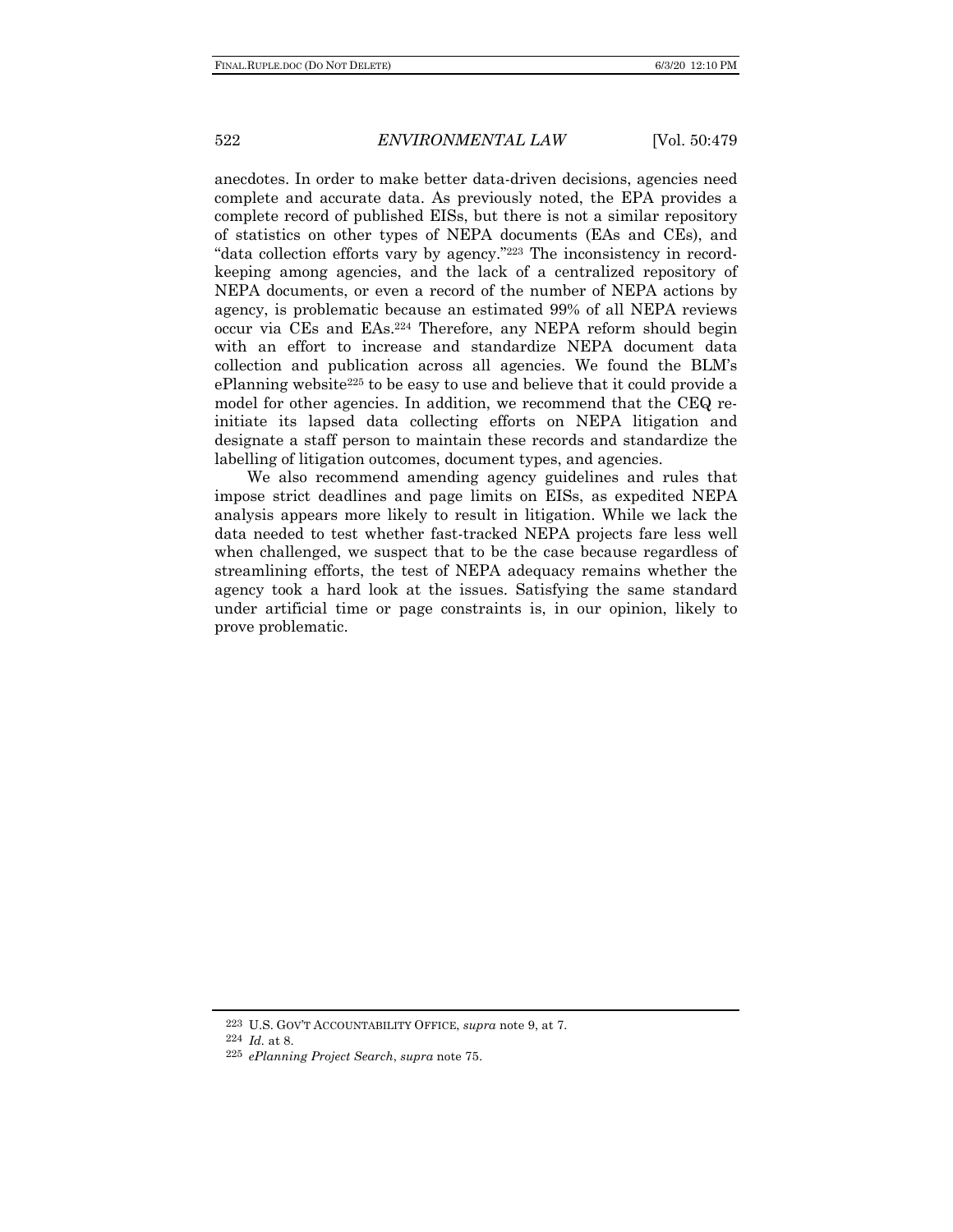anecdotes. In order to make better data-driven decisions, agencies need complete and accurate data. As previously noted, the EPA provides a complete record of published EISs, but there is not a similar repository of statistics on other types of NEPA documents (EAs and CEs), and "data collection efforts vary by agency."[223] The inconsistency in record-keeping among agencies, and the lack of a centralized repository of NEPA documents, or even a record of the number of NEPA actions by agency, is problematic because an estimated 99% of all NEPA reviews occur via CEs and EAs.[224] Therefore, any NEPA reform should begin with an effort to increase and standardize NEPA document data collection and publication across all agencies. We found the BLM's ePlanning website[225] to be easy to use and believe that it could provide a model for other agencies. In addition, we recommend that the CEQ re-initiate its lapsed data collecting efforts on NEPA litigation and designate a staff person to maintain these records and standardize the labelling of litigation outcomes, document types, and agencies.

We also recommend amending agency guidelines and rules that impose strict deadlines and page limits on EISs, as expedited NEPA analysis appears more likely to result in litigation. While we lack the data needed to test whether fast-tracked NEPA projects fare less well when challenged, we suspect that to be the case because regardless of streamlining efforts, the test of NEPA adequacy remains whether the agency took a hard look at the issues. Satisfying the same standard under artificial time or page constraints is, in our opinion, likely to prove problematic.

---

223 U.S. GOV'T ACCOUNTABILITY OFFICE, *supra* note 9, at 7.

224 *Id.* at 8.

225 *ePlanning Project Search*, *supra* note 75.